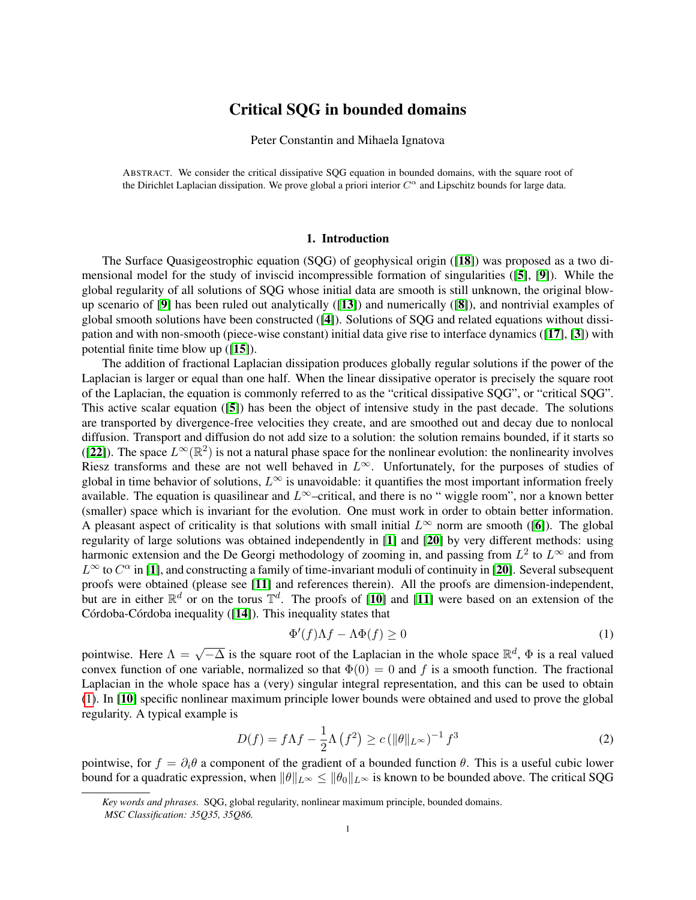# Critical SQG in bounded domains

Peter Constantin and Mihaela Ignatova

ABSTRACT. We consider the critical dissipative SQG equation in bounded domains, with the square root of the Dirichlet Laplacian dissipation. We prove global a priori interior $C^\alpha$ and Lipschitz bounds for large data.

## 1. Introduction

The Surface Quasigeostrophic equation (SQG) of geophysical origin ([18]) was proposed as a two dimensional model for the study of inviscid incompressible formation of singularities ([5], [9]). While the global regularity of all solutions of SQG whose initial data are smooth is still unknown, the original blow-up scenario of [9] has been ruled out analytically ([13]) and numerically ([8]), and nontrivial examples of global smooth solutions have been constructed ([4]). Solutions of SQG and related equations without dissipation and with non-smooth (piece-wise constant) initial data give rise to interface dynamics ([17], [3]) with potential finite time blow up ([15]).

The addition of fractional Laplacian dissipation produces globally regular solutions if the power of the Laplacian is larger or equal than one half. When the linear dissipative operator is precisely the square root of the Laplacian, the equation is commonly referred to as the "critical dissipative SQG", or "critical SQG". This active scalar equation ([5]) has been the object of intensive study in the past decade. The solutions are transported by divergence-free velocities they create, and are smoothed out and decay due to nonlocal diffusion. Transport and diffusion do not add size to a solution: the solution remains bounded, if it starts so ([22]). The space $L^\infty(\mathbb{R}^2)$ is not a natural phase space for the nonlinear evolution: the nonlinearity involves Riesz transforms and these are not well behaved in $L^\infty$. Unfortunately, for the purposes of studies of global in time behavior of solutions, $L^\infty$ is unavoidable: it quantifies the most important information freely available. The equation is quasilinear and $L^\infty$–critical, and there is no " wiggle room", nor a known better (smaller) space which is invariant for the evolution. One must work in order to obtain better information. A pleasant aspect of criticality is that solutions with small initial $L^\infty$ norm are smooth ([6]). The global regularity of large solutions was obtained independently in [1] and [20] by very different methods: using harmonic extension and the De Georgi methodology of zooming in, and passing from $L^2$ to $L^\infty$ and from $L^\infty$ to $C^\alpha$ in [1], and constructing a family of time-invariant moduli of continuity in [20]. Several subsequent proofs were obtained (please see [11] and references therein). All the proofs are dimension-independent, but are in either $\mathbb{R}^d$ or on the torus $\mathbb{T}^d$. The proofs of [10] and [11] were based on an extension of the Córdoba-Córdoba inequality ([14]). This inequality states that

$$\Phi'(f)\Lambda f - \Lambda\Phi(f) \geq 0 \tag{1}$$

pointwise. Here $\Lambda = \sqrt{-\Delta}$ is the square root of the Laplacian in the whole space $\mathbb{R}^d$, $\Phi$ is a real valued convex function of one variable, normalized so that $\Phi(0) = 0$ and $f$ is a smooth function. The fractional Laplacian in the whole space has a (very) singular integral representation, and this can be used to obtain (1). In [10] specific nonlinear maximum principle lower bounds were obtained and used to prove the global regularity. A typical example is

$$D(f) = f\Lambda f - \frac{1}{2}\Lambda\left(f^2\right) \geq c\left(\|\theta\|_{L^\infty}\right)^{-1} f^3 \tag{2}$$

pointwise, for $f = \partial_i\theta$ a component of the gradient of a bounded function $\theta$. This is a useful cubic lower bound for a quadratic expression, when $\|\theta\|_{L^\infty} \leq \|\theta_0\|_{L^\infty}$ is known to be bounded above. The critical SQG

*Key words and phrases.* SQG, global regularity, nonlinear maximum principle, bounded domains.
*MSC Classification: 35Q35, 35Q86.*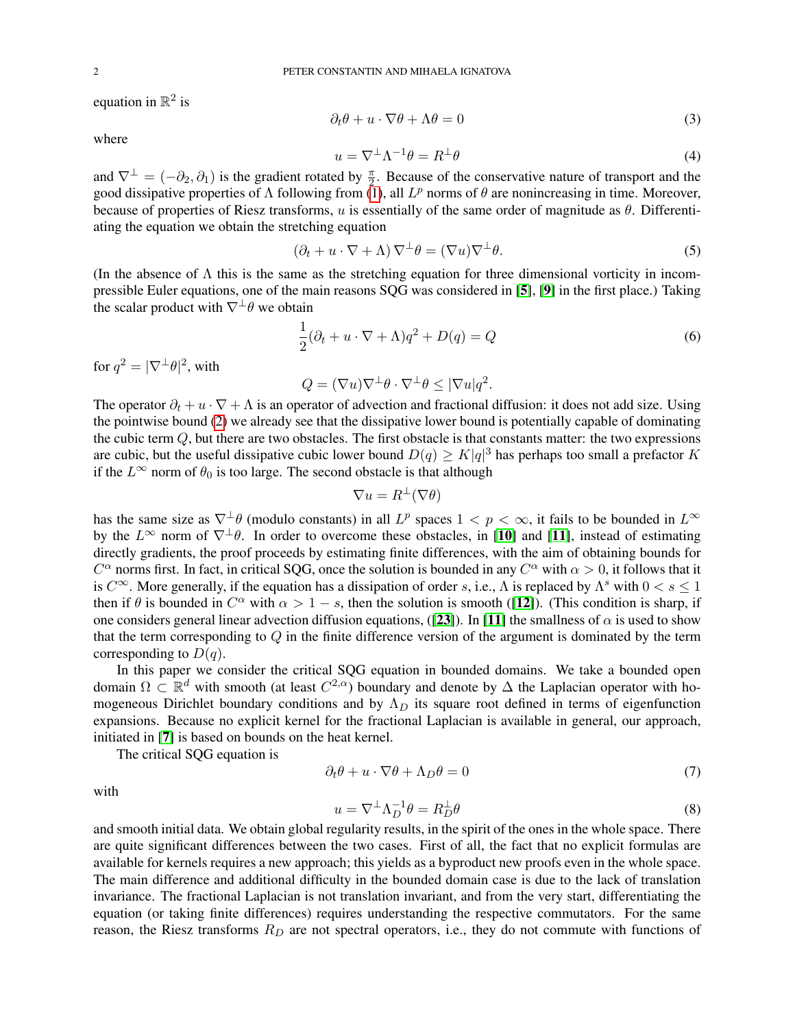equation in $\mathbb{R}^2$ is

$$\partial_t \theta + u \cdot \nabla \theta + \Lambda \theta = 0 \tag{3}$$

where

$$u = \nabla^{\perp} \Lambda^{-1} \theta = R^{\perp} \theta \tag{4}$$

and $\nabla^{\perp} = (-\partial_2, \partial_1)$ is the gradient rotated by $\frac{\pi}{2}$. Because of the conservative nature of transport and the good dissipative properties of $\Lambda$ following from (1), all $L^p$ norms of $\theta$ are nonincreasing in time. Moreover, because of properties of Riesz transforms, $u$ is essentially of the same order of magnitude as $\theta$. Differentiating the equation we obtain the stretching equation

$$(\partial_t + u \cdot \nabla + \Lambda) \nabla^{\perp} \theta = (\nabla u) \nabla^{\perp} \theta. \tag{5}$$

(In the absence of $\Lambda$ this is the same as the stretching equation for three dimensional vorticity in incompressible Euler equations, one of the main reasons SQG was considered in [5], [9] in the first place.) Taking the scalar product with $\nabla^{\perp}\theta$ we obtain

$$\frac{1}{2}(\partial_t + u \cdot \nabla + \Lambda) q^2 + D(q) = Q \tag{6}$$

for $q^2 = |\nabla^{\perp}\theta|^2$, with

$$Q = (\nabla u) \nabla^{\perp} \theta \cdot \nabla^{\perp} \theta \leq |\nabla u| q^2.$$

The operator $\partial_t + u \cdot \nabla + \Lambda$ is an operator of advection and fractional diffusion: it does not add size. Using the pointwise bound (2) we already see that the dissipative lower bound is potentially capable of dominating the cubic term $Q$, but there are two obstacles. The first obstacle is that constants matter: the two expressions are cubic, but the useful dissipative cubic lower bound $D(q) \geq K|q|^3$ has perhaps too small a prefactor $K$ if the $L^{\infty}$ norm of $\theta_0$ is too large. The second obstacle is that although

$$\nabla u = R^{\perp}(\nabla \theta)$$

has the same size as $\nabla^{\perp}\theta$ (modulo constants) in all $L^p$ spaces $1 < p < \infty$, it fails to be bounded in $L^{\infty}$ by the $L^{\infty}$ norm of $\nabla^{\perp}\theta$. In order to overcome these obstacles, in [10] and [11], instead of estimating directly gradients, the proof proceeds by estimating finite differences, with the aim of obtaining bounds for $C^{\alpha}$ norms first. In fact, in critical SQG, once the solution is bounded in any $C^{\alpha}$ with $\alpha > 0$, it follows that it is $C^{\infty}$. More generally, if the equation has a dissipation of order $s$, i.e., $\Lambda$ is replaced by $\Lambda^s$ with $0 < s \leq 1$ then if $\theta$ is bounded in $C^{\alpha}$ with $\alpha > 1 - s$, then the solution is smooth ([12]). (This condition is sharp, if one considers general linear advection diffusion equations, ([23]). In [11] the smallness of $\alpha$ is used to show that the term corresponding to $Q$ in the finite difference version of the argument is dominated by the term corresponding to $D(q)$.

In this paper we consider the critical SQG equation in bounded domains. We take a bounded open domain $\Omega \subset \mathbb{R}^d$ with smooth (at least $C^{2,\alpha}$) boundary and denote by $\Delta$ the Laplacian operator with homogeneous Dirichlet boundary conditions and by $\Lambda_D$ its square root defined in terms of eigenfunction expansions. Because no explicit kernel for the fractional Laplacian is available in general, our approach, initiated in [7] is based on bounds on the heat kernel.

The critical SQG equation is

$$\partial_t \theta + u \cdot \nabla \theta + \Lambda_D \theta = 0 \tag{7}$$

with

$$u = \nabla^{\perp} \Lambda_D^{-1} \theta = R_D^{\perp} \theta \tag{8}$$

and smooth initial data. We obtain global regularity results, in the spirit of the ones in the whole space. There are quite significant differences between the two cases. First of all, the fact that no explicit formulas are available for kernels requires a new approach; this yields as a byproduct new proofs even in the whole space. The main difference and additional difficulty in the bounded domain case is due to the lack of translation invariance. The fractional Laplacian is not translation invariant, and from the very start, differentiating the equation (or taking finite differences) requires understanding the respective commutators. For the same reason, the Riesz transforms $R_D$ are not spectral operators, i.e., they do not commute with functions of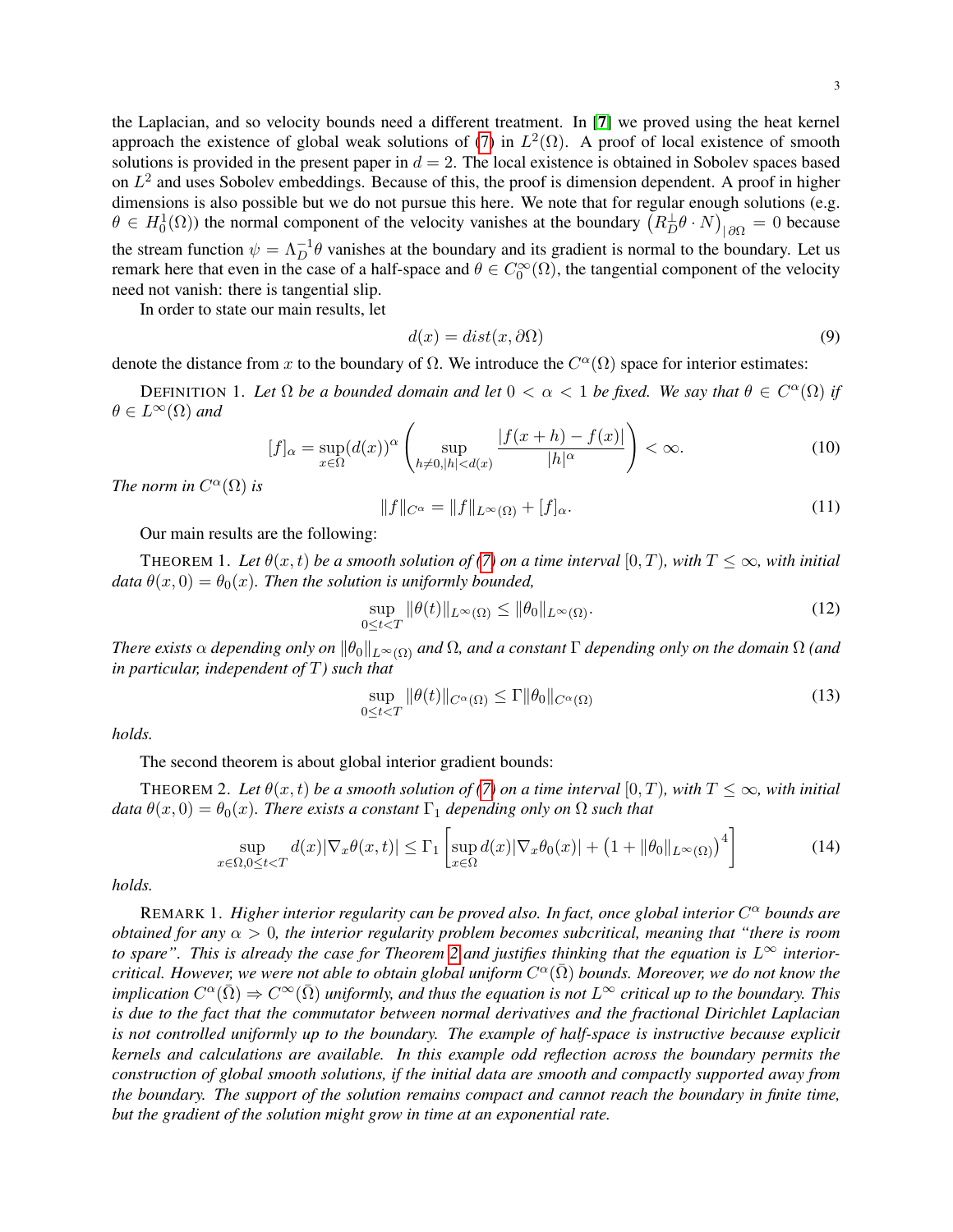the Laplacian, and so velocity bounds need a different treatment. In [7] we proved using the heat kernel approach the existence of global weak solutions of (7) in $L^2(\Omega)$. A proof of local existence of smooth solutions is provided in the present paper in $d = 2$. The local existence is obtained in Sobolev spaces based on $L^2$ and uses Sobolev embeddings. Because of this, the proof is dimension dependent. A proof in higher dimensions is also possible but we do not pursue this here. We note that for regular enough solutions (e.g. $\theta \in H_0^1(\Omega)$) the normal component of the velocity vanishes at the boundary $\left(R_D^{\perp}\theta \cdot N\right)_{|\partial\Omega} = 0$ because the stream function $\psi = \Lambda_D^{-1}\theta$ vanishes at the boundary and its gradient is normal to the boundary. Let us remark here that even in the case of a half-space and $\theta \in C_0^\infty(\Omega)$, the tangential component of the velocity need not vanish: there is tangential slip.

In order to state our main results, let

$$d(x) = dist(x, \partial\Omega) \tag{9}$$

denote the distance from $x$ to the boundary of $\Omega$. We introduce the $C^\alpha(\Omega)$ space for interior estimates:

DEFINITION 1. *Let $\Omega$ be a bounded domain and let $0 < \alpha < 1$ be fixed. We say that $\theta \in C^\alpha(\Omega)$ if $\theta \in L^\infty(\Omega)$ and*

$$[f]_\alpha = \sup_{x\in\Omega}(d(x))^\alpha \left(\sup_{h\neq 0, |h|<d(x)} \frac{|f(x+h) - f(x)|}{|h|^\alpha}\right) < \infty. \tag{10}$$

*The norm in $C^\alpha(\Omega)$ is*

$$\|f\|_{C^\alpha} = \|f\|_{L^\infty(\Omega)} + [f]_\alpha. \tag{11}$$

Our main results are the following:

THEOREM 1. *Let $\theta(x,t)$ be a smooth solution of (7) on a time interval $[0,T)$, with $T \leq \infty$, with initial data $\theta(x,0) = \theta_0(x)$. Then the solution is uniformly bounded,*

$$\sup_{0\leq t<T} \|\theta(t)\|_{L^\infty(\Omega)} \leq \|\theta_0\|_{L^\infty(\Omega)}. \tag{12}$$

*There exists $\alpha$ depending only on $\|\theta_0\|_{L^\infty(\Omega)}$ and $\Omega$, and a constant $\Gamma$ depending only on the domain $\Omega$ (and in particular, independent of $T$) such that*

$$\sup_{0\leq t<T} \|\theta(t)\|_{C^\alpha(\Omega)} \leq \Gamma \|\theta_0\|_{C^\alpha(\Omega)} \tag{13}$$

*holds.*

The second theorem is about global interior gradient bounds:

THEOREM 2. *Let $\theta(x,t)$ be a smooth solution of (7) on a time interval $[0,T)$, with $T \leq \infty$, with initial data $\theta(x,0) = \theta_0(x)$. There exists a constant $\Gamma_1$ depending only on $\Omega$ such that*

$$\sup_{x\in\Omega, 0\leq t<T} d(x)|\nabla_x \theta(x,t)| \leq \Gamma_1 \left[\sup_{x\in\Omega} d(x)|\nabla_x \theta_0(x)| + \left(1 + \|\theta_0\|_{L^\infty(\Omega)}\right)^4\right] \tag{14}$$

*holds.*

REMARK 1. *Higher interior regularity can be proved also. In fact, once global interior $C^\alpha$ bounds are obtained for any $\alpha > 0$, the interior regularity problem becomes subcritical, meaning that "there is room to spare". This is already the case for Theorem 2 and justifies thinking that the equation is $L^\infty$ interior-critical. However, we were not able to obtain global uniform $C^\alpha(\bar{\Omega})$ bounds. Moreover, we do not know the implication $C^\alpha(\bar{\Omega}) \Rightarrow C^\infty(\bar{\Omega})$ uniformly, and thus the equation is not $L^\infty$ critical up to the boundary. This is due to the fact that the commutator between normal derivatives and the fractional Dirichlet Laplacian is not controlled uniformly up to the boundary. The example of half-space is instructive because explicit kernels and calculations are available. In this example odd reflection across the boundary permits the construction of global smooth solutions, if the initial data are smooth and compactly supported away from the boundary. The support of the solution remains compact and cannot reach the boundary in finite time, but the gradient of the solution might grow in time at an exponential rate.*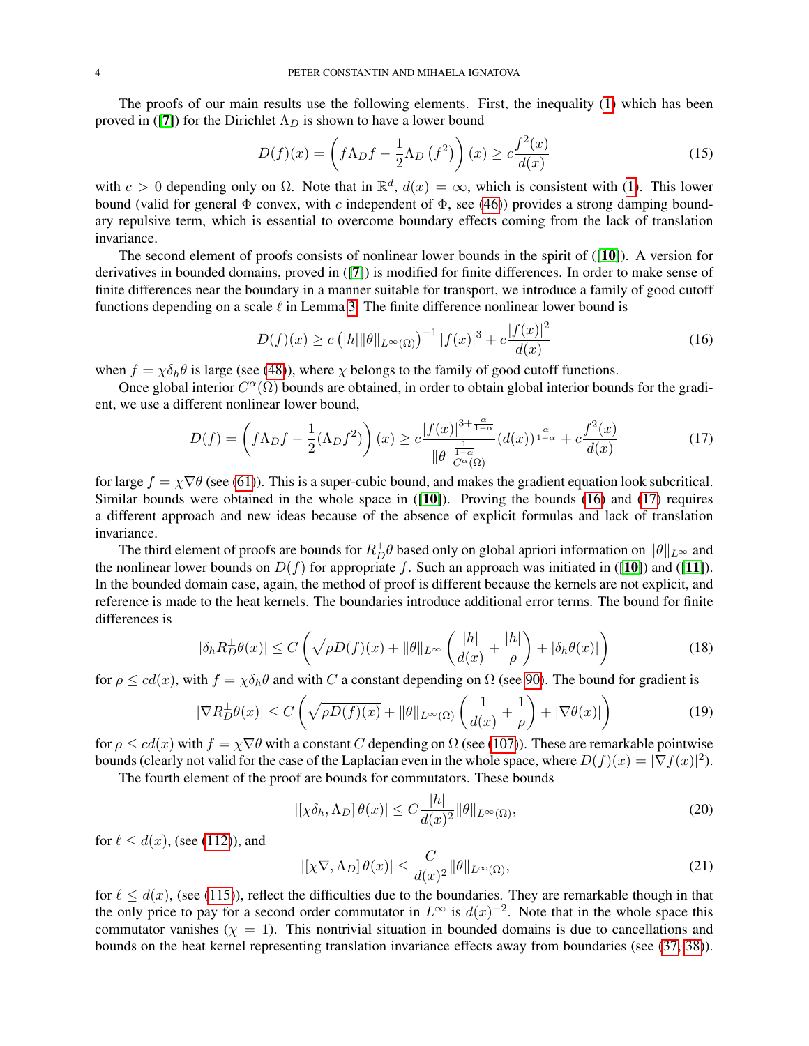The proofs of our main results use the following elements. First, the inequality (1) which has been proved in ([7]) for the Dirichlet $\Lambda_D$ is shown to have a lower bound

$$D(f)(x) = \left(f\Lambda_D f - \frac{1}{2}\Lambda_D\left(f^2\right)\right)(x) \geq c\frac{f^2(x)}{d(x)} \tag{15}$$

with $c > 0$ depending only on $\Omega$. Note that in $\mathbb{R}^d$, $d(x) = \infty$, which is consistent with (1). This lower bound (valid for general $\Phi$ convex, with $c$ independent of $\Phi$, see (46)) provides a strong damping boundary repulsive term, which is essential to overcome boundary effects coming from the lack of translation invariance.

The second element of proofs consists of nonlinear lower bounds in the spirit of ([10]). A version for derivatives in bounded domains, proved in ([7]) is modified for finite differences. In order to make sense of finite differences near the boundary in a manner suitable for transport, we introduce a family of good cutoff functions depending on a scale $\ell$ in Lemma 3. The finite difference nonlinear lower bound is

$$D(f)(x) \geq c\left(|h|\|\theta\|_{L^\infty(\Omega)}\right)^{-1}|f(x)|^3 + c\frac{|f(x)|^2}{d(x)} \tag{16}$$

when $f = \chi\delta_h\theta$ is large (see (48)), where $\chi$ belongs to the family of good cutoff functions.

Once global interior $C^\alpha(\Omega)$ bounds are obtained, in order to obtain global interior bounds for the gradient, we use a different nonlinear lower bound,

$$D(f) = \left(f\Lambda_D f - \frac{1}{2}(\Lambda_D f^2)\right)(x) \geq c\frac{|f(x)|^{3+\frac{\alpha}{1-\alpha}}}{\|\theta\|_{C^\alpha(\Omega)}^{\frac{1}{1-\alpha}}}(d(x))^{\frac{\alpha}{1-\alpha}} + c\frac{f^2(x)}{d(x)} \tag{17}$$

for large $f = \chi\nabla\theta$ (see (61)). This is a super-cubic bound, and makes the gradient equation look subcritical. Similar bounds were obtained in the whole space in ([10]). Proving the bounds (16) and (17) requires a different approach and new ideas because of the absence of explicit formulas and lack of translation invariance.

The third element of proofs are bounds for $R_D^\perp\theta$ based only on global apriori information on $\|\theta\|_{L^\infty}$ and the nonlinear lower bounds on $D(f)$ for appropriate $f$. Such an approach was initiated in ([10]) and ([11]). In the bounded domain case, again, the method of proof is different because the kernels are not explicit, and reference is made to the heat kernels. The boundaries introduce additional error terms. The bound for finite differences is

$$|\delta_h R_D^\perp\theta(x)| \leq C\left(\sqrt{\rho D(f)(x)} + \|\theta\|_{L^\infty}\left(\frac{|h|}{d(x)} + \frac{|h|}{\rho}\right) + |\delta_h\theta(x)|\right) \tag{18}$$

for $\rho \leq cd(x)$, with $f = \chi\delta_h\theta$ and with $C$ a constant depending on $\Omega$ (see 90). The bound for gradient is

$$|\nabla R_D^\perp\theta(x)| \leq C\left(\sqrt{\rho D(f)(x)} + \|\theta\|_{L^\infty(\Omega)}\left(\frac{1}{d(x)} + \frac{1}{\rho}\right) + |\nabla\theta(x)|\right) \tag{19}$$

for $\rho \leq cd(x)$ with $f = \chi\nabla\theta$ with a constant $C$ depending on $\Omega$ (see (107)). These are remarkable pointwise bounds (clearly not valid for the case of the Laplacian even in the whole space, where $D(f)(x) = |\nabla f(x)|^2$).

The fourth element of the proof are bounds for commutators. These bounds

$$|[\chi\delta_h, \Lambda_D]\,\theta(x)| \leq C\frac{|h|}{d(x)^2}\|\theta\|_{L^\infty(\Omega)}, \tag{20}$$

for $\ell \leq d(x)$, (see (112)), and

$$|[\chi\nabla, \Lambda_D]\,\theta(x)| \leq \frac{C}{d(x)^2}\|\theta\|_{L^\infty(\Omega)}, \tag{21}$$

for $\ell \leq d(x)$, (see (115)), reflect the difficulties due to the boundaries. They are remarkable though in that the only price to pay for a second order commutator in $L^\infty$ is $d(x)^{-2}$. Note that in the whole space this commutator vanishes ($\chi = 1$). This nontrivial situation in bounded domains is due to cancellations and bounds on the heat kernel representing translation invariance effects away from boundaries (see (37, 38)).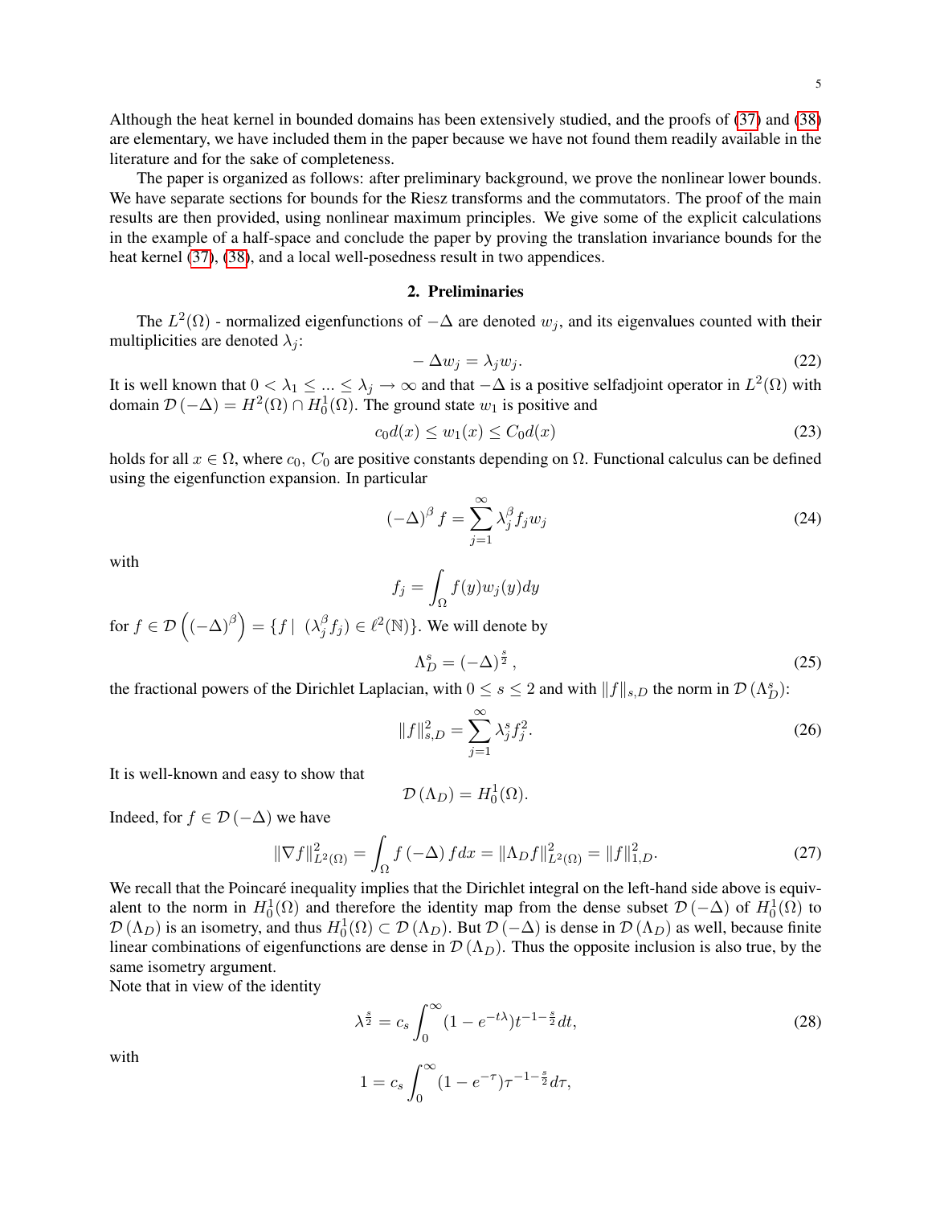Although the heat kernel in bounded domains has been extensively studied, and the proofs of (37) and (38) are elementary, we have included them in the paper because we have not found them readily available in the literature and for the sake of completeness.

The paper is organized as follows: after preliminary background, we prove the nonlinear lower bounds. We have separate sections for bounds for the Riesz transforms and the commutators. The proof of the main results are then provided, using nonlinear maximum principles. We give some of the explicit calculations in the example of a half-space and conclude the paper by proving the translation invariance bounds for the heat kernel (37), (38), and a local well-posedness result in two appendices.

## 2. Preliminaries

The $L^2(\Omega)$ - normalized eigenfunctions of $-\Delta$ are denoted $w_j$, and its eigenvalues counted with their multiplicities are denoted $\lambda_j$:

$$-\Delta w_j = \lambda_j w_j. \tag{22}$$

It is well known that $0 < \lambda_1 \leq ... \leq \lambda_j \to \infty$ and that $-\Delta$ is a positive selfadjoint operator in $L^2(\Omega)$ with domain $\mathcal{D}(-\Delta) = H^2(\Omega) \cap H_0^1(\Omega)$. The ground state $w_1$ is positive and

$$c_0 d(x) \leq w_1(x) \leq C_0 d(x) \tag{23}$$

holds for all $x \in \Omega$, where $c_0$, $C_0$ are positive constants depending on $\Omega$. Functional calculus can be defined using the eigenfunction expansion. In particular

$$(-\Delta)^\beta f = \sum_{j=1}^{\infty} \lambda_j^\beta f_j w_j \tag{24}$$

with

$$f_j = \int_\Omega f(y) w_j(y) dy$$

for $f \in \mathcal{D}\left((-\Delta)^\beta\right) = \{f \mid \ (\lambda_j^\beta f_j) \in \ell^2(\mathbb{N})\}$. We will denote by

$$\Lambda_D^s = (-\Delta)^{\frac{s}{2}}, \tag{25}$$

the fractional powers of the Dirichlet Laplacian, with $0 \leq s \leq 2$ and with $\|f\|_{s,D}$ the norm in $\mathcal{D}(\Lambda_D^s)$:

$$\|f\|_{s,D}^2 = \sum_{j=1}^{\infty} \lambda_j^s f_j^2. \tag{26}$$

It is well-known and easy to show that

$$\mathcal{D}(\Lambda_D) = H_0^1(\Omega).$$

Indeed, for $f \in \mathcal{D}(-\Delta)$ we have

$$\|\nabla f\|_{L^2(\Omega)}^2 = \int_\Omega f(-\Delta) f dx = \|\Lambda_D f\|_{L^2(\Omega)}^2 = \|f\|_{1,D}^2. \tag{27}$$

We recall that the Poincaré inequality implies that the Dirichlet integral on the left-hand side above is equivalent to the norm in $H_0^1(\Omega)$ and therefore the identity map from the dense subset $\mathcal{D}(-\Delta)$ of $H_0^1(\Omega)$ to $\mathcal{D}(\Lambda_D)$ is an isometry, and thus $H_0^1(\Omega) \subset \mathcal{D}(\Lambda_D)$. But $\mathcal{D}(-\Delta)$ is dense in $\mathcal{D}(\Lambda_D)$ as well, because finite linear combinations of eigenfunctions are dense in $\mathcal{D}(\Lambda_D)$. Thus the opposite inclusion is also true, by the same isometry argument.

Note that in view of the identity

$$\lambda^{\frac{s}{2}} = c_s \int_0^\infty (1 - e^{-t\lambda}) t^{-1-\frac{s}{2}} dt, \tag{28}$$

with

$$1 = c_s \int_0^\infty (1 - e^{-\tau}) \tau^{-1-\frac{s}{2}} d\tau,$$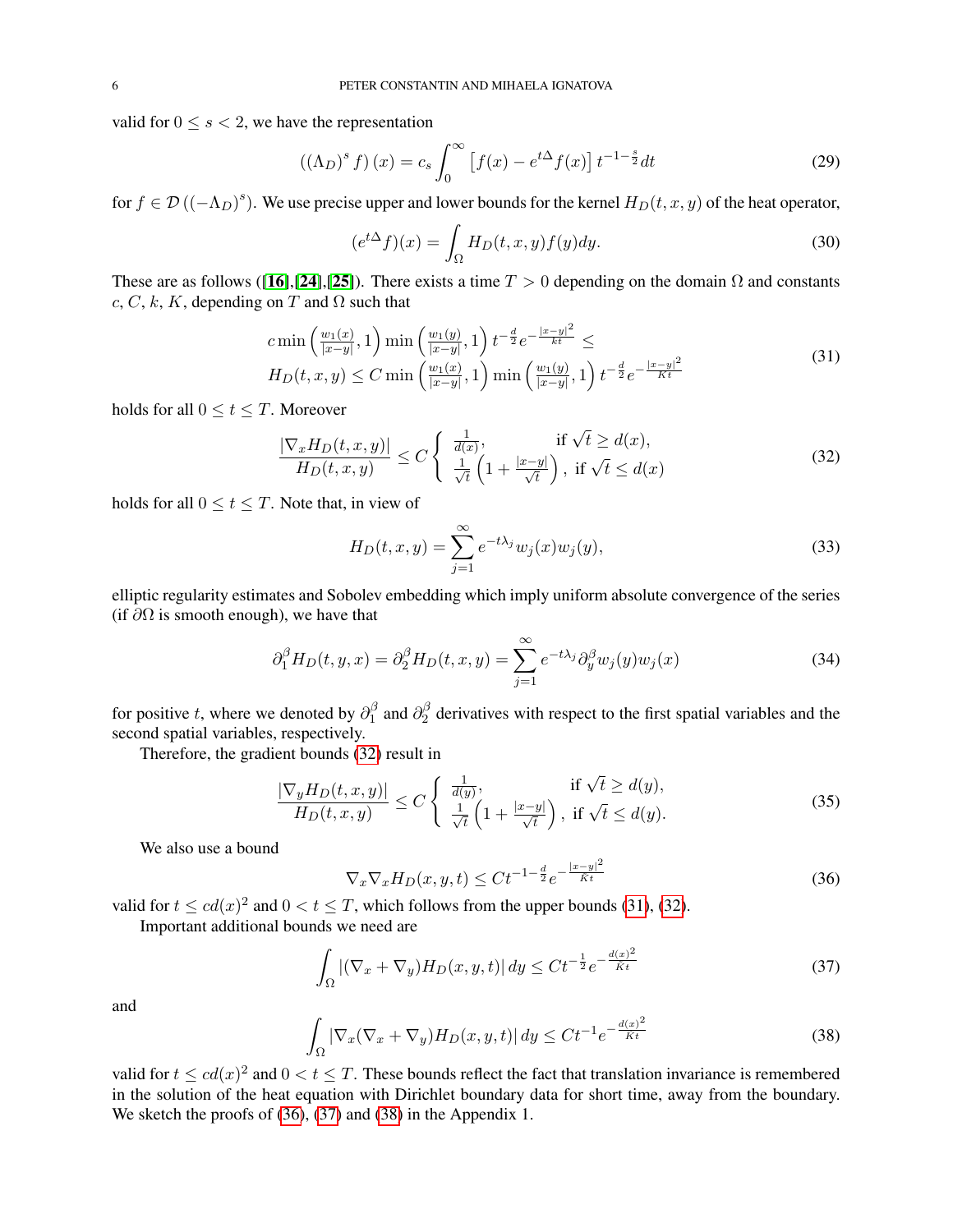valid for $0 \le s < 2$, we have the representation

$$
\left((\Lambda_D)^s f\right)(x) = c_s \int_0^\infty \left[f(x) - e^{t\Delta} f(x)\right] t^{-1-\frac{s}{2}} dt \tag{29}
$$

for $f \in \mathcal{D}\left((-\Lambda_D)^s\right)$. We use precise upper and lower bounds for the kernel $H_D(t,x,y)$ of the heat operator,

$$
(e^{t\Delta} f)(x) = \int_\Omega H_D(t,x,y) f(y) dy. \tag{30}
$$

These are as follows ([16],[24],[25]). There exists a time $T > 0$ depending on the domain $\Omega$ and constants $c, C, k, K$, depending on $T$ and $\Omega$ such that

$$
\begin{array}{l}
c \min\left(\frac{w_1(x)}{|x-y|}, 1\right) \min\left(\frac{w_1(y)}{|x-y|}, 1\right) t^{-\frac{d}{2}} e^{-\frac{|x-y|^2}{kt}} \le \\
H_D(t,x,y) \le C \min\left(\frac{w_1(x)}{|x-y|}, 1\right) \min\left(\frac{w_1(y)}{|x-y|}, 1\right) t^{-\frac{d}{2}} e^{-\frac{|x-y|^2}{Kt}}
\end{array} \tag{31}
$$

holds for all $0 \le t \le T$. Moreover

$$
\frac{|\nabla_x H_D(t,x,y)|}{H_D(t,x,y)} \le C \left\{ \begin{array}{ll} \frac{1}{d(x)}, & \text{if } \sqrt{t} \ge d(x), \\ \frac{1}{\sqrt{t}}\left(1 + \frac{|x-y|}{\sqrt{t}}\right), & \text{if } \sqrt{t} \le d(x) \end{array} \right. \tag{32}
$$

holds for all $0 \le t \le T$. Note that, in view of

$$
H_D(t,x,y) = \sum_{j=1}^\infty e^{-t\lambda_j} w_j(x) w_j(y), \tag{33}
$$

elliptic regularity estimates and Sobolev embedding which imply uniform absolute convergence of the series (if $\partial\Omega$ is smooth enough), we have that

$$
\partial_1^\beta H_D(t,y,x) = \partial_2^\beta H_D(t,x,y) = \sum_{j=1}^\infty e^{-t\lambda_j} \partial_y^\beta w_j(y) w_j(x) \tag{34}
$$

for positive $t$, where we denoted by $\partial_1^\beta$ and $\partial_2^\beta$ derivatives with respect to the first spatial variables and the second spatial variables, respectively.

Therefore, the gradient bounds (32) result in

$$
\frac{|\nabla_y H_D(t,x,y)|}{H_D(t,x,y)} \le C \left\{ \begin{array}{ll} \frac{1}{d(y)}, & \text{if } \sqrt{t} \ge d(y), \\ \frac{1}{\sqrt{t}}\left(1 + \frac{|x-y|}{\sqrt{t}}\right), & \text{if } \sqrt{t} \le d(y). \end{array} \right. \tag{35}
$$

We also use a bound

$$
\nabla_x \nabla_x H_D(x,y,t) \le C t^{-1-\frac{d}{2}} e^{-\frac{|x-y|^2}{Kt}} \tag{36}
$$

valid for $t \le c d(x)^2$ and $0 < t \le T$, which follows from the upper bounds (31), (32).

Important additional bounds we need are

$$
\int_\Omega |(\nabla_x + \nabla_y) H_D(x,y,t)| \, dy \le C t^{-\frac{1}{2}} e^{-\frac{d(x)^2}{Kt}} \tag{37}
$$

and

$$
\int_\Omega |\nabla_x (\nabla_x + \nabla_y) H_D(x,y,t)| \, dy \le C t^{-1} e^{-\frac{d(x)^2}{Kt}} \tag{38}
$$

valid for $t \le c d(x)^2$ and $0 < t \le T$. These bounds reflect the fact that translation invariance is remembered in the solution of the heat equation with Dirichlet boundary data for short time, away from the boundary. We sketch the proofs of (36), (37) and (38) in the Appendix 1.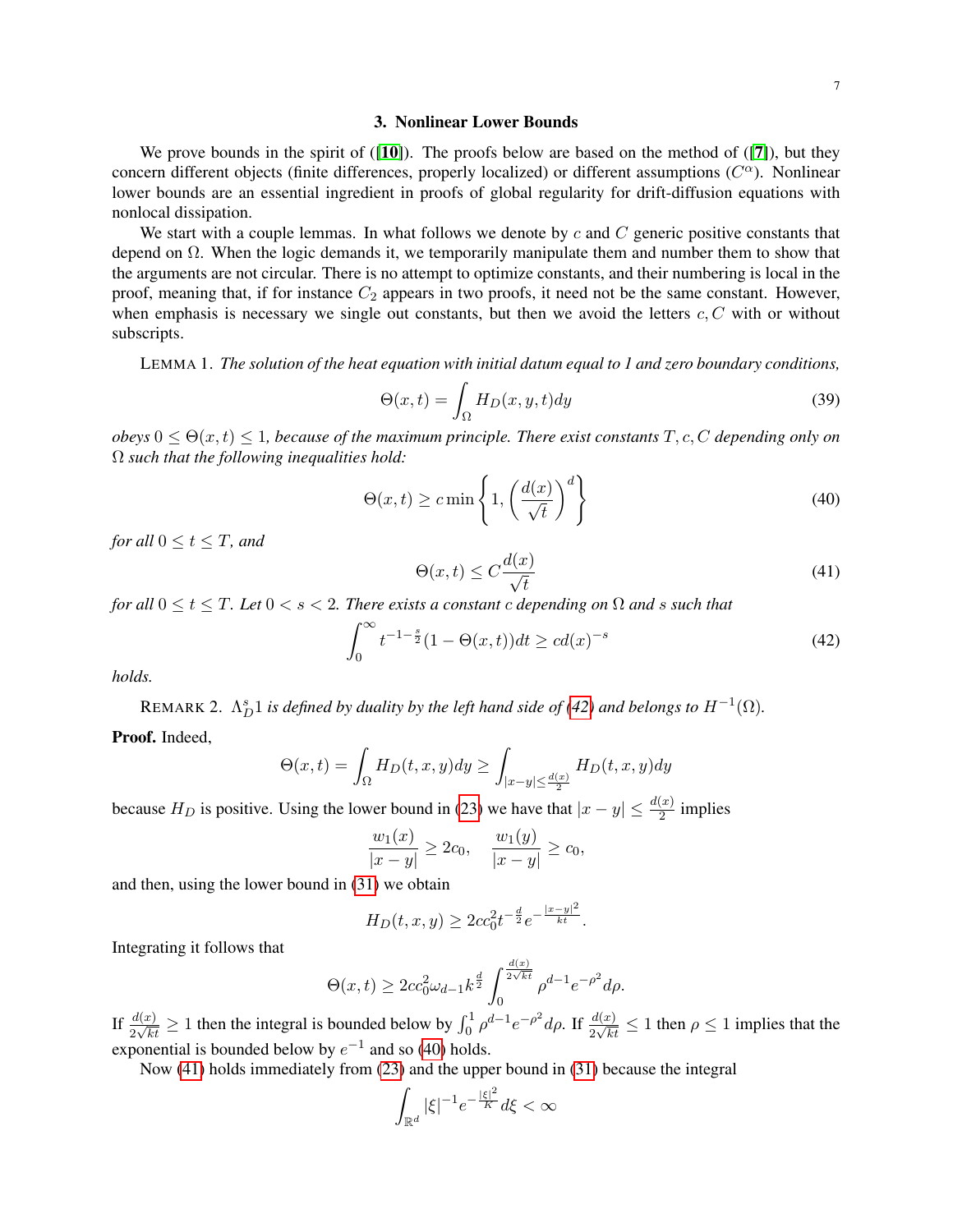## 3. Nonlinear Lower Bounds

We prove bounds in the spirit of ([**10**]). The proofs below are based on the method of ([**7**]), but they concern different objects (finite differences, properly localized) or different assumptions ($C^{\alpha}$). Nonlinear lower bounds are an essential ingredient in proofs of global regularity for drift-diffusion equations with nonlocal dissipation.

We start with a couple lemmas. In what follows we denote by $c$ and $C$ generic positive constants that depend on $\Omega$. When the logic demands it, we temporarily manipulate them and number them to show that the arguments are not circular. There is no attempt to optimize constants, and their numbering is local in the proof, meaning that, if for instance $C_2$ appears in two proofs, it need not be the same constant. However, when emphasis is necessary we single out constants, but then we avoid the letters $c, C$ with or without subscripts.

LEMMA 1. *The solution of the heat equation with initial datum equal to 1 and zero boundary conditions,*

$$\Theta(x,t) = \int_{\Omega} H_D(x,y,t)dy \tag{39}$$

*obeys* $0 \le \Theta(x,t) \le 1$*, because of the maximum principle. There exist constants* $T, c, C$ *depending only on* $\Omega$ *such that the following inequalities hold:*

$$\Theta(x,t) \ge c \min\left\{1, \left(\frac{d(x)}{\sqrt{t}}\right)^d\right\} \tag{40}$$

*for all* $0 \le t \le T$*, and*

$$\Theta(x,t) \le C\frac{d(x)}{\sqrt{t}} \tag{41}$$

*for all* $0 \le t \le T$*. Let* $0 < s < 2$*. There exists a constant* $c$ *depending on* $\Omega$ *and* $s$ *such that*

$$\int_0^{\infty} t^{-1-\frac{s}{2}}(1-\Theta(x,t))dt \ge c d(x)^{-s} \tag{42}$$

*holds.*

REMARK 2. $\Lambda_D^s 1$ *is defined by duality by the left hand side of (42) and belongs to* $H^{-1}(\Omega)$*.*

**Proof.** Indeed,

$$\Theta(x,t) = \int_{\Omega} H_D(t,x,y)dy \ge \int_{|x-y|\le \frac{d(x)}{2}} H_D(t,x,y)dy$$

because $H_D$ is positive. Using the lower bound in (23) we have that $|x-y| \le \frac{d(x)}{2}$ implies

$$\frac{w_1(x)}{|x-y|} \ge 2c_0, \quad \frac{w_1(y)}{|x-y|} \ge c_0,$$

and then, using the lower bound in (31) we obtain

$$H_D(t,x,y) \ge 2cc_0^2 t^{-\frac{d}{2}} e^{-\frac{|x-y|^2}{kt}}.$$

Integrating it follows that

$$\Theta(x,t) \ge 2cc_0^2 \omega_{d-1} k^{\frac{d}{2}} \int_0^{\frac{d(x)}{2\sqrt{kt}}} \rho^{d-1} e^{-\rho^2} d\rho.$$

If $\frac{d(x)}{2\sqrt{kt}} \ge 1$ then the integral is bounded below by $\int_0^1 \rho^{d-1}e^{-\rho^2}d\rho$. If $\frac{d(x)}{2\sqrt{kt}} \le 1$ then $\rho \le 1$ implies that the exponential is bounded below by $e^{-1}$ and so (40) holds.

Now (41) holds immediately from (23) and the upper bound in (31) because the integral

$$\int_{\mathbb{R}^d} |\xi|^{-1} e^{-\frac{|\xi|^2}{K}} d\xi < \infty$$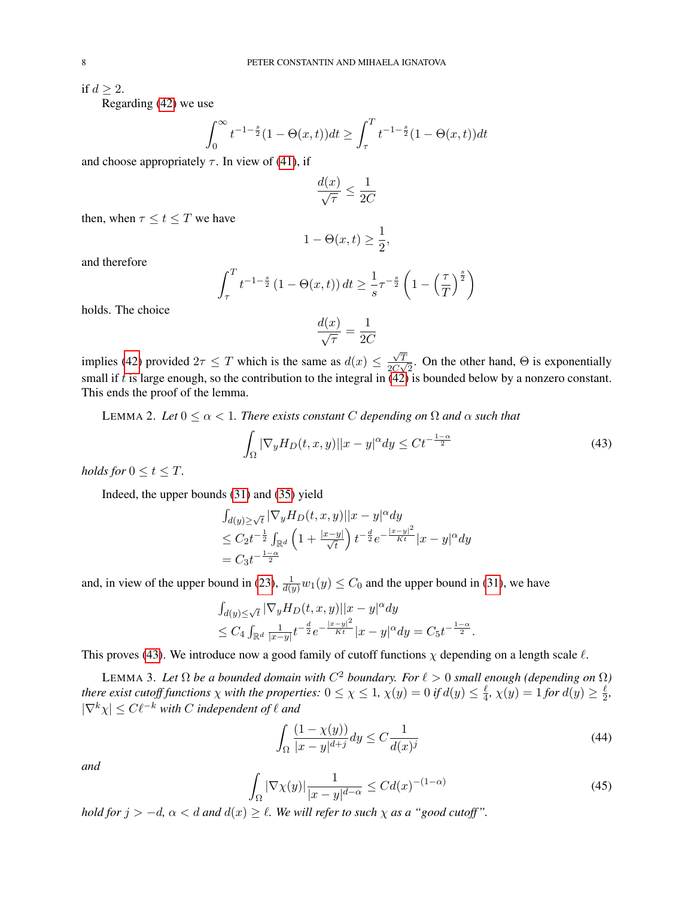if $d \ge 2$.

Regarding (42) we use

$$\int_0^\infty t^{-1-\frac{s}{2}}(1-\Theta(x,t))dt \ge \int_\tau^T t^{-1-\frac{s}{2}}(1-\Theta(x,t))dt$$

and choose appropriately $\tau$. In view of (41), if

$$\frac{d(x)}{\sqrt{\tau}} \le \frac{1}{2C}$$

then, when $\tau \le t \le T$ we have

$$1-\Theta(x,t) \ge \frac{1}{2},$$

and therefore

$$\int_\tau^T t^{-1-\frac{s}{2}}\left(1-\Theta(x,t)\right)dt \ge \frac{1}{s}\tau^{-\frac{s}{2}}\left(1-\left(\frac{\tau}{T}\right)^{\frac{s}{2}}\right)$$

holds. The choice

$$\frac{d(x)}{\sqrt{\tau}} = \frac{1}{2C}$$

implies (42) provided $2\tau \le T$ which is the same as $d(x) \le \frac{\sqrt{T}}{2C\sqrt{2}}$. On the other hand, $\Theta$ is exponentially small if $t$ is large enough, so the contribution to the integral in (42) is bounded below by a nonzero constant. This ends the proof of the lemma.

LEMMA 2. *Let $0 \le \alpha < 1$. There exists constant $C$ depending on $\Omega$ and $\alpha$ such that*

$$\int_\Omega |\nabla_y H_D(t,x,y)||x-y|^\alpha dy \le Ct^{-\frac{1-\alpha}{2}} \tag{43}$$

*holds for $0 \le t \le T$.*

Indeed, the upper bounds (31) and (35) yield

$$\begin{aligned}
&\int_{d(y)\ge\sqrt{t}} |\nabla_y H_D(t,x,y)||x-y|^\alpha dy\\
&\le C_2 t^{-\frac{1}{2}}\int_{\mathbb{R}^d}\left(1+\frac{|x-y|}{\sqrt{t}}\right)t^{-\frac{d}{2}}e^{-\frac{|x-y|^2}{Kt}}|x-y|^\alpha dy\\
&= C_3 t^{-\frac{1-\alpha}{2}}
\end{aligned}$$

and, in view of the upper bound in (23), $\frac{1}{d(y)}w_1(y) \le C_0$ and the upper bound in (31), we have

$$\begin{aligned}
&\int_{d(y)\le\sqrt{t}} |\nabla_y H_D(t,x,y)||x-y|^\alpha dy\\
&\le C_4\int_{\mathbb{R}^d}\frac{1}{|x-y|}t^{-\frac{d}{2}}e^{-\frac{|x-y|^2}{Kt}}|x-y|^\alpha dy = C_5 t^{-\frac{1-\alpha}{2}}.
\end{aligned}$$

This proves (43). We introduce now a good family of cutoff functions $\chi$ depending on a length scale $\ell$.

LEMMA 3. *Let $\Omega$ be a bounded domain with $C^2$ boundary. For $\ell > 0$ small enough (depending on $\Omega$) there exist cutoff functions $\chi$ with the properties: $0 \le \chi \le 1$, $\chi(y) = 0$ if $d(y) \le \frac{\ell}{4}$, $\chi(y) = 1$ for $d(y) \ge \frac{\ell}{2}$, $|\nabla^k \chi| \le C\ell^{-k}$ with $C$ independent of $\ell$ and*

$$\int_\Omega \frac{(1-\chi(y))}{|x-y|^{d+j}}dy \le C\frac{1}{d(x)^j} \tag{44}$$

*and*

$$\int_\Omega |\nabla\chi(y)|\frac{1}{|x-y|^{d-\alpha}} \le Cd(x)^{-(1-\alpha)} \tag{45}$$

*hold for $j > -d$, $\alpha < d$ and $d(x) \ge \ell$. We will refer to such $\chi$ as a "good cutoff".*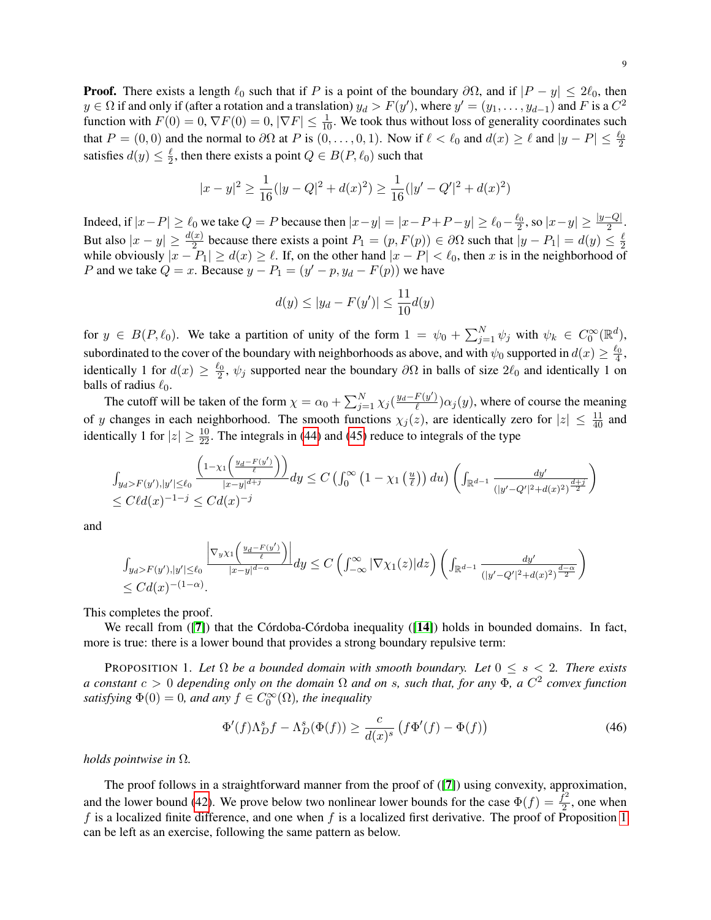**Proof.** There exists a length $\ell_0$ such that if $P$ is a point of the boundary $\partial\Omega$, and if $|P - y| \le 2\ell_0$, then $y \in \Omega$ if and only if (after a rotation and a translation) $y_d > F(y')$, where $y' = (y_1, \dots, y_{d-1})$ and $F$ is a $C^2$ function with $F(0) = 0$, $\nabla F(0) = 0$, $|\nabla F| \le \frac{1}{10}$. We took thus without loss of generality coordinates such that $P = (0,0)$ and the normal to $\partial\Omega$ at $P$ is $(0, \dots, 0, 1)$. Now if $\ell < \ell_0$ and $d(x) \ge \ell$ and $|y - P| \le \frac{\ell_0}{2}$ satisfies $d(y) \le \frac{\ell}{2}$, then there exists a point $Q \in B(P, \ell_0)$ such that

$$|x-y|^2 \ge \frac{1}{16}(|y-Q|^2 + d(x)^2) \ge \frac{1}{16}(|y'-Q'|^2 + d(x)^2)$$

Indeed, if $|x-P| \ge \ell_0$ we take $Q = P$ because then $|x-y| = |x-P+P-y| \ge \ell_0 - \frac{\ell_0}{2}$, so $|x-y| \ge \frac{|y-Q|}{2}$. But also $|x-y| \ge \frac{d(x)}{2}$ because there exists a point $P_1 = (p, F(p)) \in \partial\Omega$ such that $|y - P_1| = d(y) \le \frac{\ell}{2}$ while obviously $|x - P_1| \ge d(x) \ge \ell$. If, on the other hand $|x-P| < \ell_0$, then $x$ is in the neighborhood of $P$ and we take $Q = x$. Because $y - P_1 = (y' - p, y_d - F(p))$ we have

$$d(y) \le |y_d - F(y')| \le \frac{11}{10} d(y)$$

for $y \in B(P, \ell_0)$. We take a partition of unity of the form $1 = \psi_0 + \sum_{j=1}^N \psi_j$ with $\psi_k \in C_0^\infty(\mathbb{R}^d)$, subordinated to the cover of the boundary with neighborhoods as above, and with $\psi_0$ supported in $d(x) \ge \frac{\ell_0}{4}$, identically 1 for $d(x) \ge \frac{\ell_0}{2}$, $\psi_j$ supported near the boundary $\partial\Omega$ in balls of size $2\ell_0$ and identically 1 on balls of radius $\ell_0$.

The cutoff will be taken of the form $\chi = \alpha_0 + \sum_{j=1}^N \chi_j(\frac{y_d - F(y')}{\ell})\alpha_j(y)$, where of course the meaning of $y$ changes in each neighborhood. The smooth functions $\chi_j(z)$, are identically zero for $|z| \le \frac{11}{40}$ and identically 1 for $|z| \ge \frac{10}{22}$. The integrals in (44) and (45) reduce to integrals of the type

$$\begin{array}{l}\int_{y_d > F(y'), |y'| \le \ell_0} \frac{\left(1 - \chi_1\left(\frac{y_d - F(y')}{\ell}\right)\right)}{|x-y|^{d+j}} dy \le C \left(\int_0^\infty \left(1 - \chi_1\left(\frac{u}{\ell}\right)\right) du\right) \left(\int_{\mathbb{R}^{d-1}} \frac{dy'}{(|y'-Q'|^2 + d(x)^2)^{\frac{d+j}{2}}}\right) \\ \le C\ell d(x)^{-1-j} \le C d(x)^{-j}\end{array}$$

and

$$\begin{array}{l}\int_{y_d > F(y'), |y'| \le \ell_0} \frac{\left|\nabla_y \chi_1\left(\frac{y_d - F(y')}{\ell}\right)\right|}{|x-y|^{d-\alpha}} dy \le C \left(\int_{-\infty}^\infty |\nabla \chi_1(z)| dz\right) \left(\int_{\mathbb{R}^{d-1}} \frac{dy'}{(|y'-Q'|^2 + d(x)^2)^{\frac{d-\alpha}{2}}}\right) \\ \le C d(x)^{-(1-\alpha)}.\end{array}$$

This completes the proof.

We recall from ([7]) that the Córdoba-Córdoba inequality ([14]) holds in bounded domains. In fact, more is true: there is a lower bound that provides a strong boundary repulsive term:

PROPOSITION 1. *Let $\Omega$ be a bounded domain with smooth boundary. Let $0 \le s < 2$. There exists a constant $c > 0$ depending only on the domain $\Omega$ and on $s$, such that, for any $\Phi$, a $C^2$ convex function satisfying $\Phi(0) = 0$, and any $f \in C_0^\infty(\Omega)$, the inequality*

$$\Phi'(f)\Lambda_D^s f - \Lambda_D^s(\Phi(f)) \ge \frac{c}{d(x)^s}\left(f\Phi'(f) - \Phi(f)\right) \tag{46}$$

*holds pointwise in $\Omega$.*

The proof follows in a straightforward manner from the proof of ([7]) using convexity, approximation, and the lower bound (42). We prove below two nonlinear lower bounds for the case $\Phi(f) = \frac{f^2}{2}$, one when $f$ is a localized finite difference, and one when $f$ is a localized first derivative. The proof of Proposition 1 can be left as an exercise, following the same pattern as below.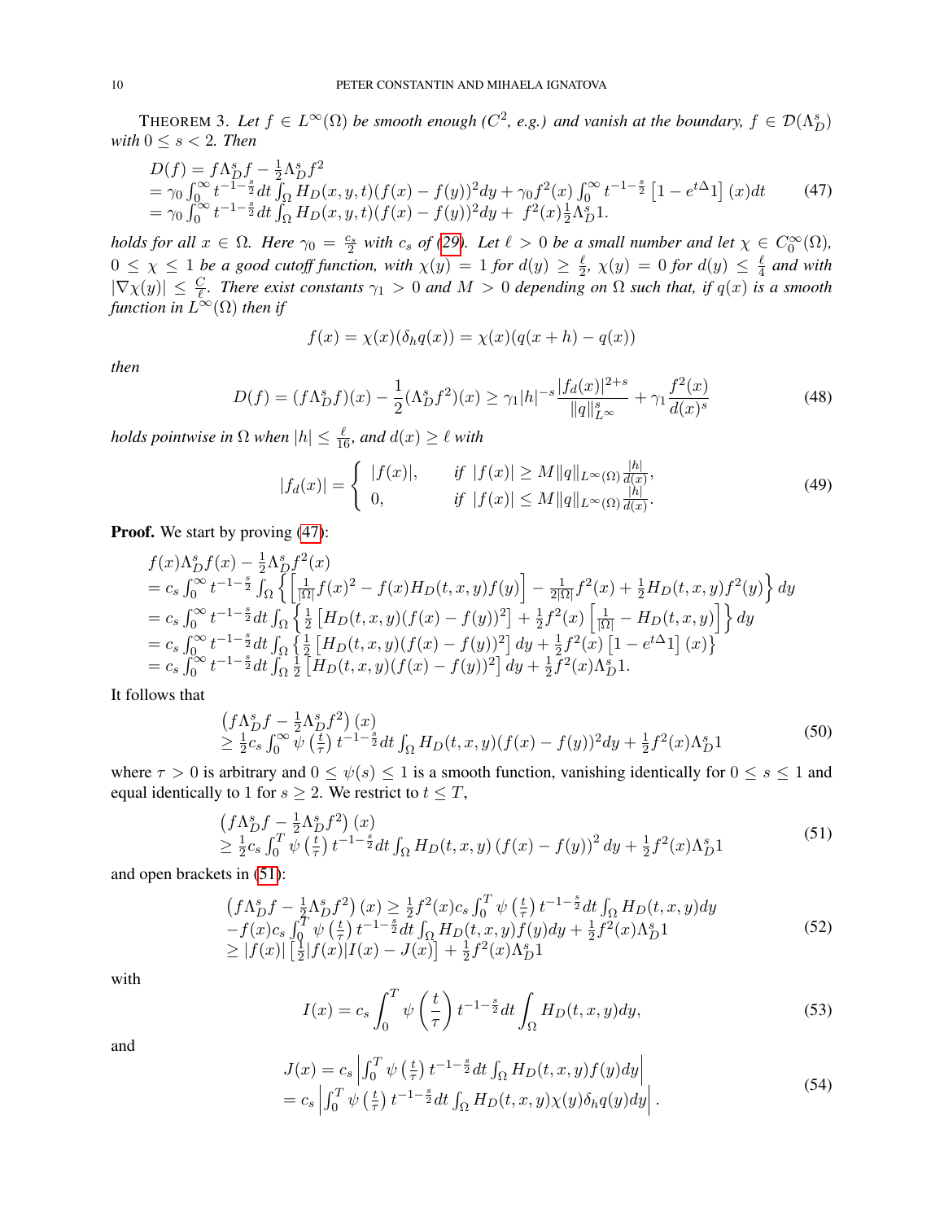THEOREM 3. *Let $f \in L^\infty(\Omega)$ be smooth enough ($C^2$, e.g.) and vanish at the boundary, $f \in \mathcal{D}(\Lambda_D^s)$ with $0 \le s < 2$. Then*

$$
\begin{array}{l}
D(f) = f\Lambda_D^s f - \frac{1}{2}\Lambda_D^s f^2 \\
= \gamma_0 \int_0^\infty t^{-1-\frac{s}{2}} dt \int_\Omega H_D(x,y,t)(f(x)-f(y))^2 dy + \gamma_0 f^2(x)\int_0^\infty t^{-1-\frac{s}{2}}\left[1 - e^{t\Delta}1\right](x)dt \\
= \gamma_0 \int_0^\infty t^{-1-\frac{s}{2}} dt \int_\Omega H_D(x,y,t)(f(x)-f(y))^2 dy + \ f^2(x)\frac{1}{2}\Lambda_D^s 1.
\end{array}
\tag{47}
$$

*holds for all $x \in \Omega$. Here $\gamma_0 = \frac{c_s}{2}$ with $c_s$ of (29). Let $\ell > 0$ be a small number and let $\chi \in C_0^\infty(\Omega)$, $0 \le \chi \le 1$ be a good cutoff function, with $\chi(y) = 1$ for $d(y) \ge \frac{\ell}{2}$, $\chi(y) = 0$ for $d(y) \le \frac{\ell}{4}$ and with $|\nabla \chi(y)| \le \frac{C}{\ell}$. There exist constants $\gamma_1 > 0$ and $M > 0$ depending on $\Omega$ such that, if $q(x)$ is a smooth function in $L^\infty(\Omega)$ then if*

$$
f(x) = \chi(x)(\delta_h q(x)) = \chi(x)(q(x+h) - q(x))
$$

*then*

$$
D(f) = (f\Lambda_D^s f)(x) - \frac{1}{2}(\Lambda_D^s f^2)(x) \ge \gamma_1 |h|^{-s}\frac{|f_d(x)|^{2+s}}{\|q\|_{L^\infty}^s} + \gamma_1 \frac{f^2(x)}{d(x)^s}
\tag{48}
$$

*holds pointwise in $\Omega$ when $|h| \le \frac{\ell}{16}$, and $d(x) \ge \ell$ with*

$$
|f_d(x)| = \left\{ \begin{array}{ll} |f(x)|, & \text{if } |f(x)| \ge M\|q\|_{L^\infty(\Omega)}\frac{|h|}{d(x)}, \\ 0, & \text{if } |f(x)| \le M\|q\|_{L^\infty(\Omega)}\frac{|h|}{d(x)}. \end{array} \right.
\tag{49}
$$

**Proof.** We start by proving (47):

$$
\begin{array}{l}
f(x)\Lambda_D^s f(x) - \frac{1}{2}\Lambda_D^s f^2(x) \\
= c_s \int_0^\infty t^{-1-\frac{s}{2}} \int_\Omega \left\{ \left[\frac{1}{|\Omega|}f(x)^2 - f(x)H_D(t,x,y)f(y)\right] - \frac{1}{2|\Omega|}f^2(x) + \frac{1}{2}H_D(t,x,y)f^2(y)\right\} dy \\
= c_s \int_0^\infty t^{-1-\frac{s}{2}} dt \int_\Omega \left\{ \frac{1}{2}\left[H_D(t,x,y)(f(x)-f(y))^2\right] + \frac{1}{2}f^2(x)\left[\frac{1}{|\Omega|} - H_D(t,x,y)\right]\right\} dy \\
= c_s \int_0^\infty t^{-1-\frac{s}{2}} dt \int_\Omega \left\{ \frac{1}{2}\left[H_D(t,x,y)(f(x)-f(y))^2\right] dy + \frac{1}{2}f^2(x)\left[1 - e^{t\Delta}1\right](x)\right\} \\
= c_s \int_0^\infty t^{-1-\frac{s}{2}} dt \int_\Omega \frac{1}{2}\left[H_D(t,x,y)(f(x)-f(y))^2\right] dy + \frac{1}{2}f^2(x)\Lambda_D^s 1.
\end{array}
$$

It follows that

$$
\begin{array}{l}
\left(f\Lambda_D^s f - \frac{1}{2}\Lambda_D^s f^2\right)(x) \\
\ge \frac{1}{2}c_s \int_0^\infty \psi\left(\frac{t}{\tau}\right) t^{-1-\frac{s}{2}} dt \int_\Omega H_D(t,x,y)(f(x)-f(y))^2 dy + \frac{1}{2}f^2(x)\Lambda_D^s 1
\end{array}
\tag{50}
$$

where $\tau > 0$ is arbitrary and $0 \le \psi(s) \le 1$ is a smooth function, vanishing identically for $0 \le s \le 1$ and equal identically to 1 for $s \ge 2$. We restrict to $t \le T$,

$$
\begin{array}{l}
\left(f\Lambda_D^s f - \frac{1}{2}\Lambda_D^s f^2\right)(x) \\
\ge \frac{1}{2}c_s \int_0^T \psi\left(\frac{t}{\tau}\right) t^{-1-\frac{s}{2}} dt \int_\Omega H_D(t,x,y)\left(f(x)-f(y)\right)^2 dy + \frac{1}{2}f^2(x)\Lambda_D^s 1
\end{array}
\tag{51}
$$

and open brackets in (51):

$$
\begin{array}{l}
\left(f\Lambda_D^s f - \frac{1}{2}\Lambda_D^s f^2\right)(x) \ge \frac{1}{2}f^2(x)c_s \int_0^T \psi\left(\frac{t}{\tau}\right) t^{-1-\frac{s}{2}} dt \int_\Omega H_D(t,x,y) dy \\
-f(x)c_s \int_0^T \psi\left(\frac{t}{\tau}\right) t^{-1-\frac{s}{2}} dt \int_\Omega H_D(t,x,y)f(y) dy + \frac{1}{2}f^2(x)\Lambda_D^s 1 \\
\ge |f(x)|\left[\frac{1}{2}|f(x)|I(x) - J(x)\right] + \frac{1}{2}f^2(x)\Lambda_D^s 1
\end{array}
\tag{52}
$$

with

$$
I(x) = c_s \int_0^T \psi\left(\frac{t}{\tau}\right) t^{-1-\frac{s}{2}} dt \int_\Omega H_D(t,x,y) dy,
\tag{53}
$$

and

$$
\begin{array}{l}
J(x) = c_s \left| \int_0^T \psi\left(\frac{t}{\tau}\right) t^{-1-\frac{s}{2}} dt \int_\Omega H_D(t,x,y)f(y) dy \right| \\
= c_s \left| \int_0^T \psi\left(\frac{t}{\tau}\right) t^{-1-\frac{s}{2}} dt \int_\Omega H_D(t,x,y)\chi(y)\delta_h q(y) dy \right|.
\end{array}
\tag{54}
$$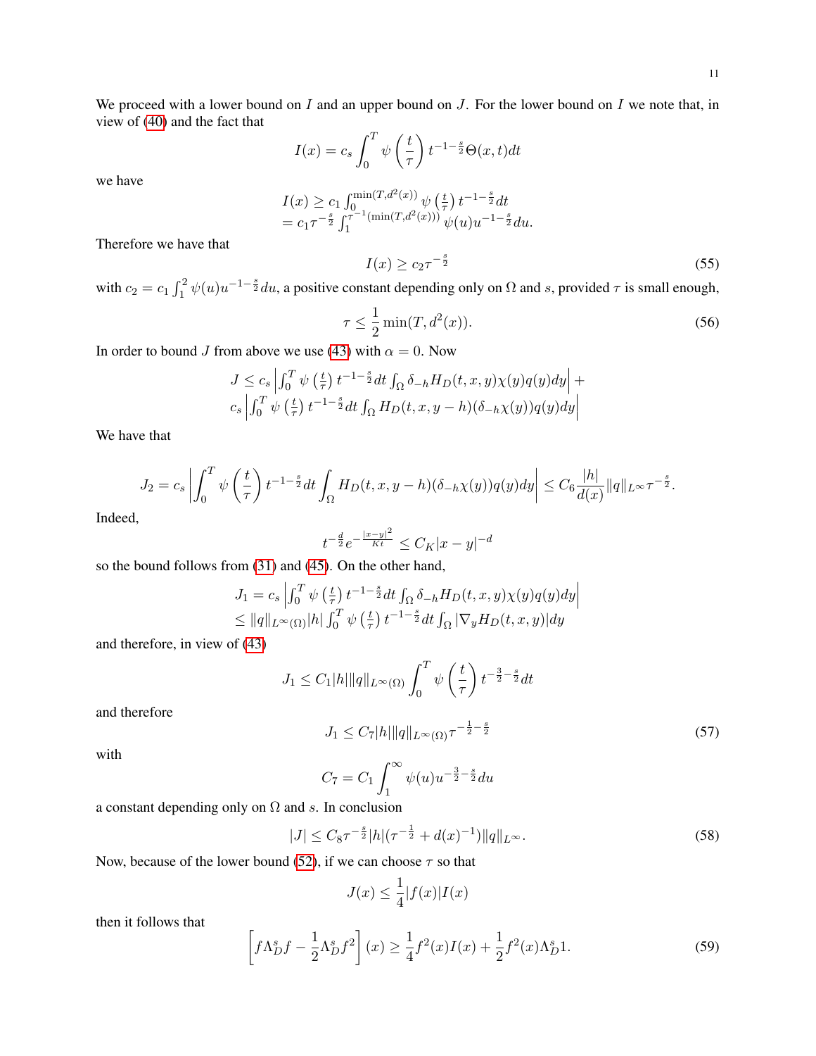We proceed with a lower bound on $I$ and an upper bound on $J$. For the lower bound on $I$ we note that, in view of (40) and the fact that

$$I(x) = c_s \int_0^T \psi\left(\frac{t}{\tau}\right) t^{-1-\frac{s}{2}} \Theta(x,t) dt$$

we have

$$\begin{aligned} I(x) &\geq c_1 \int_0^{\min(T, d^2(x))} \psi\left(\tfrac{t}{\tau}\right) t^{-1-\frac{s}{2}} dt \\ &= c_1 \tau^{-\frac{s}{2}} \int_1^{\tau^{-1}(\min(T,d^2(x)))} \psi(u) u^{-1-\frac{s}{2}} du. \end{aligned}$$

Therefore we have that

$$I(x) \geq c_2 \tau^{-\frac{s}{2}} \tag{55}$$

with $c_2 = c_1 \int_1^2 \psi(u) u^{-1-\frac{s}{2}} du$, a positive constant depending only on $\Omega$ and $s$, provided $\tau$ is small enough,

$$\tau \leq \frac{1}{2} \min(T, d^2(x)). \tag{56}$$

In order to bound $J$ from above we use (43) with $\alpha = 0$. Now

$$\begin{aligned} J \leq c_s &\left| \int_0^T \psi\left(\tfrac{t}{\tau}\right) t^{-1-\frac{s}{2}} dt \int_\Omega \delta_{-h} H_D(t,x,y) \chi(y) q(y) dy \right| + \\ c_s &\left| \int_0^T \psi\left(\tfrac{t}{\tau}\right) t^{-1-\frac{s}{2}} dt \int_\Omega H_D(t,x,y-h)(\delta_{-h}\chi(y)) q(y) dy \right| \end{aligned}$$

We have that

$$J_2 = c_s \left| \int_0^T \psi\left(\frac{t}{\tau}\right) t^{-1-\frac{s}{2}} dt \int_\Omega H_D(t,x,y-h)(\delta_{-h}\chi(y)) q(y) dy \right| \leq C_6 \frac{|h|}{d(x)} \|q\|_{L^\infty} \tau^{-\frac{s}{2}}.$$

Indeed,

$$t^{-\frac{d}{2}} e^{-\frac{|x-y|^2}{Kt}} \leq C_K |x-y|^{-d}$$

so the bound follows from (31) and (45). On the other hand,

$$\begin{aligned} J_1 &= c_s \left| \int_0^T \psi\left(\tfrac{t}{\tau}\right) t^{-1-\frac{s}{2}} dt \int_\Omega \delta_{-h} H_D(t,x,y) \chi(y) q(y) dy \right| \\ &\leq \|q\|_{L^\infty(\Omega)} |h| \int_0^T \psi\left(\tfrac{t}{\tau}\right) t^{-1-\frac{s}{2}} dt \int_\Omega |\nabla_y H_D(t,x,y)| dy \end{aligned}$$

and therefore, in view of (43)

$$J_1 \leq C_1 |h| \|q\|_{L^\infty(\Omega)} \int_0^T \psi\left(\frac{t}{\tau}\right) t^{-\frac{3}{2}-\frac{s}{2}} dt$$

and therefore

$$J_1 \leq C_7 |h| \|q\|_{L^\infty(\Omega)} \tau^{-\frac{1}{2}-\frac{s}{2}} \tag{57}$$

with

$$C_7 = C_1 \int_1^\infty \psi(u) u^{-\frac{3}{2}-\frac{s}{2}} du$$

a constant depending only on $\Omega$ and $s$. In conclusion

$$|J| \leq C_8 \tau^{-\frac{s}{2}} |h| (\tau^{-\frac{1}{2}} + d(x)^{-1}) \|q\|_{L^\infty}. \tag{58}$$

Now, because of the lower bound (52), if we can choose $\tau$ so that

$$J(x) \leq \frac{1}{4} |f(x)| I(x)$$

then it follows that

$$\left[ f \Lambda_D^s f - \frac{1}{2} \Lambda_D^s f^2 \right](x) \geq \frac{1}{4} f^2(x) I(x) + \frac{1}{2} f^2(x) \Lambda_D^s 1. \tag{59}$$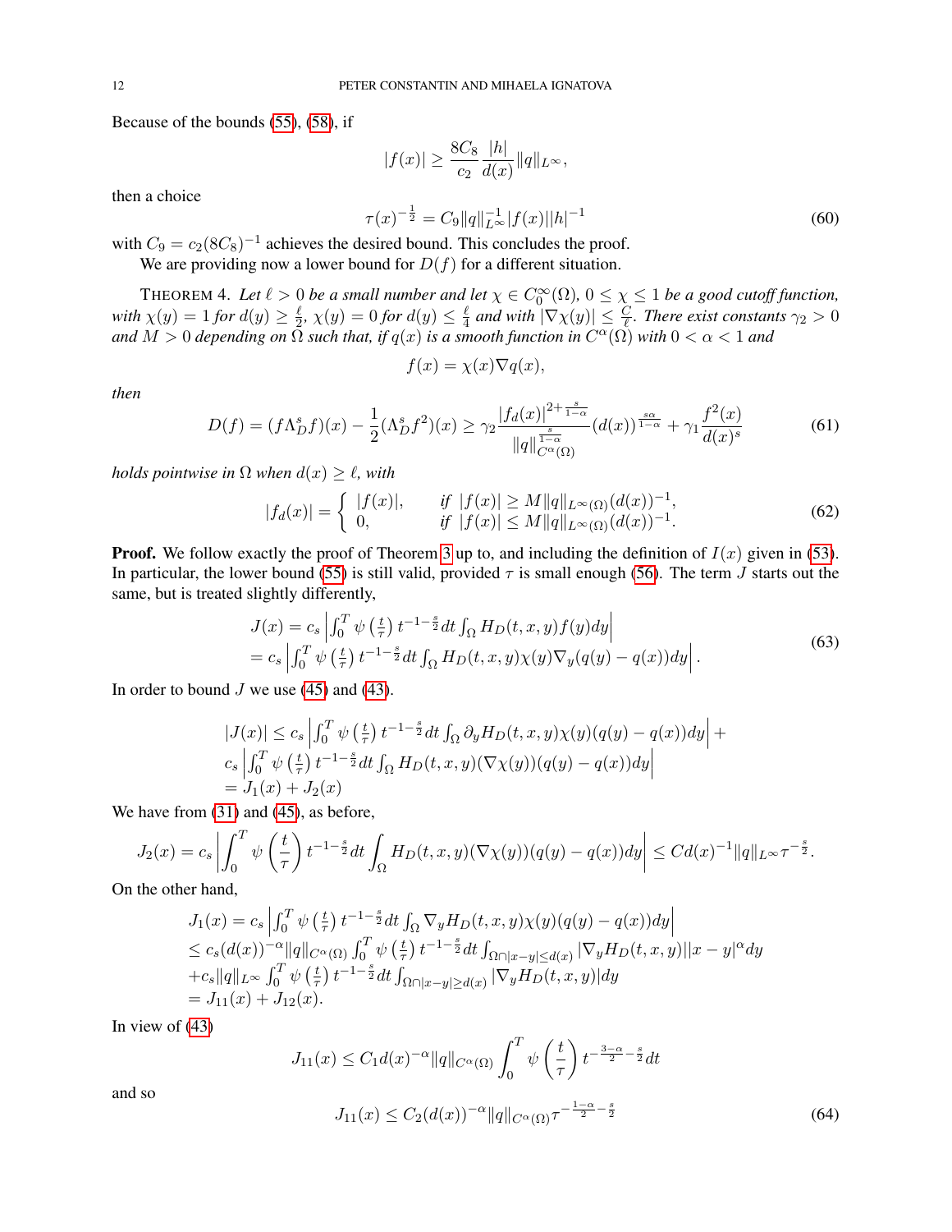Because of the bounds (55), (58), if

$$|f(x)| \ge \frac{8C_8}{c_2}\frac{|h|}{d(x)}\|q\|_{L^\infty},$$

then a choice

$$\tau(x)^{-\frac{1}{2}} = C_9\|q\|_{L^\infty}^{-1}|f(x)||h|^{-1} \tag{60}$$

with $C_9 = c_2(8C_8)^{-1}$ achieves the desired bound. This concludes the proof.

We are providing now a lower bound for $D(f)$ for a different situation.

THEOREM 4. *Let $\ell > 0$ be a small number and let $\chi \in C_0^\infty(\Omega)$, $0 \le \chi \le 1$ be a good cutoff function, with $\chi(y) = 1$ for $d(y) \ge \frac{\ell}{2}$, $\chi(y) = 0$ for $d(y) \le \frac{\ell}{4}$ and with $|\nabla\chi(y)| \le \frac{C}{\ell}$. There exist constants $\gamma_2 > 0$ and $M > 0$ depending on $\Omega$ such that, if $q(x)$ is a smooth function in $C^\alpha(\Omega)$ with $0 < \alpha < 1$ and*

$$f(x) = \chi(x)\nabla q(x),$$

*then*

$$D(f) = (f\Lambda_D^s f)(x) - \frac{1}{2}(\Lambda_D^s f^2)(x) \ge \gamma_2\frac{|f_d(x)|^{2+\frac{s}{1-\alpha}}}{\|q\|_{C^\alpha(\Omega)}^{\frac{s}{1-\alpha}}}(d(x))^{\frac{s\alpha}{1-\alpha}} + \gamma_1\frac{f^2(x)}{d(x)^s} \tag{61}$$

*holds pointwise in $\Omega$ when $d(x) \ge \ell$, with*

$$|f_d(x)| = \begin{cases} |f(x)|, & \text{if } |f(x)| \ge M\|q\|_{L^\infty(\Omega)}(d(x))^{-1}, \\ 0, & \text{if } |f(x)| \le M\|q\|_{L^\infty(\Omega)}(d(x))^{-1}. \end{cases} \tag{62}$$

**Proof.** We follow exactly the proof of Theorem 3 up to, and including the definition of $I(x)$ given in (53). In particular, the lower bound (55) is still valid, provided $\tau$ is small enough (56). The term $J$ starts out the same, but is treated slightly differently,

$$\begin{aligned} J(x) &= c_s\left|\int_0^T \psi\left(\tfrac{t}{\tau}\right)t^{-1-\frac{s}{2}}dt\int_\Omega H_D(t,x,y)f(y)dy\right| \\ &= c_s\left|\int_0^T \psi\left(\tfrac{t}{\tau}\right)t^{-1-\frac{s}{2}}dt\int_\Omega H_D(t,x,y)\chi(y)\nabla_y(q(y)-q(x))dy\right|. \end{aligned} \tag{63}$$

In order to bound $J$ we use (45) and (43).

$$\begin{aligned} |J(x)| &\le c_s\left|\int_0^T \psi\left(\tfrac{t}{\tau}\right)t^{-1-\frac{s}{2}}dt\int_\Omega \partial_y H_D(t,x,y)\chi(y)(q(y)-q(x))dy\right| + \\ &\quad c_s\left|\int_0^T \psi\left(\tfrac{t}{\tau}\right)t^{-1-\frac{s}{2}}dt\int_\Omega H_D(t,x,y)(\nabla\chi(y))(q(y)-q(x))dy\right| \\ &= J_1(x) + J_2(x) \end{aligned}$$

We have from (31) and (45), as before,

$$J_2(x) = c_s\left|\int_0^T \psi\left(\frac{t}{\tau}\right)t^{-1-\frac{s}{2}}dt\int_\Omega H_D(t,x,y)(\nabla\chi(y))(q(y)-q(x))dy\right| \le Cd(x)^{-1}\|q\|_{L^\infty}\tau^{-\frac{s}{2}}.$$

On the other hand,

$$\begin{aligned} J_1(x) &= c_s\left|\int_0^T \psi\left(\tfrac{t}{\tau}\right)t^{-1-\frac{s}{2}}dt\int_\Omega \nabla_y H_D(t,x,y)\chi(y)(q(y)-q(x))dy\right| \\ &\le c_s(d(x))^{-\alpha}\|q\|_{C^\alpha(\Omega)}\int_0^T \psi\left(\tfrac{t}{\tau}\right)t^{-1-\frac{s}{2}}dt\int_{\Omega\cap|x-y|\le d(x)}|\nabla_y H_D(t,x,y)||x-y|^\alpha dy \\ &\quad + c_s\|q\|_{L^\infty}\int_0^T \psi\left(\tfrac{t}{\tau}\right)t^{-1-\frac{s}{2}}dt\int_{\Omega\cap|x-y|\ge d(x)}|\nabla_y H_D(t,x,y)|dy \\ &= J_{11}(x) + J_{12}(x). \end{aligned}$$

In view of (43)

$$J_{11}(x) \le C_1 d(x)^{-\alpha}\|q\|_{C^\alpha(\Omega)}\int_0^T \psi\left(\frac{t}{\tau}\right)t^{-\frac{3-\alpha}{2}-\frac{s}{2}}dt$$

and so

$$J_{11}(x) \le C_2(d(x))^{-\alpha}\|q\|_{C^\alpha(\Omega)}\tau^{-\frac{1-\alpha}{2}-\frac{s}{2}} \tag{64}$$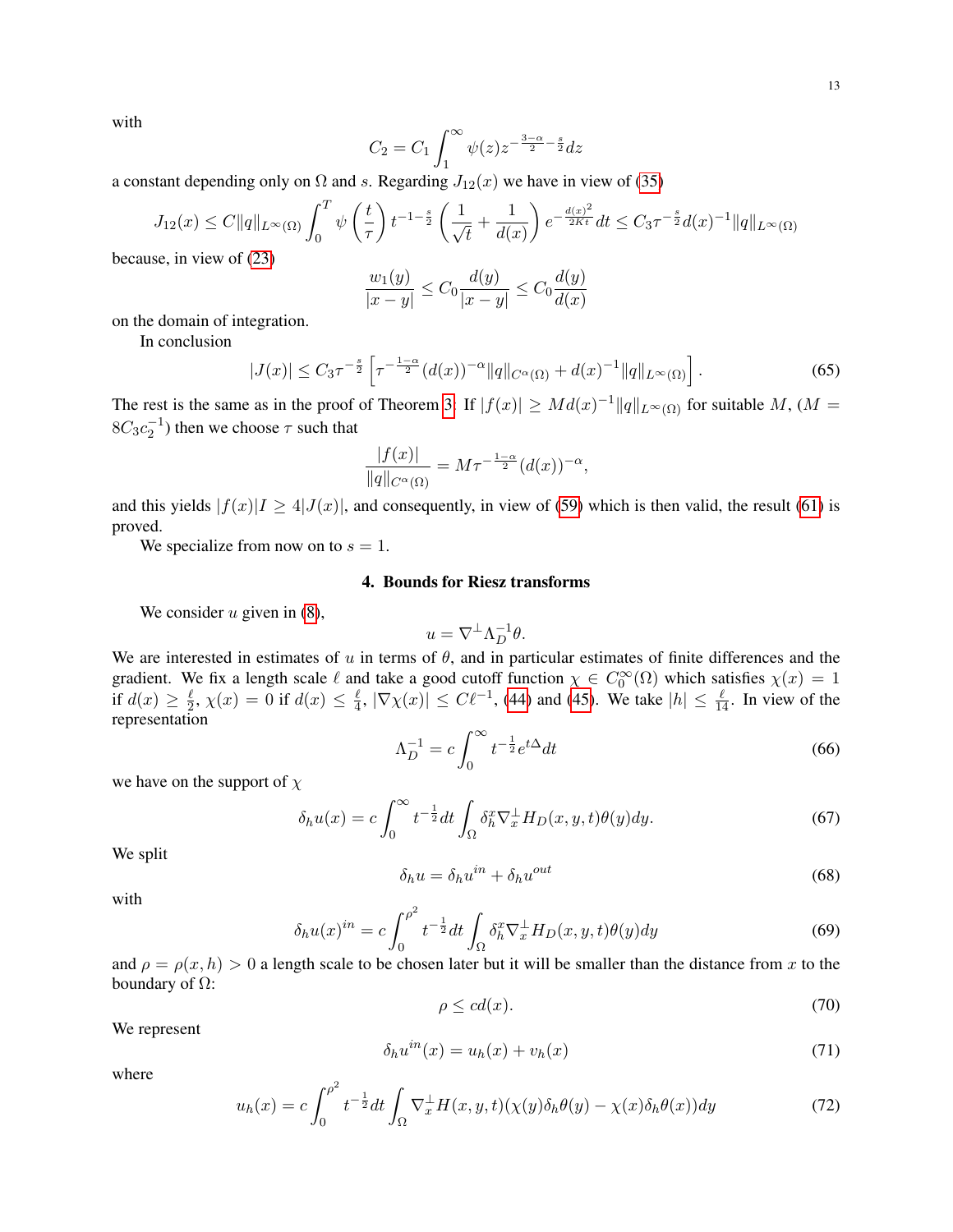with

$$C_2 = C_1 \int_1^\infty \psi(z) z^{-\frac{3-\alpha}{2} - \frac{s}{2}} dz$$

a constant depending only on $\Omega$ and $s$. Regarding $J_{12}(x)$ we have in view of (35)

$$J_{12}(x) \le C\|q\|_{L^\infty(\Omega)} \int_0^T \psi\left(\frac{t}{\tau}\right) t^{-1-\frac{s}{2}} \left(\frac{1}{\sqrt{t}} + \frac{1}{d(x)}\right) e^{-\frac{d(x)^2}{2Kt}} dt \le C_3 \tau^{-\frac{s}{2}} d(x)^{-1} \|q\|_{L^\infty(\Omega)}$$

because, in view of (23)

$$\frac{w_1(y)}{|x-y|} \le C_0 \frac{d(y)}{|x-y|} \le C_0 \frac{d(y)}{d(x)}$$

on the domain of integration.

In conclusion

$$|J(x)| \le C_3 \tau^{-\frac{s}{2}} \left[ \tau^{-\frac{1-\alpha}{2}} (d(x))^{-\alpha} \|q\|_{C^\alpha(\Omega)} + d(x)^{-1} \|q\|_{L^\infty(\Omega)} \right]. \tag{65}$$

The rest is the same as in the proof of Theorem 3. If $|f(x)| \ge M d(x)^{-1} \|q\|_{L^\infty(\Omega)}$ for suitable $M$, ($M = 8C_3 c_2^{-1}$) then we choose $\tau$ such that

$$\frac{|f(x)|}{\|q\|_{C^\alpha(\Omega)}} = M \tau^{-\frac{1-\alpha}{2}} (d(x))^{-\alpha},$$

and this yields $|f(x)| I \ge 4|J(x)|$, and consequently, in view of (59) which is then valid, the result (61) is proved.

We specialize from now on to $s = 1$.

## 4. Bounds for Riesz transforms

We consider $u$ given in (8),

$$u = \nabla^\perp \Lambda_D^{-1} \theta.$$

We are interested in estimates of $u$ in terms of $\theta$, and in particular estimates of finite differences and the gradient. We fix a length scale $\ell$ and take a good cutoff function $\chi \in C_0^\infty(\Omega)$ which satisfies $\chi(x) = 1$ if $d(x) \ge \frac{\ell}{2}$, $\chi(x) = 0$ if $d(x) \le \frac{\ell}{4}$, $|\nabla \chi(x)| \le C\ell^{-1}$, (44) and (45). We take $|h| \le \frac{\ell}{14}$. In view of the representation

$$\Lambda_D^{-1} = c \int_0^\infty t^{-\frac{1}{2}} e^{t\Delta} dt \tag{66}$$

we have on the support of $\chi$

$$\delta_h u(x) = c \int_0^\infty t^{-\frac{1}{2}} dt \int_\Omega \delta_h^x \nabla_x^\perp H_D(x,y,t) \theta(y) dy. \tag{67}$$

We split

$$\delta_h u = \delta_h u^{in} + \delta_h u^{out} \tag{68}$$

with

$$\delta_h u(x)^{in} = c \int_0^{\rho^2} t^{-\frac{1}{2}} dt \int_\Omega \delta_h^x \nabla_x^\perp H_D(x,y,t) \theta(y) dy \tag{69}$$

and $\rho = \rho(x,h) > 0$ a length scale to be chosen later but it will be smaller than the distance from $x$ to the boundary of $\Omega$:

$$\rho \le c d(x). \tag{70}$$

We represent

$$\delta_h u^{in}(x) = u_h(x) + v_h(x) \tag{71}$$

where

$$u_h(x) = c \int_0^{\rho^2} t^{-\frac{1}{2}} dt \int_\Omega \nabla_x^\perp H(x,y,t)(\chi(y)\delta_h\theta(y) - \chi(x)\delta_h\theta(x)) dy \tag{72}$$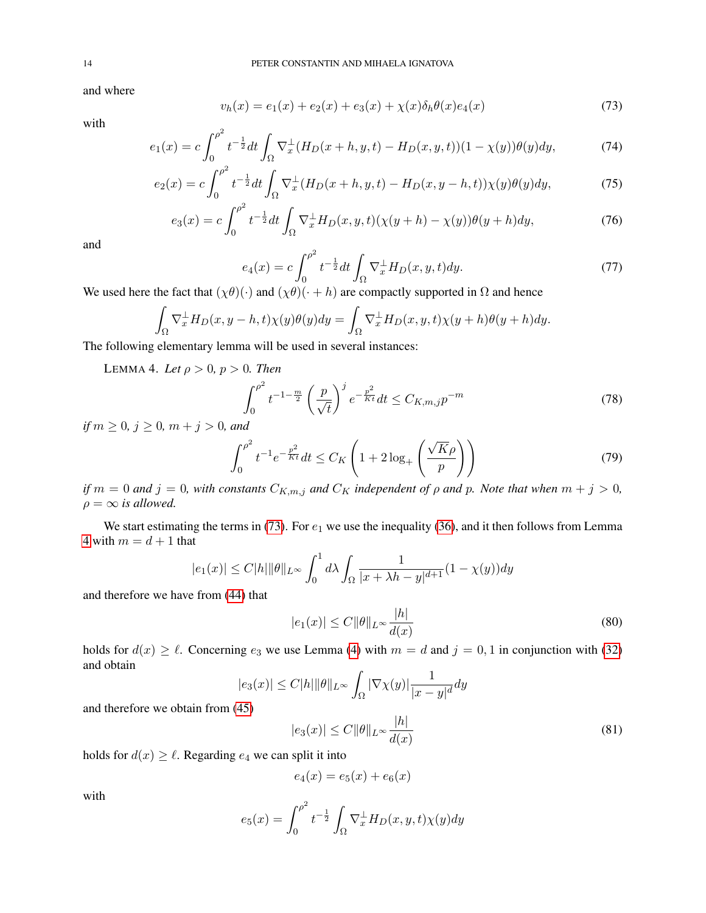and where

$$v_h(x) = e_1(x) + e_2(x) + e_3(x) + \chi(x)\delta_h\theta(x)e_4(x) \tag{73}$$

with

$$e_1(x) = c\int_0^{\rho^2} t^{-\frac{1}{2}}dt \int_\Omega \nabla_x^\perp (H_D(x+h,y,t) - H_D(x,y,t))(1-\chi(y))\theta(y)dy, \tag{74}$$

$$e_2(x) = c\int_0^{\rho^2} t^{-\frac{1}{2}}dt \int_\Omega \nabla_x^\perp (H_D(x+h,y,t) - H_D(x,y-h,t))\chi(y)\theta(y)dy, \tag{75}$$

$$e_3(x) = c\int_0^{\rho^2} t^{-\frac{1}{2}}dt \int_\Omega \nabla_x^\perp H_D(x,y,t)(\chi(y+h) - \chi(y))\theta(y+h)dy, \tag{76}$$

and

$$e_4(x) = c\int_0^{\rho^2} t^{-\frac{1}{2}}dt \int_\Omega \nabla_x^\perp H_D(x,y,t)dy. \tag{77}$$

We used here the fact that $(\chi\theta)(\cdot)$ and $(\chi\theta)(\cdot + h)$ are compactly supported in $\Omega$ and hence

$$\int_\Omega \nabla_x^\perp H_D(x, y-h, t)\chi(y)\theta(y)dy = \int_\Omega \nabla_x^\perp H_D(x,y,t)\chi(y+h)\theta(y+h)dy.$$

The following elementary lemma will be used in several instances:

LEMMA 4. *Let $\rho > 0$, $p > 0$. Then*

$$\int_0^{\rho^2} t^{-1-\frac{m}{2}}\left(\frac{p}{\sqrt{t}}\right)^j e^{-\frac{p^2}{Kt}}dt \le C_{K,m,j}p^{-m} \tag{78}$$

*if $m \ge 0$, $j \ge 0$, $m + j > 0$, and*

$$\int_0^{\rho^2} t^{-1}e^{-\frac{p^2}{Kt}}dt \le C_K\left(1 + 2\log_+\left(\frac{\sqrt{K}\rho}{p}\right)\right) \tag{79}$$

*if $m = 0$ and $j = 0$, with constants $C_{K,m,j}$ and $C_K$ independent of $\rho$ and $p$. Note that when $m + j > 0$, $\rho = \infty$ is allowed.*

We start estimating the terms in (73). For $e_1$ we use the inequality (36), and it then follows from Lemma 4 with $m = d+1$ that

$$|e_1(x)| \le C|h|\|\theta\|_{L^\infty}\int_0^1 d\lambda \int_\Omega \frac{1}{|x+\lambda h - y|^{d+1}}(1-\chi(y))dy$$

and therefore we have from (44) that

$$|e_1(x)| \le C\|\theta\|_{L^\infty}\frac{|h|}{d(x)} \tag{80}$$

holds for $d(x) \ge \ell$. Concerning $e_3$ we use Lemma (4) with $m = d$ and $j = 0, 1$ in conjunction with (32) and obtain

$$|e_3(x)| \le C|h|\|\theta\|_{L^\infty}\int_\Omega |\nabla\chi(y)|\frac{1}{|x-y|^d}dy$$

and therefore we obtain from (45)

$$|e_3(x)| \le C\|\theta\|_{L^\infty}\frac{|h|}{d(x)} \tag{81}$$

holds for $d(x) \ge \ell$. Regarding $e_4$ we can split it into

$$e_4(x) = e_5(x) + e_6(x)$$

with

$$e_5(x) = \int_0^{\rho^2} t^{-\frac{1}{2}}\int_\Omega \nabla_x^\perp H_D(x,y,t)\chi(y)dy$$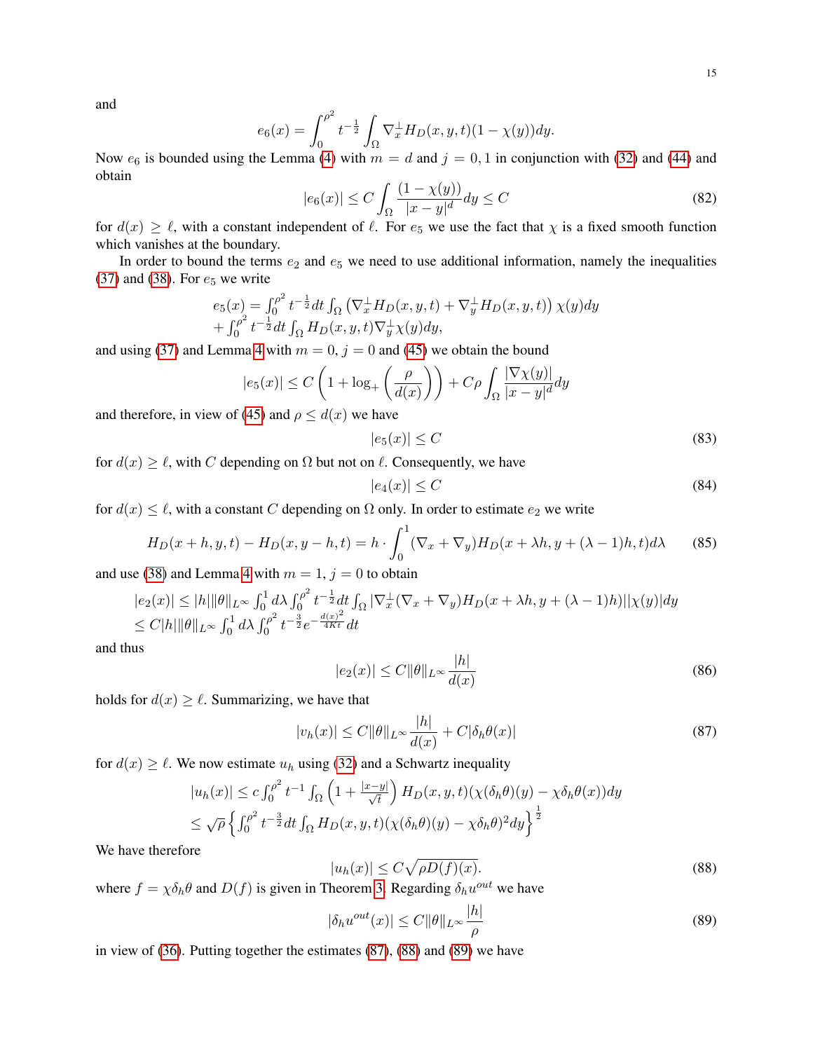and

$$e_6(x) = \int_0^{\rho^2} t^{-\frac{1}{2}} \int_\Omega \nabla_x^\perp H_D(x,y,t)(1-\chi(y))dy.$$

Now $e_6$ is bounded using the Lemma (4) with $m = d$ and $j = 0, 1$ in conjunction with (32) and (44) and obtain

$$|e_6(x)| \le C \int_\Omega \frac{(1-\chi(y))}{|x-y|^d} dy \le C \tag{82}$$

for $d(x) \ge \ell$, with a constant independent of $\ell$. For $e_5$ we use the fact that $\chi$ is a fixed smooth function which vanishes at the boundary.

In order to bound the terms $e_2$ and $e_5$ we need to use additional information, namely the inequalities (37) and (38). For $e_5$ we write

$$\begin{array}{l} e_5(x) = \int_0^{\rho^2} t^{-\frac{1}{2}} dt \int_\Omega \left(\nabla_x^\perp H_D(x,y,t) + \nabla_y^\perp H_D(x,y,t)\right)\chi(y)dy \\ + \int_0^{\rho^2} t^{-\frac{1}{2}} dt \int_\Omega H_D(x,y,t)\nabla_y^\perp \chi(y)dy, \end{array}$$

and using (37) and Lemma 4 with $m = 0$, $j = 0$ and (45) we obtain the bound

$$|e_5(x)| \le C\left(1 + \log_+\left(\frac{\rho}{d(x)}\right)\right) + C\rho\int_\Omega \frac{|\nabla\chi(y)|}{|x-y|^d}dy$$

and therefore, in view of (45) and $\rho \le d(x)$ we have

$$|e_5(x)| \le C \tag{83}$$

for $d(x) \ge \ell$, with $C$ depending on $\Omega$ but not on $\ell$. Consequently, we have

$$|e_4(x)| \le C \tag{84}$$

for $d(x) \le \ell$, with a constant $C$ depending on $\Omega$ only. In order to estimate $e_2$ we write

$$H_D(x+h, y, t) - H_D(x, y-h, t) = h \cdot \int_0^1 (\nabla_x + \nabla_y) H_D(x + \lambda h, y + (\lambda - 1)h, t) d\lambda \tag{85}$$

and use (38) and Lemma 4 with $m = 1$, $j = 0$ to obtain

$$\begin{array}{l} |e_2(x)| \le |h| \|\theta\|_{L^\infty} \int_0^1 d\lambda \int_0^{\rho^2} t^{-\frac{1}{2}} dt \int_\Omega |\nabla_x^\perp (\nabla_x + \nabla_y) H_D(x+\lambda h, y + (\lambda-1)h)||\chi(y)|dy \\ \le C|h|\|\theta\|_{L^\infty} \int_0^1 d\lambda \int_0^{\rho^2} t^{-\frac{3}{2}} e^{-\frac{d(x)^2}{4Kt}} dt \end{array}$$

and thus

$$|e_2(x)| \le C\|\theta\|_{L^\infty} \frac{|h|}{d(x)} \tag{86}$$

holds for $d(x) \ge \ell$. Summarizing, we have that

$$|v_h(x)| \le C\|\theta\|_{L^\infty} \frac{|h|}{d(x)} + C|\delta_h\theta(x)| \tag{87}$$

for $d(x) \ge \ell$. We now estimate $u_h$ using (32) and a Schwartz inequality

$$\begin{array}{l} |u_h(x)| \le c\int_0^{\rho^2} t^{-1} \int_\Omega \left(1 + \frac{|x-y|}{\sqrt{t}}\right) H_D(x,y,t)(\chi(\delta_h\theta)(y) - \chi\delta_h\theta(x))dy \\ \le \sqrt{\rho}\left\{\int_0^{\rho^2} t^{-\frac{3}{2}} dt \int_\Omega H_D(x,y,t)(\chi(\delta_h\theta)(y) - \chi\delta_h\theta)^2 dy\right\}^{\frac{1}{2}} \end{array}$$

We have therefore

$$|u_h(x)| \le C\sqrt{\rho D(f)(x)}. \tag{88}$$

where $f = \chi\delta_h\theta$ and $D(f)$ is given in Theorem 3. Regarding $\delta_h u^{out}$ we have

$$|\delta_h u^{out}(x)| \le C\|\theta\|_{L^\infty} \frac{|h|}{\rho} \tag{89}$$

in view of (36). Putting together the estimates (87), (88) and (89) we have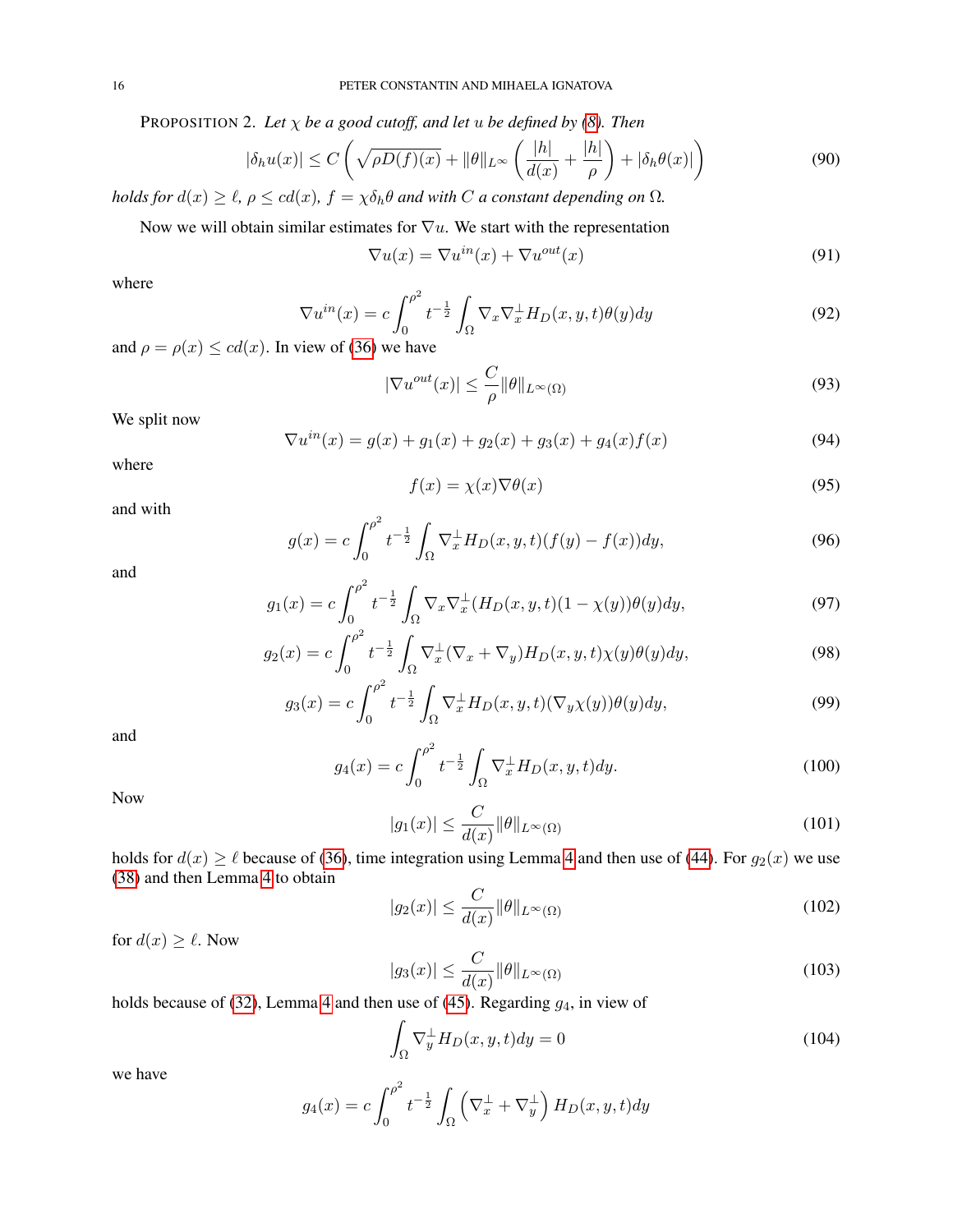PROPOSITION 2. *Let $\chi$ be a good cutoff, and let $u$ be defined by (8). Then*

$$
|\delta_h u(x)| \le C\left(\sqrt{\rho D(f)(x)} + \|\theta\|_{L^\infty}\left(\frac{|h|}{d(x)} + \frac{|h|}{\rho}\right) + |\delta_h\theta(x)|\right) \tag{90}
$$

*holds for $d(x) \ge \ell$, $\rho \le cd(x)$, $f = \chi\delta_h\theta$ and with $C$ a constant depending on $\Omega$.*

Now we will obtain similar estimates for $\nabla u$. We start with the representation

$$
\nabla u(x) = \nabla u^{in}(x) + \nabla u^{out}(x) \tag{91}
$$

where

$$
\nabla u^{in}(x) = c\int_0^{\rho^2} t^{-\frac{1}{2}}\int_\Omega \nabla_x\nabla_x^\perp H_D(x,y,t)\theta(y)dy \tag{92}
$$

and $\rho = \rho(x) \le cd(x)$. In view of (36) we have

$$
|\nabla u^{out}(x)| \le \frac{C}{\rho}\|\theta\|_{L^\infty(\Omega)} \tag{93}
$$

We split now

$$
\nabla u^{in}(x) = g(x) + g_1(x) + g_2(x) + g_3(x) + g_4(x)f(x) \tag{94}
$$

where

$$
f(x) = \chi(x)\nabla\theta(x) \tag{95}
$$

and with

$$
g(x) = c\int_0^{\rho^2} t^{-\frac{1}{2}}\int_\Omega \nabla_x^\perp H_D(x,y,t)(f(y) - f(x))dy, \tag{96}
$$

and

$$
g_1(x) = c\int_0^{\rho^2} t^{-\frac{1}{2}}\int_\Omega \nabla_x\nabla_x^\perp(H_D(x,y,t)(1-\chi(y))\theta(y)dy, \tag{97}
$$

$$
g_2(x) = c\int_0^{\rho^2} t^{-\frac{1}{2}}\int_\Omega \nabla_x^\perp(\nabla_x + \nabla_y)H_D(x,y,t)\chi(y)\theta(y)dy, \tag{98}
$$

$$
g_3(x) = c\int_0^{\rho^2} t^{-\frac{1}{2}}\int_\Omega \nabla_x^\perp H_D(x,y,t)(\nabla_y\chi(y))\theta(y)dy, \tag{99}
$$

and

$$
g_4(x) = c\int_0^{\rho^2} t^{-\frac{1}{2}}\int_\Omega \nabla_x^\perp H_D(x,y,t)dy. \tag{100}
$$

Now

$$
|g_1(x)| \le \frac{C}{d(x)}\|\theta\|_{L^\infty(\Omega)} \tag{101}
$$

holds for $d(x) \ge \ell$ because of (36), time integration using Lemma 4 and then use of (44). For $g_2(x)$ we use (38) and then Lemma 4 to obtain

$$
|g_2(x)| \le \frac{C}{d(x)}\|\theta\|_{L^\infty(\Omega)} \tag{102}
$$

for $d(x) \ge \ell$. Now

$$
|g_3(x)| \le \frac{C}{d(x)}\|\theta\|_{L^\infty(\Omega)} \tag{103}
$$

holds because of (32), Lemma 4 and then use of (45). Regarding $g_4$, in view of

$$
\int_\Omega \nabla_y^\perp H_D(x,y,t)dy = 0 \tag{104}
$$

we have

$$
g_4(x) = c\int_0^{\rho^2} t^{-\frac{1}{2}}\int_\Omega \left(\nabla_x^\perp + \nabla_y^\perp\right)H_D(x,y,t)dy
$$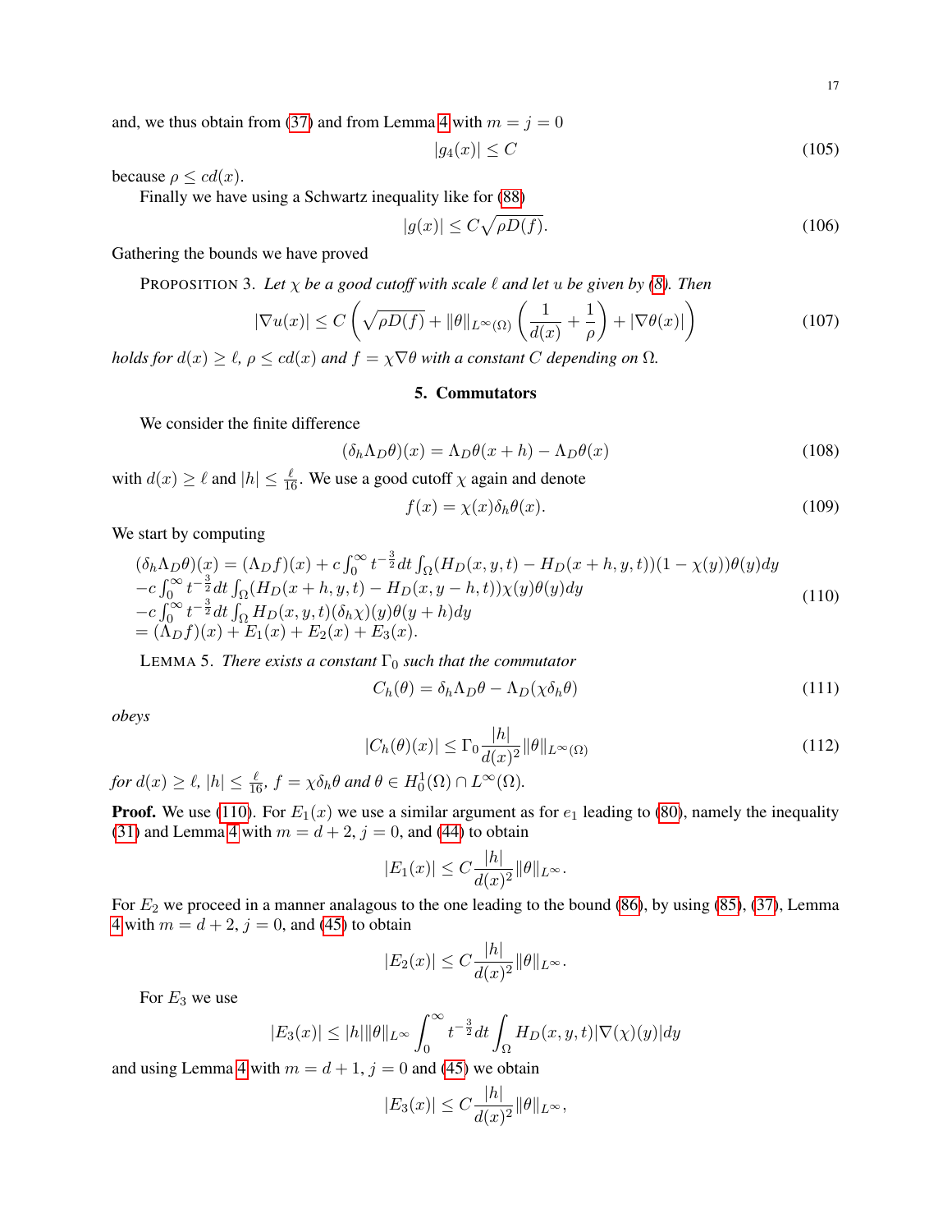and, we thus obtain from (37) and from Lemma 4 with $m = j = 0$

$$|g_4(x)| \le C \tag{105}$$

because $\rho \le cd(x)$.

Finally we have using a Schwartz inequality like for (88)

$$|g(x)| \le C\sqrt{\rho D(f)}. \tag{106}$$

Gathering the bounds we have proved

PROPOSITION 3. *Let $\chi$ be a good cutoff with scale $\ell$ and let $u$ be given by (8). Then*

$$|\nabla u(x)| \le C\left(\sqrt{\rho D(f)} + \|\theta\|_{L^\infty(\Omega)}\left(\frac{1}{d(x)} + \frac{1}{\rho}\right) + |\nabla\theta(x)|\right) \tag{107}$$

*holds for $d(x) \ge \ell$, $\rho \le cd(x)$ and $f = \chi\nabla\theta$ with a constant $C$ depending on $\Omega$.*

## 5. Commutators

We consider the finite difference

$$(\delta_h \Lambda_D \theta)(x) = \Lambda_D\theta(x+h) - \Lambda_D\theta(x) \tag{108}$$

with $d(x) \ge \ell$ and $|h| \le \frac{\ell}{16}$. We use a good cutoff $\chi$ again and denote

$$f(x) = \chi(x)\delta_h\theta(x). \tag{109}$$

We start by computing

$$\begin{array}{l}(\delta_h\Lambda_D\theta)(x) = (\Lambda_D f)(x) + c\int_0^\infty t^{-\frac{3}{2}}dt\int_\Omega (H_D(x,y,t) - H_D(x+h,y,t))(1-\chi(y))\theta(y)dy\\ -c\int_0^\infty t^{-\frac{3}{2}}dt\int_\Omega (H_D(x+h,y,t) - H_D(x,y-h,t))\chi(y)\theta(y)dy\\ -c\int_0^\infty t^{-\frac{3}{2}}dt\int_\Omega H_D(x,y,t)(\delta_h\chi)(y)\theta(y+h)dy\\ = (\Lambda_D f)(x) + E_1(x) + E_2(x) + E_3(x).\end{array} \tag{110}$$

LEMMA 5. *There exists a constant $\Gamma_0$ such that the commutator*

$$C_h(\theta) = \delta_h\Lambda_D\theta - \Lambda_D(\chi\delta_h\theta) \tag{111}$$

*obeys*

$$|C_h(\theta)(x)| \le \Gamma_0\frac{|h|}{d(x)^2}\|\theta\|_{L^\infty(\Omega)} \tag{112}$$

*for $d(x) \ge \ell$, $|h| \le \frac{\ell}{16}$, $f = \chi\delta_h\theta$ and $\theta \in H_0^1(\Omega) \cap L^\infty(\Omega)$.*

**Proof.** We use (110). For $E_1(x)$ we use a similar argument as for $e_1$ leading to (80), namely the inequality (31) and Lemma 4 with $m = d+2$, $j = 0$, and (44) to obtain

$$|E_1(x)| \le C\frac{|h|}{d(x)^2}\|\theta\|_{L^\infty}.$$

For $E_2$ we proceed in a manner analagous to the one leading to the bound (86), by using (85), (37), Lemma 4 with $m = d+2$, $j = 0$, and (45) to obtain

$$|E_2(x)| \le C\frac{|h|}{d(x)^2}\|\theta\|_{L^\infty}.$$

For $E_3$ we use

$$|E_3(x)| \le |h|\|\theta\|_{L^\infty}\int_0^\infty t^{-\frac{3}{2}}dt\int_\Omega H_D(x,y,t)|\nabla(\chi)(y)|dy$$

and using Lemma 4 with $m = d+1$, $j = 0$ and (45) we obtain

$$|E_3(x)| \le C\frac{|h|}{d(x)^2}\|\theta\|_{L^\infty},$$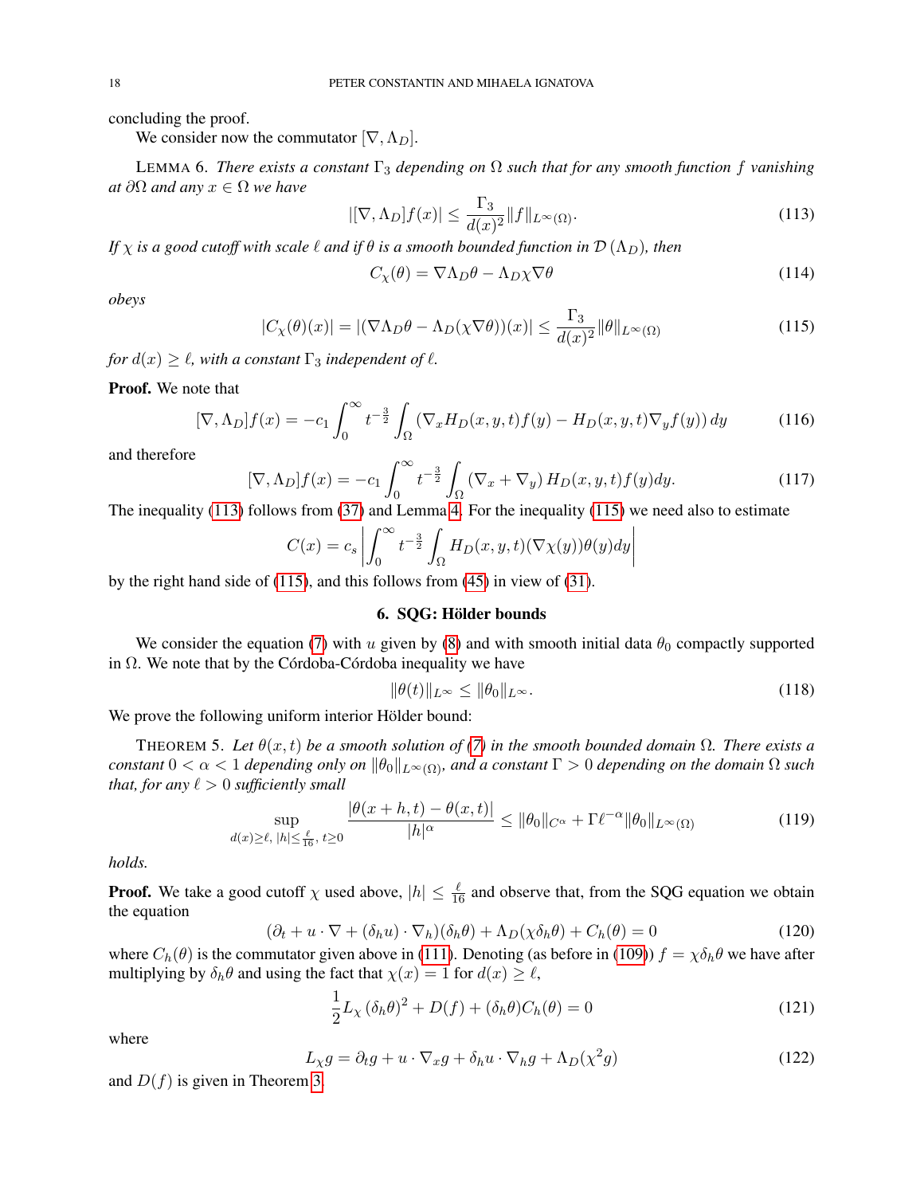concluding the proof.

We consider now the commutator $[\nabla, \Lambda_D]$.

LEMMA 6. *There exists a constant $\Gamma_3$ depending on $\Omega$ such that for any smooth function $f$ vanishing at $\partial\Omega$ and any $x \in \Omega$ we have*

$$|[\nabla, \Lambda_D]f(x)| \le \frac{\Gamma_3}{d(x)^2}\|f\|_{L^\infty(\Omega)}. \tag{113}$$

*If $\chi$ is a good cutoff with scale $\ell$ and if $\theta$ is a smooth bounded function in $\mathcal{D}(\Lambda_D)$, then*

$$C_\chi(\theta) = \nabla\Lambda_D\theta - \Lambda_D\chi\nabla\theta \tag{114}$$

*obeys*

$$|C_\chi(\theta)(x)| = |(\nabla\Lambda_D\theta - \Lambda_D(\chi\nabla\theta))(x)| \le \frac{\Gamma_3}{d(x)^2}\|\theta\|_{L^\infty(\Omega)} \tag{115}$$

*for $d(x) \ge \ell$, with a constant $\Gamma_3$ independent of $\ell$.*

**Proof.** We note that

$$[\nabla, \Lambda_D]f(x) = -c_1\int_0^\infty t^{-\frac{3}{2}}\int_\Omega (\nabla_x H_D(x,y,t)f(y) - H_D(x,y,t)\nabla_y f(y))\,dy \tag{116}$$

and therefore

$$[\nabla, \Lambda_D]f(x) = -c_1\int_0^\infty t^{-\frac{3}{2}}\int_\Omega (\nabla_x + \nabla_y)\,H_D(x,y,t)f(y)dy. \tag{117}$$

The inequality (113) follows from (37) and Lemma 4. For the inequality (115) we need also to estimate

$$C(x) = c_s\left|\int_0^\infty t^{-\frac{3}{2}}\int_\Omega H_D(x,y,t)(\nabla\chi(y))\theta(y)dy\right|$$

by the right hand side of (115), and this follows from (45) in view of (31).

## 6. SQG: Hölder bounds

We consider the equation (7) with $u$ given by (8) and with smooth initial data $\theta_0$ compactly supported in $\Omega$. We note that by the Córdoba-Córdoba inequality we have

$$\|\theta(t)\|_{L^\infty} \le \|\theta_0\|_{L^\infty}. \tag{118}$$

We prove the following uniform interior Hölder bound:

THEOREM 5. *Let $\theta(x,t)$ be a smooth solution of (7) in the smooth bounded domain $\Omega$. There exists a constant $0 < \alpha < 1$ depending only on $\|\theta_0\|_{L^\infty(\Omega)}$, and a constant $\Gamma > 0$ depending on the domain $\Omega$ such that, for any $\ell > 0$ sufficiently small*

$$\sup_{d(x)\ge\ell,\ |h|\le\frac{\ell}{16},\ t\ge 0}\frac{|\theta(x+h,t)-\theta(x,t)|}{|h|^\alpha} \le \|\theta_0\|_{C^\alpha} + \Gamma\ell^{-\alpha}\|\theta_0\|_{L^\infty(\Omega)} \tag{119}$$

*holds.*

**Proof.** We take a good cutoff $\chi$ used above, $|h| \le \frac{\ell}{16}$ and observe that, from the SQG equation we obtain the equation

$$(\partial_t + u\cdot\nabla + (\delta_h u)\cdot\nabla_h)(\delta_h\theta) + \Lambda_D(\chi\delta_h\theta) + C_h(\theta) = 0 \tag{120}$$

where $C_h(\theta)$ is the commutator given above in (111). Denoting (as before in (109)) $f = \chi\delta_h\theta$ we have after multiplying by $\delta_h\theta$ and using the fact that $\chi(x) = 1$ for $d(x) \ge \ell$,

$$\frac{1}{2}L_\chi\,(\delta_h\theta)^2 + D(f) + (\delta_h\theta)C_h(\theta) = 0 \tag{121}$$

where

$$L_\chi g = \partial_t g + u\cdot\nabla_x g + \delta_h u\cdot\nabla_h g + \Lambda_D(\chi^2 g) \tag{122}$$

and $D(f)$ is given in Theorem 3.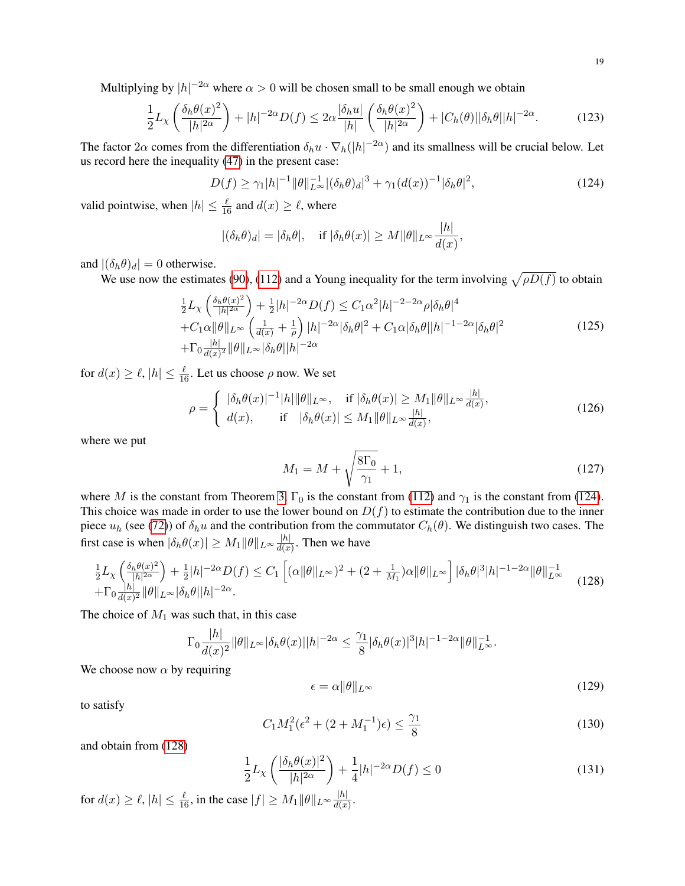Multiplying by $|h|^{-2\alpha}$ where $\alpha > 0$ will be chosen small to be small enough we obtain

$$\frac{1}{2}L_\chi\left(\frac{\delta_h\theta(x)^2}{|h|^{2\alpha}}\right) + |h|^{-2\alpha}D(f) \le 2\alpha\frac{|\delta_h u|}{|h|}\left(\frac{\delta_h\theta(x)^2}{|h|^{2\alpha}}\right) + |C_h(\theta)||\delta_h\theta||h|^{-2\alpha}. \tag{123}$$

The factor $2\alpha$ comes from the differentiation $\delta_h u\cdot\nabla_h(|h|^{-2\alpha})$ and its smallness will be crucial below. Let us record here the inequality (47) in the present case:

$$D(f) \ge \gamma_1|h|^{-1}\|\theta\|_{L^\infty}^{-1}|(\delta_h\theta)_d|^3 + \gamma_1(d(x))^{-1}|\delta_h\theta|^2, \tag{124}$$

valid pointwise, when $|h| \le \frac{\ell}{16}$ and $d(x) \ge \ell$, where

$$|(\delta_h\theta)_d| = |\delta_h\theta|, \quad \text{if } |\delta_h\theta(x)| \ge M\|\theta\|_{L^\infty}\frac{|h|}{d(x)},$$

and $|(\delta_h\theta)_d| = 0$ otherwise.

We use now the estimates (90), (112) and a Young inequality for the term involving $\sqrt{\rho D(f)}$ to obtain

$$\begin{array}{l}\frac{1}{2}L_\chi\left(\frac{\delta_h\theta(x)^2}{|h|^{2\alpha}}\right) + \frac{1}{2}|h|^{-2\alpha}D(f) \le C_1\alpha^2|h|^{-2-2\alpha}\rho|\delta_h\theta|^4 \\ +C_1\alpha\|\theta\|_{L^\infty}\left(\frac{1}{d(x)} + \frac{1}{\rho}\right)|h|^{-2\alpha}|\delta_h\theta|^2 + C_1\alpha|\delta_h\theta||h|^{-1-2\alpha}|\delta_h\theta|^2 \\ +\Gamma_0\frac{|h|}{d(x)^2}\|\theta\|_{L^\infty}|\delta_h\theta||h|^{-2\alpha}\end{array} \tag{125}$$

for $d(x) \ge \ell$, $|h| \le \frac{\ell}{16}$. Let us choose $\rho$ now. We set

$$\rho = \left\{\begin{array}{ll} |\delta_h\theta(x)|^{-1}|h|\|\theta\|_{L^\infty}, & \text{if } |\delta_h\theta(x)| \ge M_1\|\theta\|_{L^\infty}\frac{|h|}{d(x)}, \\ d(x), & \text{if } \quad |\delta_h\theta(x)| \le M_1\|\theta\|_{L^\infty}\frac{|h|}{d(x)}, \end{array}\right. \tag{126}$$

where we put

$$M_1 = M + \sqrt{\frac{8\Gamma_0}{\gamma_1}} + 1, \tag{127}$$

where $M$ is the constant from Theorem 3, $\Gamma_0$ is the constant from (112) and $\gamma_1$ is the constant from (124). This choice was made in order to use the lower bound on $D(f)$ to estimate the contribution due to the inner piece $u_h$ (see (72)) of $\delta_h u$ and the contribution from the commutator $C_h(\theta)$. We distinguish two cases. The first case is when $|\delta_h\theta(x)| \ge M_1\|\theta\|_{L^\infty}\frac{|h|}{d(x)}$. Then we have

$$\begin{array}{l}\frac{1}{2}L_\chi\left(\frac{\delta_h\theta(x)^2}{|h|^{2\alpha}}\right) + \frac{1}{2}|h|^{-2\alpha}D(f) \le C_1\left[(\alpha\|\theta\|_{L^\infty})^2 + (2+\frac{1}{M_1})\alpha\|\theta\|_{L^\infty}\right]|\delta_h\theta|^3|h|^{-1-2\alpha}\|\theta\|_{L^\infty}^{-1} \\ +\Gamma_0\frac{|h|}{d(x)^2}\|\theta\|_{L^\infty}|\delta_h\theta||h|^{-2\alpha}.\end{array} \tag{128}$$

The choice of $M_1$ was such that, in this case

$$\Gamma_0\frac{|h|}{d(x)^2}\|\theta\|_{L^\infty}|\delta_h\theta(x)||h|^{-2\alpha} \le \frac{\gamma_1}{8}|\delta_h\theta(x)|^3|h|^{-1-2\alpha}\|\theta\|_{L^\infty}^{-1}.$$

We choose now $\alpha$ by requiring

$$\epsilon = \alpha\|\theta\|_{L^\infty} \tag{129}$$

to satisfy

$$C_1M_1^2(\epsilon^2 + (2+M_1^{-1})\epsilon) \le \frac{\gamma_1}{8} \tag{130}$$

and obtain from (128)

$$\frac{1}{2}L_\chi\left(\frac{|\delta_h\theta(x)|^2}{|h|^{2\alpha}}\right) + \frac{1}{4}|h|^{-2\alpha}D(f) \le 0 \tag{131}$$

for $d(x) \ge \ell$, $|h| \le \frac{\ell}{16}$, in the case $|f| \ge M_1\|\theta\|_{L^\infty}\frac{|h|}{d(x)}$.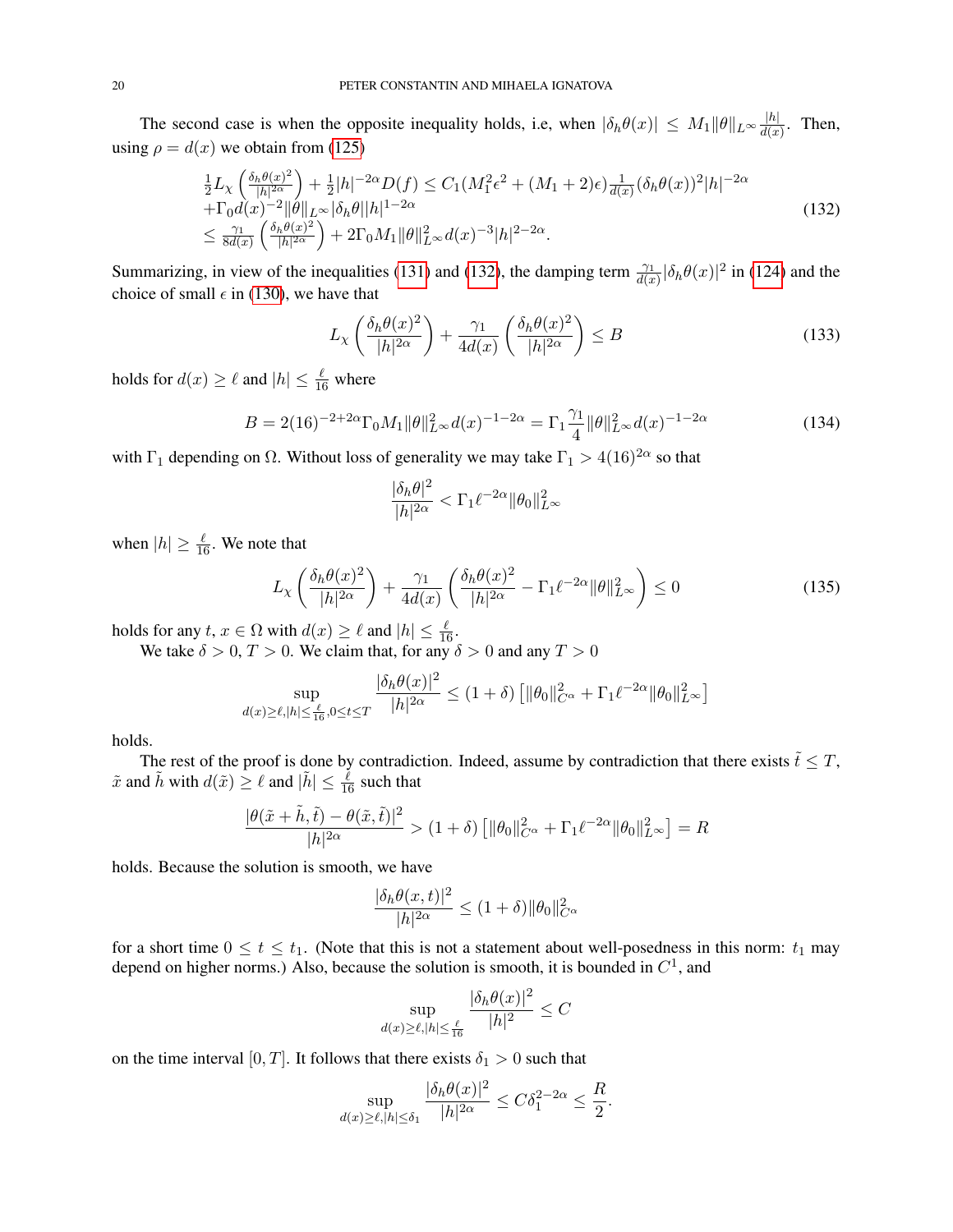The second case is when the opposite inequality holds, i.e, when $|\delta_h\theta(x)| \le M_1\|\theta\|_{L^\infty}\frac{|h|}{d(x)}$. Then, using $\rho = d(x)$ we obtain from (125)

$$
\begin{array}{l}
\frac{1}{2}L_\chi\left(\frac{\delta_h\theta(x)^2}{|h|^{2\alpha}}\right) + \frac{1}{2}|h|^{-2\alpha}D(f) \le C_1(M_1^2\epsilon^2 + (M_1+2)\epsilon)\frac{1}{d(x)}(\delta_h\theta(x))^2|h|^{-2\alpha} \\
+\Gamma_0 d(x)^{-2}\|\theta\|_{L^\infty}|\delta_h\theta||h|^{1-2\alpha} \\
\le \frac{\gamma_1}{8d(x)}\left(\frac{\delta_h\theta(x)^2}{|h|^{2\alpha}}\right) + 2\Gamma_0 M_1\|\theta\|_{L^\infty}^2 d(x)^{-3}|h|^{2-2\alpha}.
\end{array}
\tag{132}
$$

Summarizing, in view of the inequalities (131) and (132), the damping term $\frac{\gamma_1}{d(x)}|\delta_h\theta(x)|^2$ in (124) and the choice of small $\epsilon$ in (130), we have that

$$
L_\chi\left(\frac{\delta_h\theta(x)^2}{|h|^{2\alpha}}\right) + \frac{\gamma_1}{4d(x)}\left(\frac{\delta_h\theta(x)^2}{|h|^{2\alpha}}\right) \le B \tag{133}
$$

holds for $d(x) \ge \ell$ and $|h| \le \frac{\ell}{16}$ where

$$
B = 2(16)^{-2+2\alpha}\Gamma_0 M_1\|\theta\|_{L^\infty}^2 d(x)^{-1-2\alpha} = \Gamma_1\frac{\gamma_1}{4}\|\theta\|_{L^\infty}^2 d(x)^{-1-2\alpha} \tag{134}
$$

with $\Gamma_1$ depending on $\Omega$. Without loss of generality we may take $\Gamma_1 > 4(16)^{2\alpha}$ so that

$$
\frac{|\delta_h\theta|^2}{|h|^{2\alpha}} < \Gamma_1\ell^{-2\alpha}\|\theta_0\|_{L^\infty}^2
$$

when $|h| \ge \frac{\ell}{16}$. We note that

$$
L_\chi\left(\frac{\delta_h\theta(x)^2}{|h|^{2\alpha}}\right) + \frac{\gamma_1}{4d(x)}\left(\frac{\delta_h\theta(x)^2}{|h|^{2\alpha}} - \Gamma_1\ell^{-2\alpha}\|\theta\|_{L^\infty}^2\right) \le 0 \tag{135}
$$

holds for any $t$, $x \in \Omega$ with $d(x) \ge \ell$ and $|h| \le \frac{\ell}{16}$.

We take $\delta > 0$, $T > 0$. We claim that, for any $\delta > 0$ and any $T > 0$

$$
\sup_{d(x)\ge\ell, |h|\le\frac{\ell}{16}, 0\le t\le T}\frac{|\delta_h\theta(x)|^2}{|h|^{2\alpha}} \le (1+\delta)\left[\|\theta_0\|_{C^\alpha}^2 + \Gamma_1\ell^{-2\alpha}\|\theta_0\|_{L^\infty}^2\right]
$$

holds.

The rest of the proof is done by contradiction. Indeed, assume by contradiction that there exists $\tilde{t} \le T$, $\tilde{x}$ and $\tilde{h}$ with $d(\tilde{x}) \ge \ell$ and $|\tilde{h}| \le \frac{\ell}{16}$ such that

$$
\frac{|\theta(\tilde{x}+\tilde{h},\tilde{t}) - \theta(\tilde{x},\tilde{t})|^2}{|h|^{2\alpha}} > (1+\delta)\left[\|\theta_0\|_{C^\alpha}^2 + \Gamma_1\ell^{-2\alpha}\|\theta_0\|_{L^\infty}^2\right] = R
$$

holds. Because the solution is smooth, we have

$$
\frac{|\delta_h\theta(x,t)|^2}{|h|^{2\alpha}} \le (1+\delta)\|\theta_0\|_{C^\alpha}^2
$$

for a short time $0 \le t \le t_1$. (Note that this is not a statement about well-posedness in this norm: $t_1$ may depend on higher norms.) Also, because the solution is smooth, it is bounded in $C^1$, and

$$
\sup_{d(x)\ge\ell, |h|\le\frac{\ell}{16}}\frac{|\delta_h\theta(x)|^2}{|h|^2} \le C
$$

on the time interval $[0,T]$. It follows that there exists $\delta_1 > 0$ such that

$$
\sup_{d(x)\ge\ell, |h|\le\delta_1}\frac{|\delta_h\theta(x)|^2}{|h|^{2\alpha}} \le C\delta_1^{2-2\alpha} \le \frac{R}{2}.
$$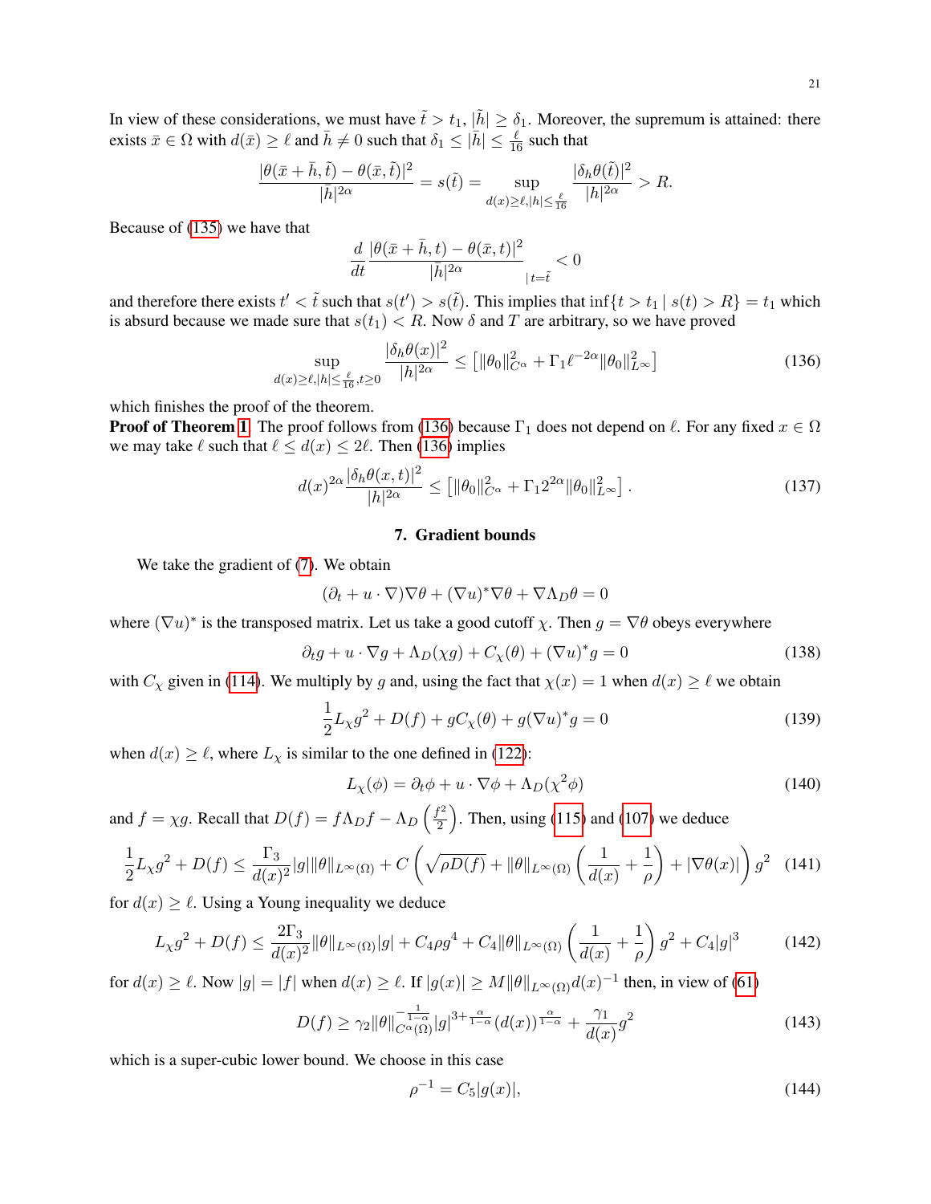In view of these considerations, we must have $\tilde{t} > t_1$, $|\tilde{h}| \geq \delta_1$. Moreover, the supremum is attained: there exists $\bar{x} \in \Omega$ with $d(\bar{x}) \geq \ell$ and $\bar{h} \neq 0$ such that $\delta_1 \leq |\bar{h}| \leq \frac{\ell}{16}$ such that

$$\frac{|\theta(\bar{x}+\bar{h},\tilde{t}) - \theta(\bar{x},\tilde{t})|^2}{|\bar{h}|^{2\alpha}} = s(\tilde{t}) = \sup_{d(x)\geq \ell, |h|\leq \frac{\ell}{16}} \frac{|\delta_h \theta(\tilde{t})|^2}{|h|^{2\alpha}} > R.$$

Because of (135) we have that

$$\frac{d}{dt}\frac{|\theta(\bar{x}+\bar{h},t) - \theta(\bar{x},t)|^2}{|\bar{h}|^{2\alpha}}_{|t=\tilde{t}} < 0$$

and therefore there exists $t' < \tilde{t}$ such that $s(t') > s(\tilde{t})$. This implies that $\inf\{t > t_1 \mid s(t) > R\} = t_1$ which is absurd because we made sure that $s(t_1) < R$. Now $\delta$ and $T$ are arbitrary, so we have proved

$$\sup_{d(x)\geq \ell, |h|\leq \frac{\ell}{16}, t\geq 0} \frac{|\delta_h \theta(x)|^2}{|h|^{2\alpha}} \leq \left[\|\theta_0\|^2_{C^\alpha} + \Gamma_1 \ell^{-2\alpha}\|\theta_0\|^2_{L^\infty}\right] \tag{136}$$

which finishes the proof of the theorem.

**Proof of Theorem 1.** The proof follows from (136) because $\Gamma_1$ does not depend on $\ell$. For any fixed $x \in \Omega$ we may take $\ell$ such that $\ell \leq d(x) \leq 2\ell$. Then (136) implies

$$d(x)^{2\alpha}\frac{|\delta_h\theta(x,t)|^2}{|h|^{2\alpha}} \leq \left[\|\theta_0\|^2_{C^\alpha} + \Gamma_1 2^{2\alpha}\|\theta_0\|^2_{L^\infty}\right]. \tag{137}$$

## 7. Gradient bounds

We take the gradient of (7). We obtain

$$(\partial_t + u\cdot\nabla)\nabla\theta + (\nabla u)^*\nabla\theta + \nabla\Lambda_D\theta = 0$$

where $(\nabla u)^*$ is the transposed matrix. Let us take a good cutoff $\chi$. Then $g = \nabla\theta$ obeys everywhere

$$\partial_t g + u\cdot\nabla g + \Lambda_D(\chi g) + C_\chi(\theta) + (\nabla u)^* g = 0 \tag{138}$$

with $C_\chi$ given in (114). We multiply by $g$ and, using the fact that $\chi(x) = 1$ when $d(x) \geq \ell$ we obtain

$$\frac{1}{2}L_\chi g^2 + D(f) + gC_\chi(\theta) + g(\nabla u)^* g = 0 \tag{139}$$

when $d(x) \geq \ell$, where $L_\chi$ is similar to the one defined in (122):

$$L_\chi(\phi) = \partial_t\phi + u\cdot\nabla\phi + \Lambda_D(\chi^2\phi) \tag{140}$$

and $f = \chi g$. Recall that $D(f) = f\Lambda_D f - \Lambda_D\left(\frac{f^2}{2}\right)$. Then, using (115) and (107) we deduce

$$\frac{1}{2}L_\chi g^2 + D(f) \leq \frac{\Gamma_3}{d(x)^2}|g|\|\theta\|_{L^\infty(\Omega)} + C\left(\sqrt{\rho D(f)} + \|\theta\|_{L^\infty(\Omega)}\left(\frac{1}{d(x)} + \frac{1}{\rho}\right) + |\nabla\theta(x)|\right)g^2 \tag{141}$$

for $d(x) \geq \ell$. Using a Young inequality we deduce

$$L_\chi g^2 + D(f) \leq \frac{2\Gamma_3}{d(x)^2}\|\theta\|_{L^\infty(\Omega)}|g| + C_4\rho g^4 + C_4\|\theta\|_{L^\infty(\Omega)}\left(\frac{1}{d(x)} + \frac{1}{\rho}\right)g^2 + C_4|g|^3 \tag{142}$$

for $d(x) \geq \ell$. Now $|g| = |f|$ when $d(x) \geq \ell$. If $|g(x)| \geq M\|\theta\|_{L^\infty(\Omega)}d(x)^{-1}$ then, in view of (61)

$$D(f) \geq \gamma_2\|\theta\|^{-\frac{1}{1-\alpha}}_{C^\alpha(\Omega)}|g|^{3+\frac{\alpha}{1-\alpha}}(d(x))^{\frac{\alpha}{1-\alpha}} + \frac{\gamma_1}{d(x)}g^2 \tag{143}$$

which is a super-cubic lower bound. We choose in this case

$$\rho^{-1} = C_5|g(x)|, \tag{144}$$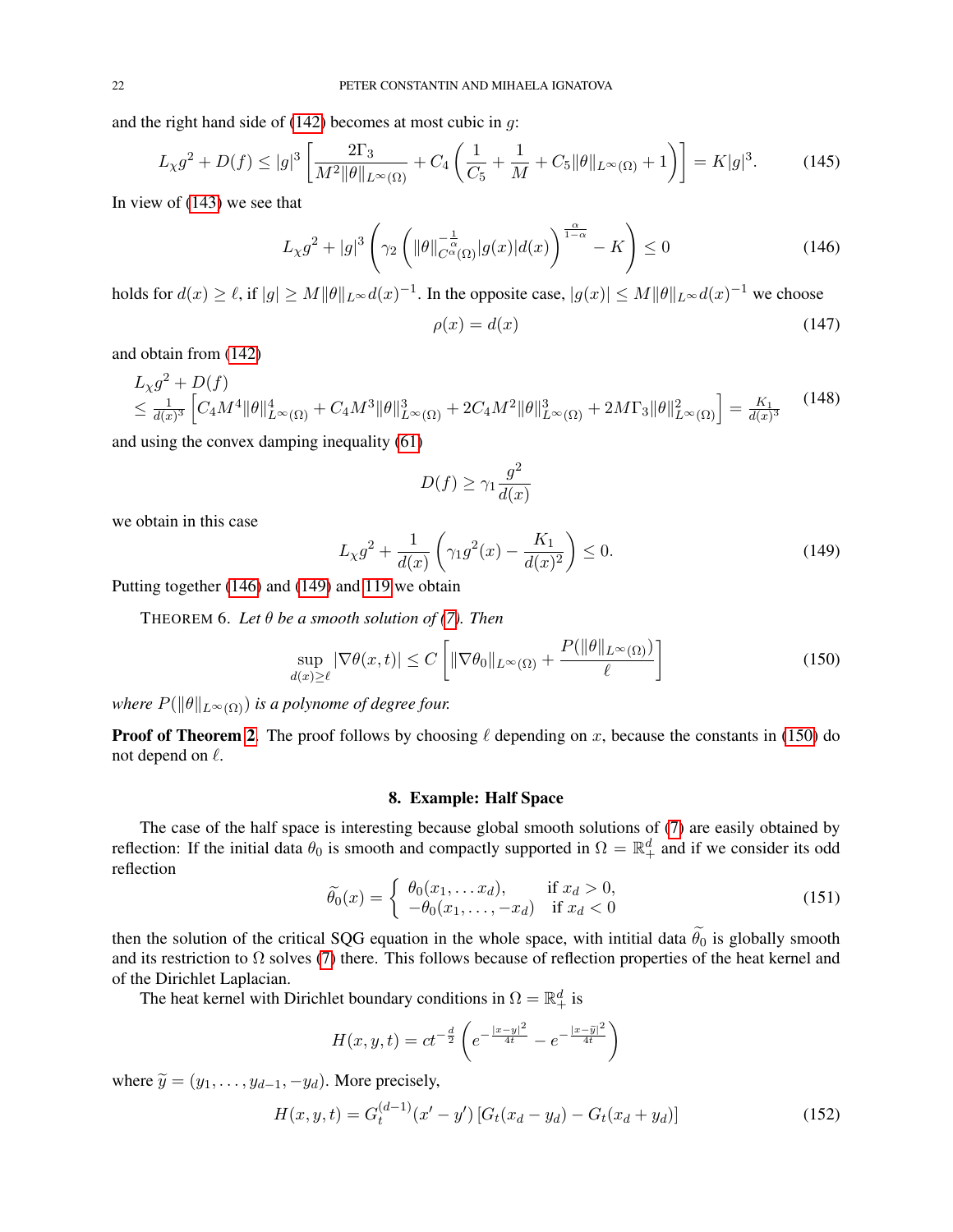and the right hand side of (142) becomes at most cubic in $g$:

$$L_\chi g^2 + D(f) \le |g|^3 \left[ \frac{2\Gamma_3}{M^2 \|\theta\|_{L^\infty(\Omega)}} + C_4 \left( \frac{1}{C_5} + \frac{1}{M} + C_5 \|\theta\|_{L^\infty(\Omega)} + 1 \right) \right] = K|g|^3. \tag{145}$$

In view of (143) we see that

$$L_\chi g^2 + |g|^3 \left( \gamma_2 \left( \|\theta\|_{C^\alpha(\Omega)}^{-\frac{1}{\alpha}} |g(x)| d(x) \right)^{\frac{\alpha}{1-\alpha}} - K \right) \le 0 \tag{146}$$

holds for $d(x) \ge \ell$, if $|g| \ge M \|\theta\|_{L^\infty} d(x)^{-1}$. In the opposite case, $|g(x)| \le M \|\theta\|_{L^\infty} d(x)^{-1}$ we choose

$$\rho(x) = d(x) \tag{147}$$

and obtain from (142)

$$\begin{aligned} &L_\chi g^2 + D(f) \\ &\le \tfrac{1}{d(x)^3} \left[ C_4 M^4 \|\theta\|_{L^\infty(\Omega)}^4 + C_4 M^3 \|\theta\|_{L^\infty(\Omega)}^3 + 2C_4 M^2 \|\theta\|_{L^\infty(\Omega)}^3 + 2M\Gamma_3 \|\theta\|_{L^\infty(\Omega)}^2 \right] = \tfrac{K_1}{d(x)^3} \end{aligned} \tag{148}$$

and using the convex damping inequality (61)

$$D(f) \ge \gamma_1 \frac{g^2}{d(x)}$$

we obtain in this case

$$L_\chi g^2 + \frac{1}{d(x)} \left( \gamma_1 g^2(x) - \frac{K_1}{d(x)^2} \right) \le 0. \tag{149}$$

Putting together (146) and (149) and 119 we obtain

THEOREM 6. *Let $\theta$ be a smooth solution of (7). Then*

$$\sup_{d(x) \ge \ell} |\nabla \theta(x,t)| \le C \left[ \|\nabla \theta_0\|_{L^\infty(\Omega)} + \frac{P(\|\theta\|_{L^\infty(\Omega)})}{\ell} \right] \tag{150}$$

*where $P(\|\theta\|_{L^\infty(\Omega)})$ is a polynome of degree four.*

**Proof of Theorem 2**. The proof follows by choosing $\ell$ depending on $x$, because the constants in (150) do not depend on $\ell$.

## 8. Example: Half Space

The case of the half space is interesting because global smooth solutions of (7) are easily obtained by reflection: If the initial data $\theta_0$ is smooth and compactly supported in $\Omega = \mathbb{R}^d_+$ and if we consider its odd reflection

$$\widetilde{\theta_0}(x) = \begin{cases} \theta_0(x_1, \dots x_d), & \text{if } x_d > 0, \\ -\theta_0(x_1, \dots, -x_d) & \text{if } x_d < 0 \end{cases} \tag{151}$$

then the solution of the critical SQG equation in the whole space, with intitial data $\widetilde{\theta}_0$ is globally smooth and its restriction to $\Omega$ solves (7) there. This follows because of reflection properties of the heat kernel and of the Dirichlet Laplacian.

The heat kernel with Dirichlet boundary conditions in $\Omega = \mathbb{R}^d_+$ is

$$H(x,y,t) = ct^{-\frac{d}{2}} \left( e^{-\frac{|x-y|^2}{4t}} - e^{-\frac{|x-\widetilde{y}|^2}{4t}} \right)$$

where $\widetilde{y} = (y_1, \dots, y_{d-1}, -y_d)$. More precisely,

$$H(x,y,t) = G_t^{(d-1)}(x' - y') \left[ G_t(x_d - y_d) - G_t(x_d + y_d) \right] \tag{152}$$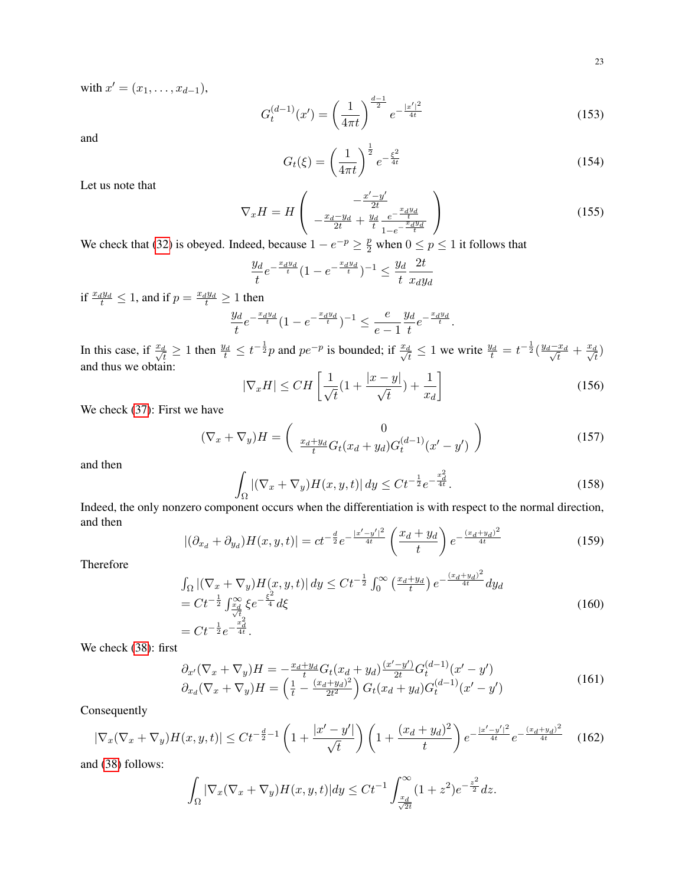with $x' = (x_1, \dots, x_{d-1})$,

$$
G_t^{(d-1)}(x') = \left(\frac{1}{4\pi t}\right)^{\frac{d-1}{2}} e^{-\frac{|x'|^2}{4t}} \tag{153}
$$

and

$$
G_t(\xi) = \left(\frac{1}{4\pi t}\right)^{\frac{1}{2}} e^{-\frac{\xi^2}{4t}} \tag{154}
$$

Let us note that

$$
\nabla_x H = H \begin{pmatrix} -\frac{x'-y'}{2t} \\ -\frac{x_d - y_d}{2t} + \frac{y_d}{t}\frac{e^{-\frac{x_d y_d}{t}}}{1-e^{-\frac{x_d y_d}{t}}} \end{pmatrix} \tag{155}
$$

We check that (32) is obeyed. Indeed, because $1 - e^{-p} \geq \frac{p}{2}$ when $0 \leq p \leq 1$ it follows that

$$
\frac{y_d}{t} e^{-\frac{x_d y_d}{t}} (1 - e^{-\frac{x_d y_d}{t}})^{-1} \leq \frac{y_d}{t}\frac{2t}{x_d y_d}
$$

if $\frac{x_d y_d}{t} \leq 1$, and if $p = \frac{x_d y_d}{t} \geq 1$ then

$$
\frac{y_d}{t} e^{-\frac{x_d y_d}{t}} (1 - e^{-\frac{x_d y_d}{t}})^{-1} \leq \frac{e}{e-1}\frac{y_d}{t} e^{-\frac{x_d y_d}{t}}.
$$

In this case, if $\frac{x_d}{\sqrt{t}} \geq 1$ then $\frac{y_d}{t} \leq t^{-\frac{1}{2}} p$ and $pe^{-p}$ is bounded; if $\frac{x_d}{\sqrt{t}} \leq 1$ we write $\frac{y_d}{t} = t^{-\frac{1}{2}}(\frac{y_d - x_d}{\sqrt{t}} + \frac{x_d}{\sqrt{t}})$ and thus we obtain:

$$
|\nabla_x H| \leq CH \left[\frac{1}{\sqrt{t}}(1 + \frac{|x-y|}{\sqrt{t}}) + \frac{1}{x_d}\right] \tag{156}
$$

We check (37): First we have

$$
(\nabla_x + \nabla_y) H = \begin{pmatrix} 0 \\ \frac{x_d + y_d}{t} G_t(x_d + y_d) G_t^{(d-1)}(x' - y') \end{pmatrix} \tag{157}
$$

and then

$$
\int_\Omega |(\nabla_x + \nabla_y) H(x, y, t)|\, dy \leq C t^{-\frac{1}{2}} e^{-\frac{x_d^2}{4t}}. \tag{158}
$$

Indeed, the only nonzero component occurs when the differentiation is with respect to the normal direction, and then

$$
|(\partial_{x_d} + \partial_{y_d}) H(x, y, t)| = c t^{-\frac{d}{2}} e^{-\frac{|x'-y'|^2}{4t}} \left(\frac{x_d + y_d}{t}\right) e^{-\frac{(x_d + y_d)^2}{4t}} \tag{159}
$$

Therefore

$$
\begin{aligned}
&\int_\Omega |(\nabla_x + \nabla_y) H(x, y, t)|\, dy \leq C t^{-\frac{1}{2}} \int_0^\infty \left(\frac{x_d + y_d}{t}\right) e^{-\frac{(x_d + y_d)^2}{4t}} dy_d \\
&= C t^{-\frac{1}{2}} \int_{\frac{x_d}{\sqrt{t}}}^\infty \xi e^{-\frac{\xi^2}{4}} d\xi \\
&= C t^{-\frac{1}{2}} e^{-\frac{x_d^2}{4t}}.
\end{aligned} \tag{160}
$$

We check (38): first

$$
\begin{aligned}
\partial_{x'}(\nabla_x + \nabla_y) H &= -\frac{x_d + y_d}{t} G_t(x_d + y_d) \frac{(x' - y')}{2t} G_t^{(d-1)}(x' - y') \\
\partial_{x_d}(\nabla_x + \nabla_y) H &= \left(\frac{1}{t} - \frac{(x_d + y_d)^2}{2t^2}\right) G_t(x_d + y_d) G_t^{(d-1)}(x' - y')
\end{aligned} \tag{161}
$$

Consequently

$$
|\nabla_x(\nabla_x + \nabla_y) H(x, y, t)| \leq C t^{-\frac{d}{2} - 1} \left(1 + \frac{|x' - y'|}{\sqrt{t}}\right) \left(1 + \frac{(x_d + y_d)^2}{t}\right) e^{-\frac{|x'-y'|^2}{4t}} e^{-\frac{(x_d + y_d)^2}{4t}} \tag{162}
$$

and (38) follows:

$$
\int_\Omega |\nabla_x(\nabla_x + \nabla_y) H(x, y, t)| dy \leq C t^{-1} \int_{\frac{x_d}{\sqrt{2t}}}^\infty (1 + z^2) e^{-\frac{z^2}{2}} dz.
$$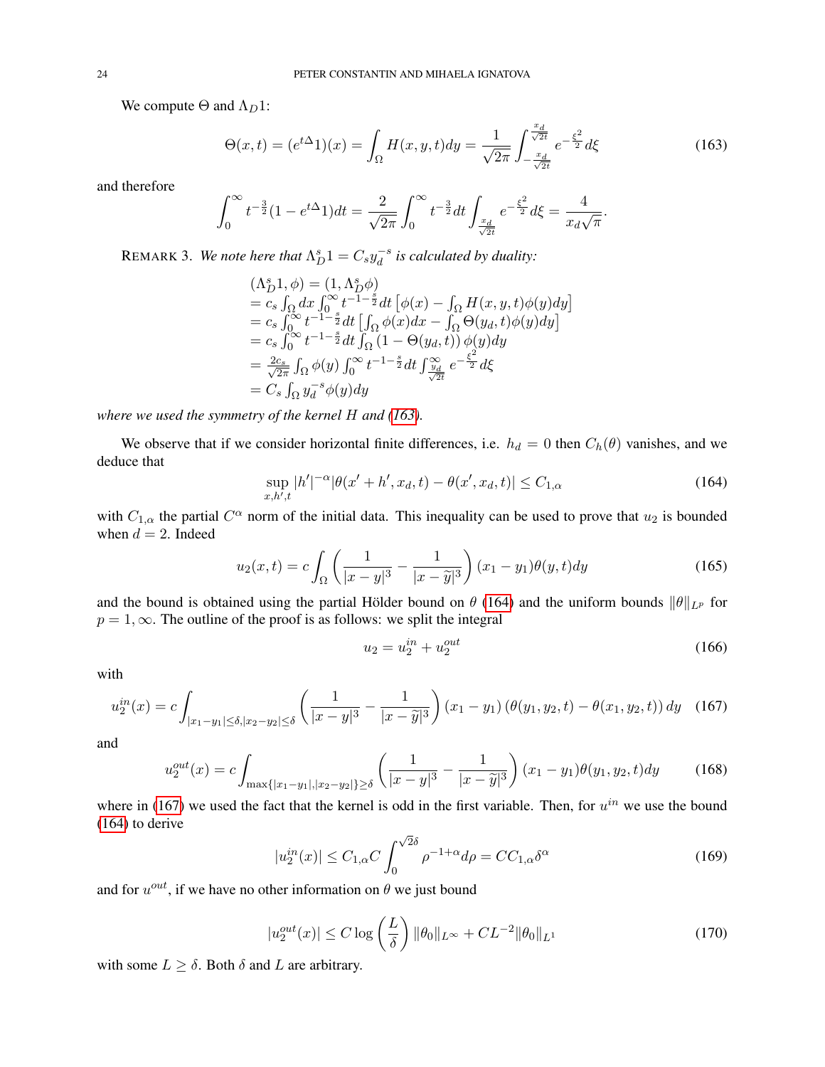We compute $\Theta$ and $\Lambda_D 1$:

$$\Theta(x,t) = (e^{t\Delta}1)(x) = \int_\Omega H(x,y,t)dy = \frac{1}{\sqrt{2\pi}}\int_{-\frac{x_d}{\sqrt{2t}}}^{\frac{x_d}{\sqrt{2t}}} e^{-\frac{\xi^2}{2}}d\xi \tag{163}$$

and therefore

$$\int_0^\infty t^{-\frac{3}{2}}(1-e^{t\Delta}1)dt = \frac{2}{\sqrt{2\pi}}\int_0^\infty t^{-\frac{3}{2}}dt\int_{\frac{x_d}{\sqrt{2t}}} e^{-\frac{\xi^2}{2}}d\xi = \frac{4}{x_d\sqrt{\pi}}.$$

REMARK 3. *We note here that $\Lambda_D^s 1 = C_s y_d^{-s}$ is calculated by duality:*

$$
\begin{aligned}
&(\Lambda_D^s 1, \phi) = (1, \Lambda_D^s \phi)\\
&= c_s \int_\Omega dx \int_0^\infty t^{-1-\frac{s}{2}}dt\left[\phi(x) - \int_\Omega H(x,y,t)\phi(y)dy\right]\\
&= c_s \int_0^\infty t^{-1-\frac{s}{2}}dt\left[\int_\Omega \phi(x)dx - \int_\Omega \Theta(y_d,t)\phi(y)dy\right]\\
&= c_s \int_0^\infty t^{-1-\frac{s}{2}}dt \int_\Omega (1-\Theta(y_d,t))\,\phi(y)dy\\
&= \frac{2c_s}{\sqrt{2\pi}}\int_\Omega \phi(y)\int_0^\infty t^{-1-\frac{s}{2}}dt\int_{\frac{y_d}{\sqrt{2t}}}^\infty e^{-\frac{\xi^2}{2}}d\xi\\
&= C_s\int_\Omega y_d^{-s}\phi(y)dy
\end{aligned}
$$

*where we used the symmetry of the kernel $H$ and (163).*

We observe that if we consider horizontal finite differences, i.e. $h_d = 0$ then $C_h(\theta)$ vanishes, and we deduce that

$$\sup_{x,h',t} |h'|^{-\alpha}|\theta(x'+h', x_d, t) - \theta(x', x_d, t)| \le C_{1,\alpha} \tag{164}$$

with $C_{1,\alpha}$ the partial $C^\alpha$ norm of the initial data. This inequality can be used to prove that $u_2$ is bounded when $d=2$. Indeed

$$u_2(x,t) = c\int_\Omega\left(\frac{1}{|x-y|^3} - \frac{1}{|x-\widetilde{y}|^3}\right)(x_1-y_1)\theta(y,t)dy \tag{165}$$

and the bound is obtained using the partial Hölder bound on $\theta$ (164) and the uniform bounds $\|\theta\|_{L^p}$ for $p = 1,\infty$. The outline of the proof is as follows: we split the integral

$$u_2 = u_2^{in} + u_2^{out} \tag{166}$$

with

$$u_2^{in}(x) = c\int_{|x_1-y_1|\le\delta, |x_2-y_2|\le\delta}\left(\frac{1}{|x-y|^3} - \frac{1}{|x-\widetilde{y}|^3}\right)(x_1-y_1)\left(\theta(y_1,y_2,t) - \theta(x_1,y_2,t)\right)dy \tag{167}$$

and

$$u_2^{out}(x) = c\int_{\max\{|x_1-y_1|, |x_2-y_2|\}\ge\delta}\left(\frac{1}{|x-y|^3} - \frac{1}{|x-\widetilde{y}|^3}\right)(x_1-y_1)\theta(y_1,y_2,t)dy \tag{168}$$

where in (167) we used the fact that the kernel is odd in the first variable. Then, for $u^{in}$ we use the bound (164) to derive

$$|u_2^{in}(x)| \le C_{1,\alpha}C\int_0^{\sqrt{2}\delta}\rho^{-1+\alpha}d\rho = CC_{1,\alpha}\delta^\alpha \tag{169}$$

and for $u^{out}$, if we have no other information on $\theta$ we just bound

$$|u_2^{out}(x)| \le C\log\left(\frac{L}{\delta}\right)\|\theta_0\|_{L^\infty} + CL^{-2}\|\theta_0\|_{L^1} \tag{170}$$

with some $L \ge \delta$. Both $\delta$ and $L$ are arbitrary.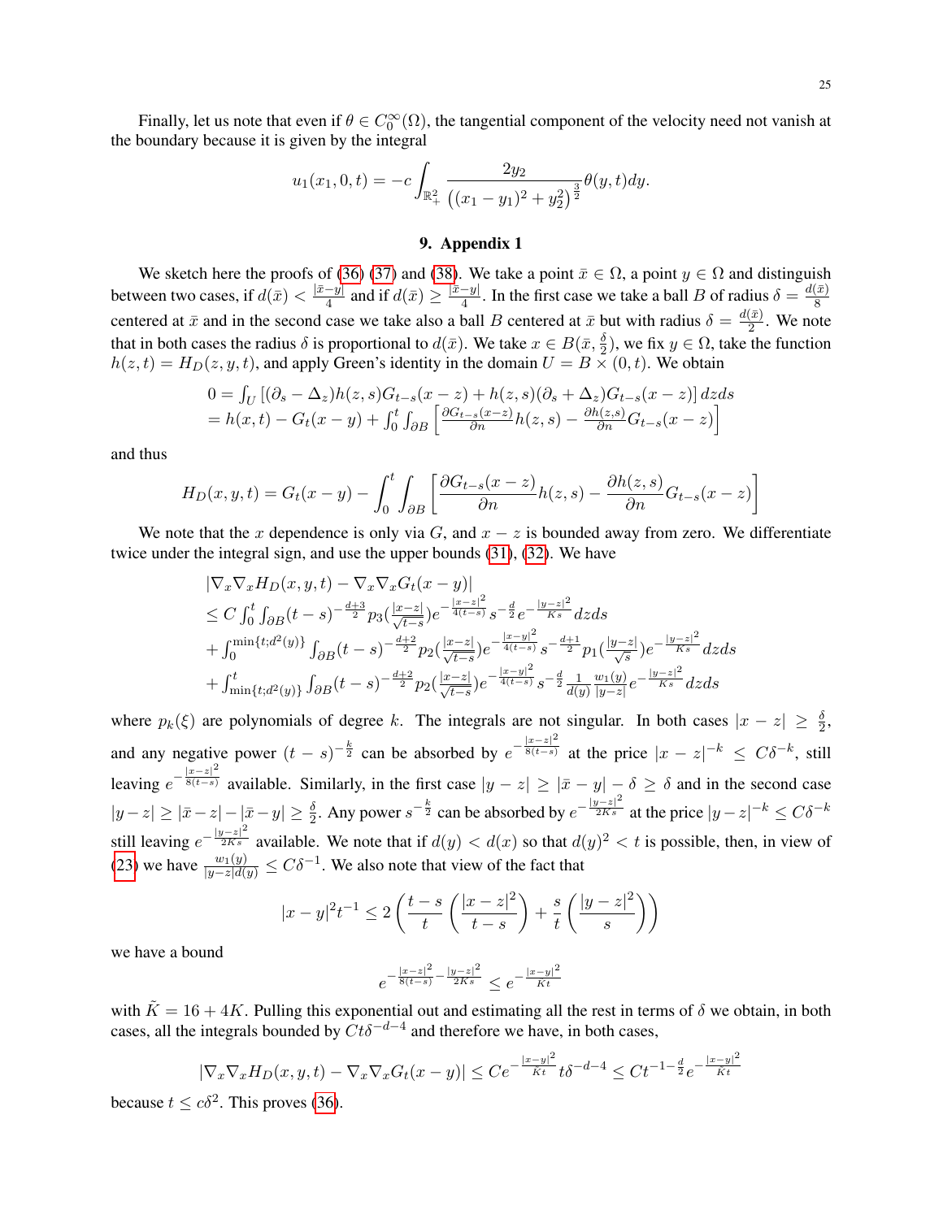Finally, let us note that even if $\theta \in C_0^\infty(\Omega)$, the tangential component of the velocity need not vanish at the boundary because it is given by the integral

$$u_1(x_1,0,t) = -c\int_{\mathbb{R}^2_+} \frac{2y_2}{\left((x_1-y_1)^2+y_2^2\right)^{\frac{3}{2}}}\theta(y,t)dy.$$

## 9. Appendix 1

We sketch here the proofs of (36) (37) and (38). We take a point $\bar{x}\in\Omega$, a point $y\in\Omega$ and distinguish between two cases, if $d(\bar{x}) < \frac{|\bar{x}-y|}{4}$ and if $d(\bar{x}) \geq \frac{|\bar{x}-y|}{4}$. In the first case we take a ball $B$ of radius $\delta = \frac{d(\bar{x})}{8}$ centered at $\bar{x}$ and in the second case we take also a ball $B$ centered at $\bar{x}$ but with radius $\delta = \frac{d(\bar{x})}{2}$. We note that in both cases the radius $\delta$ is proportional to $d(\bar{x})$. We take $x \in B(\bar{x}, \frac{\delta}{2})$, we fix $y\in\Omega$, take the function $h(z,t) = H_D(z,y,t)$, and apply Green's identity in the domain $U = B\times(0,t)$. We obtain

$$\begin{array}{l}0 = \int_U\left[(\partial_s-\Delta_z)h(z,s)G_{t-s}(x-z) + h(z,s)(\partial_s+\Delta_z)G_{t-s}(x-z)\right]dzds\\ = h(x,t) - G_t(x-y) + \int_0^t\int_{\partial B}\left[\frac{\partial G_{t-s}(x-z)}{\partial n}h(z,s) - \frac{\partial h(z,s)}{\partial n}G_{t-s}(x-z)\right]\end{array}$$

and thus

$$H_D(x,y,t) = G_t(x-y) - \int_0^t\int_{\partial B}\left[\frac{\partial G_{t-s}(x-z)}{\partial n}h(z,s) - \frac{\partial h(z,s)}{\partial n}G_{t-s}(x-z)\right]$$

We note that the $x$ dependence is only via $G$, and $x-z$ is bounded away from zero. We differentiate twice under the integral sign, and use the upper bounds (31), (32). We have

$$\begin{array}{l}|\nabla_x\nabla_x H_D(x,y,t) - \nabla_x\nabla_x G_t(x-y)|\\ \leq C\int_0^t\int_{\partial B}(t-s)^{-\frac{d+3}{2}}p_3(\frac{|x-z|}{\sqrt{t-s}})e^{-\frac{|x-z|^2}{4(t-s)}}s^{-\frac{d}{2}}e^{-\frac{|y-z|^2}{Ks}}dzds\\ +\int_0^{\min\{t;d^2(y)\}}\int_{\partial B}(t-s)^{-\frac{d+2}{2}}p_2(\frac{|x-z|}{\sqrt{t-s}})e^{-\frac{|x-y|^2}{4(t-s)}}s^{-\frac{d+1}{2}}p_1(\frac{|y-z|}{\sqrt{s}})e^{-\frac{|y-z|^2}{Ks}}dzds\\ +\int_{\min\{t;d^2(y)\}}^t\int_{\partial B}(t-s)^{-\frac{d+2}{2}}p_2(\frac{|x-z|}{\sqrt{t-s}})e^{-\frac{|x-y|^2}{4(t-s)}}s^{-\frac{d}{2}}\frac{1}{d(y)}\frac{w_1(y)}{|y-z|}e^{-\frac{|y-z|^2}{Ks}}dzds\end{array}$$

where $p_k(\xi)$ are polynomials of degree $k$. The integrals are not singular. In both cases $|x-z|\geq\frac{\delta}{2}$, and any negative power $(t-s)^{-\frac{k}{2}}$ can be absorbed by $e^{-\frac{|x-z|^2}{8(t-s)}}$ at the price $|x-z|^{-k}\leq C\delta^{-k}$, still leaving $e^{-\frac{|x-z|^2}{8(t-s)}}$ available. Similarly, in the first case $|y-z|\geq|\bar{x}-y|-\delta\geq\delta$ and in the second case $|y-z|\geq|\bar{x}-z|-|\bar{x}-y|\geq\frac{\delta}{2}$. Any power $s^{-\frac{k}{2}}$ can be absorbed by $e^{-\frac{|y-z|^2}{2Ks}}$ at the price $|y-z|^{-k}\leq C\delta^{-k}$ still leaving $e^{-\frac{|y-z|^2}{2Ks}}$ available. We note that if $d(y)<d(x)$ so that $d(y)^2<t$ is possible, then, in view of (23) we have $\frac{w_1(y)}{|y-z|d(y)}\leq C\delta^{-1}$. We also note that view of the fact that

$$|x-y|^2t^{-1}\leq 2\left(\frac{t-s}{t}\left(\frac{|x-z|^2}{t-s}\right)+\frac{s}{t}\left(\frac{|y-z|^2}{s}\right)\right)$$

we have a bound

$$e^{-\frac{|x-z|^2}{8(t-s)}-\frac{|y-z|^2}{2Ks}}\leq e^{-\frac{|x-y|^2}{\tilde{K}t}}$$

with $\tilde{K} = 16+4K$. Pulling this exponential out and estimating all the rest in terms of $\delta$ we obtain, in both cases, all the integrals bounded by $Ct\delta^{-d-4}$ and therefore we have, in both cases,

$$|\nabla_x\nabla_x H_D(x,y,t) - \nabla_x\nabla_x G_t(x-y)|\leq Ce^{-\frac{|x-y|^2}{\tilde{K}t}}t\delta^{-d-4}\leq Ct^{-1-\frac{d}{2}}e^{-\frac{|x-y|^2}{\tilde{K}t}}$$

because $t\leq c\delta^2$. This proves (36).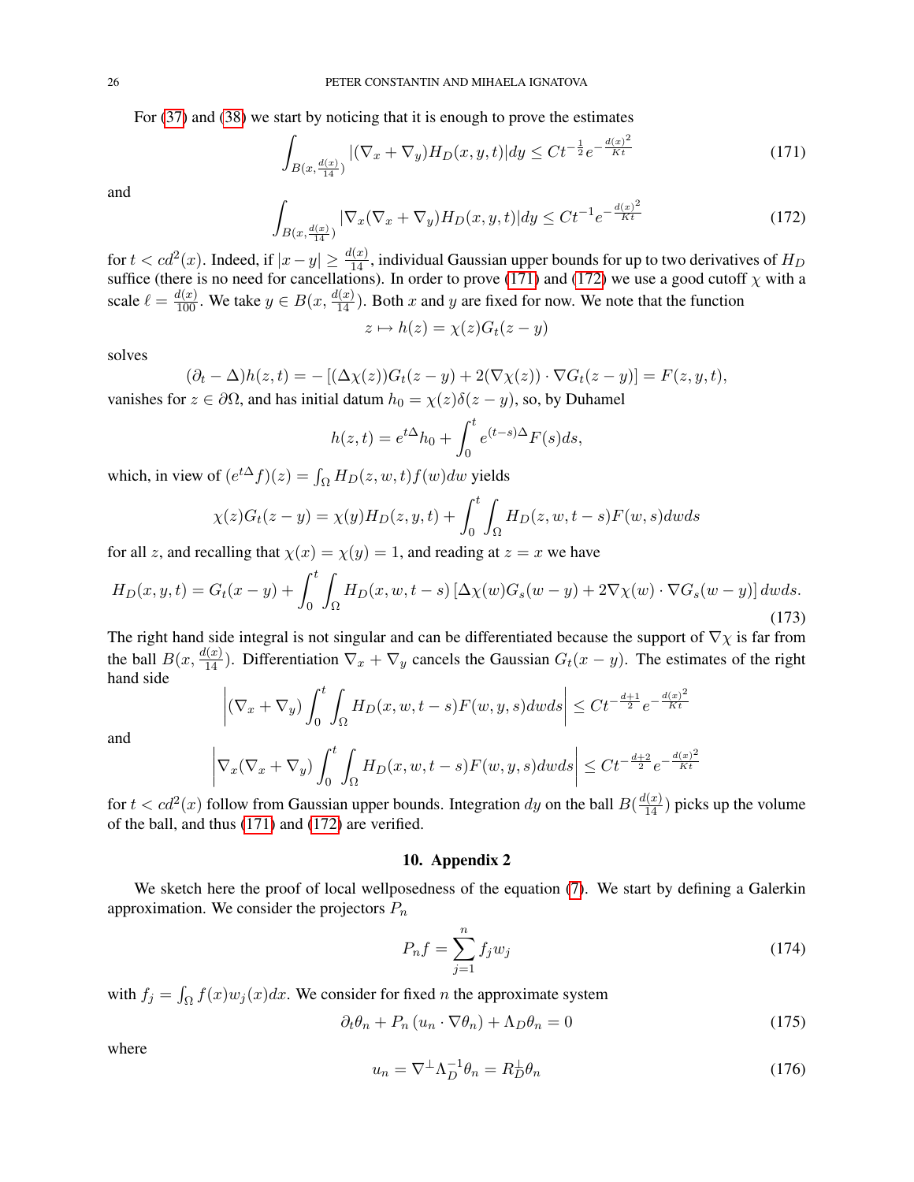For (37) and (38) we start by noticing that it is enough to prove the estimates

$$\int_{B(x,\frac{d(x)}{14})} |(\nabla_x + \nabla_y)H_D(x,y,t)|dy \le Ct^{-\frac{1}{2}}e^{-\frac{d(x)^2}{Kt}} \tag{171}$$

and

$$\int_{B(x,\frac{d(x)}{14})} |\nabla_x(\nabla_x + \nabla_y)H_D(x,y,t)|dy \le Ct^{-1}e^{-\frac{d(x)^2}{Kt}} \tag{172}$$

for $t < cd^2(x)$. Indeed, if $|x-y| \ge \frac{d(x)}{14}$, individual Gaussian upper bounds for up to two derivatives of $H_D$ suffice (there is no need for cancellations). In order to prove (171) and (172) we use a good cutoff $\chi$ with a scale $\ell = \frac{d(x)}{100}$. We take $y \in B(x, \frac{d(x)}{14})$. Both $x$ and $y$ are fixed for now. We note that the function

$$z \mapsto h(z) = \chi(z)G_t(z-y)$$

solves

$$(\partial_t - \Delta)h(z,t) = -\left[(\Delta\chi(z))G_t(z-y) + 2(\nabla\chi(z))\cdot\nabla G_t(z-y)\right] = F(z,y,t),$$

vanishes for $z \in \partial\Omega$, and has initial datum $h_0 = \chi(z)\delta(z-y)$, so, by Duhamel

$$h(z,t) = e^{t\Delta}h_0 + \int_0^t e^{(t-s)\Delta}F(s)ds,$$

which, in view of $(e^{t\Delta}f)(z) = \int_\Omega H_D(z,w,t)f(w)dw$ yields

$$\chi(z)G_t(z-y) = \chi(y)H_D(z,y,t) + \int_0^t\int_\Omega H_D(z,w,t-s)F(w,s)dwds$$

for all $z$, and recalling that $\chi(x) = \chi(y) = 1$, and reading at $z = x$ we have

$$H_D(x,y,t) = G_t(x-y) + \int_0^t\int_\Omega H_D(x,w,t-s)\left[\Delta\chi(w)G_s(w-y) + 2\nabla\chi(w)\cdot\nabla G_s(w-y)\right]dwds. \tag{173}$$

The right hand side integral is not singular and can be differentiated because the support of $\nabla\chi$ is far from the ball $B(x, \frac{d(x)}{14})$. Differentiation $\nabla_x + \nabla_y$ cancels the Gaussian $G_t(x-y)$. The estimates of the right hand side

$$\left|(\nabla_x + \nabla_y)\int_0^t\int_\Omega H_D(x,w,t-s)F(w,y,s)dwds\right| \le Ct^{-\frac{d+1}{2}}e^{-\frac{d(x)^2}{Kt}}$$

and

$$\left|\nabla_x(\nabla_x + \nabla_y)\int_0^t\int_\Omega H_D(x,w,t-s)F(w,y,s)dwds\right| \le Ct^{-\frac{d+2}{2}}e^{-\frac{d(x)^2}{Kt}}$$

for $t < cd^2(x)$ follow from Gaussian upper bounds. Integration $dy$ on the ball $B(\frac{d(x)}{14})$ picks up the volume of the ball, and thus (171) and (172) are verified.

## 10. Appendix 2

We sketch here the proof of local wellposedness of the equation (7). We start by defining a Galerkin approximation. We consider the projectors $P_n$

$$P_nf = \sum_{j=1}^n f_jw_j \tag{174}$$

with $f_j = \int_\Omega f(x)w_j(x)dx$. We consider for fixed $n$ the approximate system

$$\partial_t\theta_n + P_n\left(u_n\cdot\nabla\theta_n\right) + \Lambda_D\theta_n = 0 \tag{175}$$

where

$$u_n = \nabla^\perp\Lambda_D^{-1}\theta_n = R_D^\perp\theta_n \tag{176}$$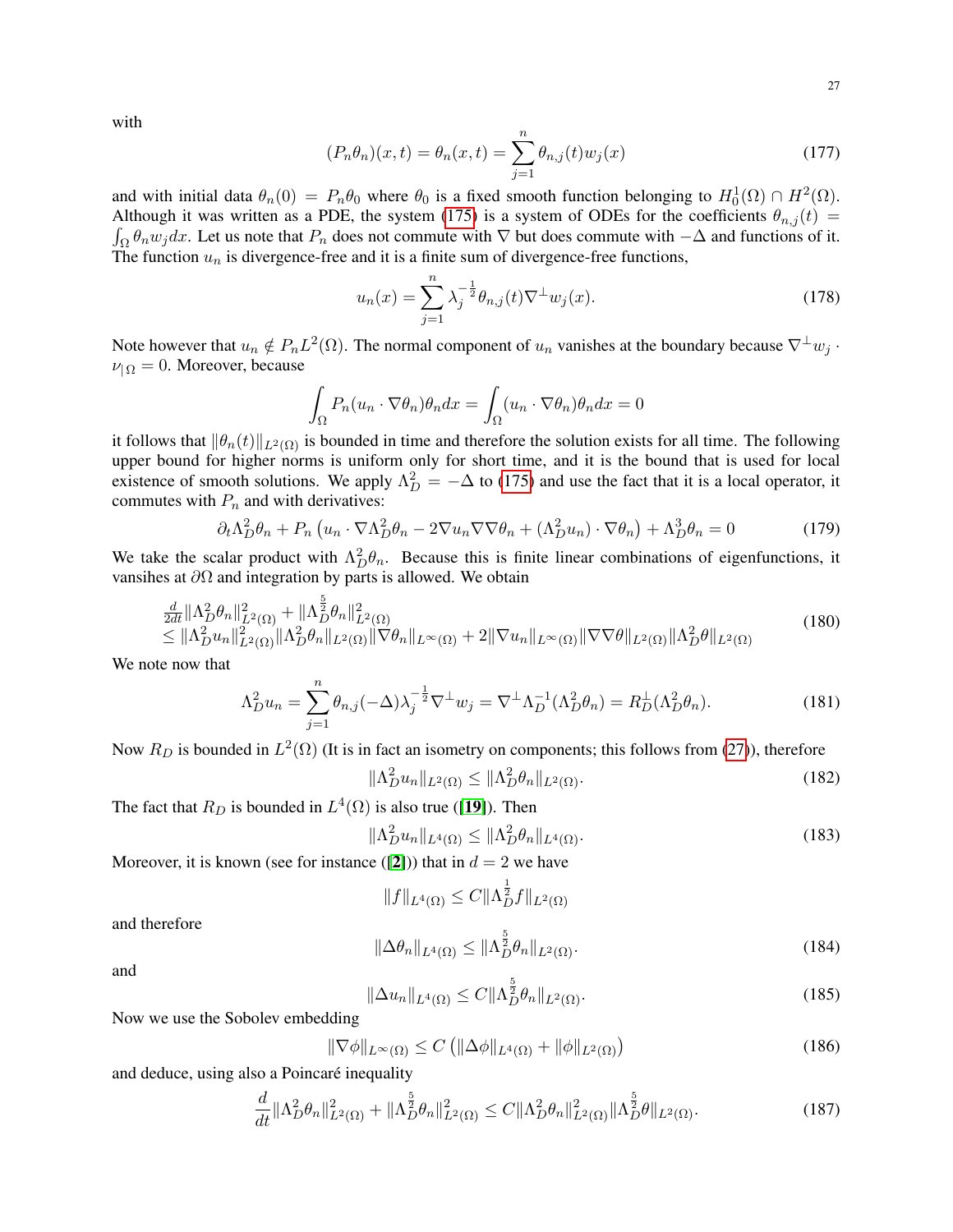with

$$
(P_n\theta_n)(x,t) = \theta_n(x,t) = \sum_{j=1}^{n} \theta_{n,j}(t) w_j(x) \tag{177}
$$

and with initial data $\theta_n(0) = P_n\theta_0$ where $\theta_0$ is a fixed smooth function belonging to $H_0^1(\Omega) \cap H^2(\Omega)$. Although it was written as a PDE, the system (175) is a system of ODEs for the coefficients $\theta_{n,j}(t) = \int_\Omega \theta_n w_j dx$. Let us note that $P_n$ does not commute with $\nabla$ but does commute with $-\Delta$ and functions of it. The function $u_n$ is divergence-free and it is a finite sum of divergence-free functions,

$$
u_n(x) = \sum_{j=1}^{n} \lambda_j^{-\frac{1}{2}} \theta_{n,j}(t) \nabla^\perp w_j(x). \tag{178}
$$

Note however that $u_n \notin P_n L^2(\Omega)$. The normal component of $u_n$ vanishes at the boundary because $\nabla^\perp w_j \cdot \nu_{|\Omega} = 0$. Moreover, because

$$
\int_\Omega P_n(u_n \cdot \nabla\theta_n)\theta_n dx = \int_\Omega (u_n \cdot \nabla\theta_n)\theta_n dx = 0
$$

it follows that $\|\theta_n(t)\|_{L^2(\Omega)}$ is bounded in time and therefore the solution exists for all time. The following upper bound for higher norms is uniform only for short time, and it is the bound that is used for local existence of smooth solutions. We apply $\Lambda_D^2 = -\Delta$ to (175) and use the fact that it is a local operator, it commutes with $P_n$ and with derivatives:

$$
\partial_t \Lambda_D^2\theta_n + P_n\left(u_n \cdot \nabla\Lambda_D^2\theta_n - 2\nabla u_n \nabla\nabla\theta_n + (\Lambda_D^2 u_n)\cdot\nabla\theta_n\right) + \Lambda_D^3\theta_n = 0 \tag{179}
$$

We take the scalar product with $\Lambda_D^2\theta_n$. Because this is finite linear combinations of eigenfunctions, it vansihes at $\partial\Omega$ and integration by parts is allowed. We obtain

$$
\begin{aligned}
&\tfrac{d}{2dt}\|\Lambda_D^2\theta_n\|_{L^2(\Omega)}^2 + \|\Lambda_D^{\frac{5}{2}}\theta_n\|_{L^2(\Omega)}^2 \\
&\le \|\Lambda_D^2 u_n\|_{L^2(\Omega)}^2 \|\Lambda_D^2\theta_n\|_{L^2(\Omega)} \|\nabla\theta_n\|_{L^\infty(\Omega)} + 2\|\nabla u_n\|_{L^\infty(\Omega)} \|\nabla\nabla\theta\|_{L^2(\Omega)} \|\Lambda_D^2\theta\|_{L^2(\Omega)}
\end{aligned} \tag{180}
$$

We note now that

$$
\Lambda_D^2 u_n = \sum_{j=1}^{n} \theta_{n,j}(-\Delta)\lambda_j^{-\frac{1}{2}}\nabla^\perp w_j = \nabla^\perp\Lambda_D^{-1}(\Lambda_D^2\theta_n) = R_D^\perp(\Lambda_D^2\theta_n). \tag{181}
$$

Now $R_D$ is bounded in $L^2(\Omega)$ (It is in fact an isometry on components; this follows from (27)), therefore

$$
\|\Lambda_D^2 u_n\|_{L^2(\Omega)} \le \|\Lambda_D^2\theta_n\|_{L^2(\Omega)}. \tag{182}
$$

The fact that $R_D$ is bounded in $L^4(\Omega)$ is also true ([**19**]). Then

$$
\|\Lambda_D^2 u_n\|_{L^4(\Omega)} \le \|\Lambda_D^2\theta_n\|_{L^4(\Omega)}. \tag{183}
$$

Moreover, it is known (see for instance ([**2**])) that in $d = 2$ we have

$$
\|f\|_{L^4(\Omega)} \le C\|\Lambda_D^{\frac{1}{2}} f\|_{L^2(\Omega)}
$$

and therefore

$$
\|\Delta\theta_n\|_{L^4(\Omega)} \le \|\Lambda_D^{\frac{5}{2}}\theta_n\|_{L^2(\Omega)}. \tag{184}
$$

and

$$
\|\Delta u_n\|_{L^4(\Omega)} \le C\|\Lambda_D^{\frac{5}{2}}\theta_n\|_{L^2(\Omega)}. \tag{185}
$$

Now we use the Sobolev embedding

$$
\|\nabla\phi\|_{L^\infty(\Omega)} \le C\left(\|\Delta\phi\|_{L^4(\Omega)} + \|\phi\|_{L^2(\Omega)}\right) \tag{186}
$$

and deduce, using also a Poincaré inequality

$$
\frac{d}{dt}\|\Lambda_D^2\theta_n\|_{L^2(\Omega)}^2 + \|\Lambda_D^{\frac{5}{2}}\theta_n\|_{L^2(\Omega)}^2 \le C\|\Lambda_D^2\theta_n\|_{L^2(\Omega)}^2 \|\Lambda_D^{\frac{5}{2}}\theta\|_{L^2(\Omega)}. \tag{187}
$$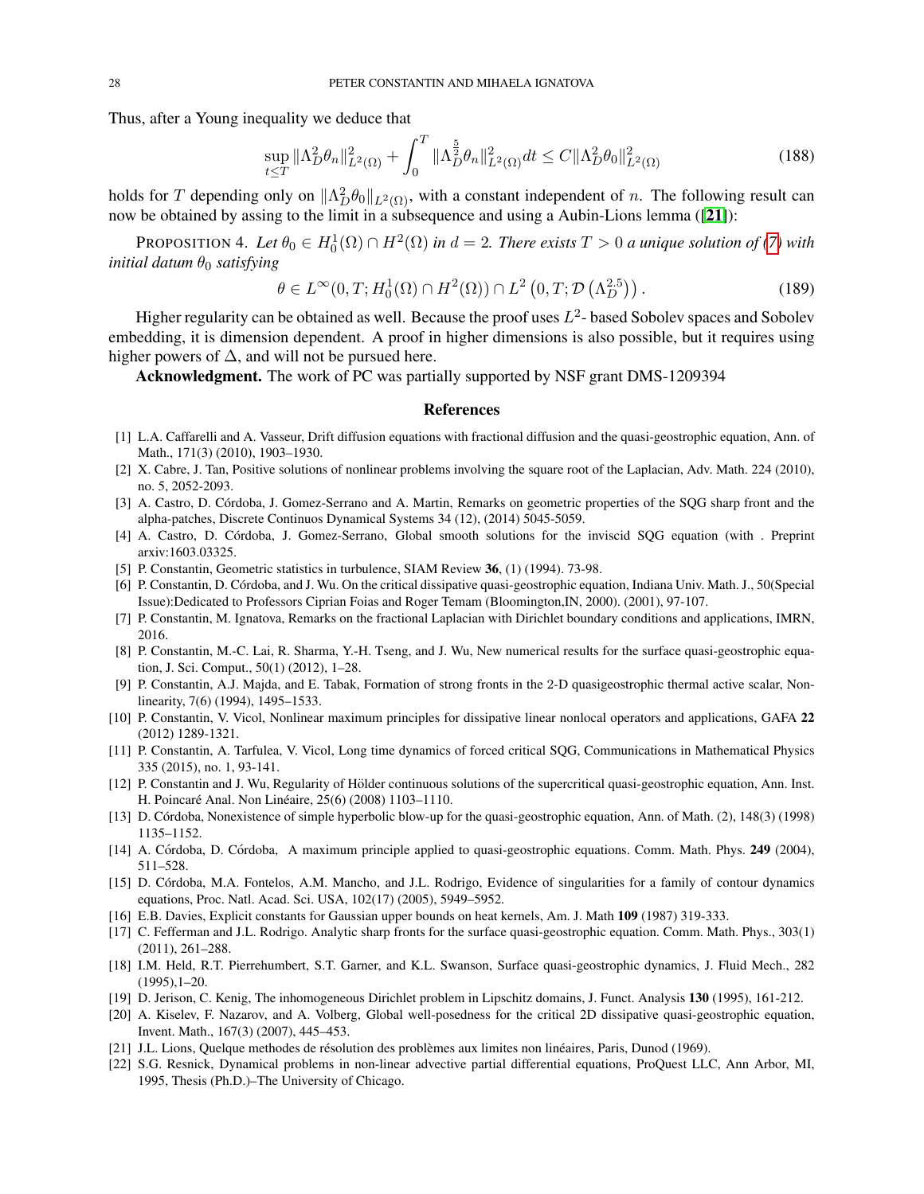Thus, after a Young inequality we deduce that

$$
\sup_{t\leq T}\|\Lambda_D^2\theta_n\|^2_{L^2(\Omega)} + \int_0^T \|\Lambda_D^{\frac{5}{2}}\theta_n\|^2_{L^2(\Omega)}dt \leq C\|\Lambda_D^2\theta_0\|^2_{L^2(\Omega)} \tag{188}
$$

holds for $T$ depending only on $\|\Lambda_D^2\theta_0\|_{L^2(\Omega)}$, with a constant independent of $n$. The following result can now be obtained by assing to the limit in a subsequence and using a Aubin-Lions lemma ([21]):

PROPOSITION 4. *Let $\theta_0 \in H_0^1(\Omega)\cap H^2(\Omega)$ in $d=2$. There exists $T>0$ a unique solution of (7) with initial datum $\theta_0$ satisfying*

$$
\theta \in L^\infty(0,T;H_0^1(\Omega)\cap H^2(\Omega)) \cap L^2\left(0,T;\mathcal{D}\left(\Lambda_D^{2.5}\right)\right). \tag{189}
$$

Higher regularity can be obtained as well. Because the proof uses $L^2$- based Sobolev spaces and Sobolev embedding, it is dimension dependent. A proof in higher dimensions is also possible, but it requires using higher powers of $\Delta$, and will not be pursued here.

**Acknowledgment.** The work of PC was partially supported by NSF grant DMS-1209394

## References

[1] L.A. Caffarelli and A. Vasseur, Drift diffusion equations with fractional diffusion and the quasi-geostrophic equation, Ann. of Math., 171(3) (2010), 1903–1930.

[2] X. Cabre, J. Tan, Positive solutions of nonlinear problems involving the square root of the Laplacian, Adv. Math. 224 (2010), no. 5, 2052-2093.

[3] A. Castro, D. Córdoba, J. Gomez-Serrano and A. Martin, Remarks on geometric properties of the SQG sharp front and the alpha-patches, Discrete Continuos Dynamical Systems 34 (12), (2014) 5045-5059.

[4] A. Castro, D. Córdoba, J. Gomez-Serrano, Global smooth solutions for the inviscid SQG equation (with . Preprint arxiv:1603.03325.

[5] P. Constantin, Geometric statistics in turbulence, SIAM Review **36**, (1) (1994). 73-98.

[6] P. Constantin, D. Córdoba, and J. Wu. On the critical dissipative quasi-geostrophic equation, Indiana Univ. Math. J., 50(Special Issue):Dedicated to Professors Ciprian Foias and Roger Temam (Bloomington,IN, 2000). (2001), 97-107.

[7] P. Constantin, M. Ignatova, Remarks on the fractional Laplacian with Dirichlet boundary conditions and applications, IMRN, 2016.

[8] P. Constantin, M.-C. Lai, R. Sharma, Y.-H. Tseng, and J. Wu, New numerical results for the surface quasi-geostrophic equation, J. Sci. Comput., 50(1) (2012), 1–28.

[9] P. Constantin, A.J. Majda, and E. Tabak, Formation of strong fronts in the 2-D quasigeostrophic thermal active scalar, Nonlinearity, 7(6) (1994), 1495–1533.

[10] P. Constantin, V. Vicol, Nonlinear maximum principles for dissipative linear nonlocal operators and applications, GAFA **22** (2012) 1289-1321.

[11] P. Constantin, A. Tarfulea, V. Vicol, Long time dynamics of forced critical SQG, Communications in Mathematical Physics 335 (2015), no. 1, 93-141.

[12] P. Constantin and J. Wu, Regularity of Hölder continuous solutions of the supercritical quasi-geostrophic equation, Ann. Inst. H. Poincaré Anal. Non Linéaire, 25(6) (2008) 1103–1110.

[13] D. Córdoba, Nonexistence of simple hyperbolic blow-up for the quasi-geostrophic equation, Ann. of Math. (2), 148(3) (1998) 1135–1152.

[14] A. Córdoba, D. Córdoba, A maximum principle applied to quasi-geostrophic equations. Comm. Math. Phys. **249** (2004), 511–528.

[15] D. Córdoba, M.A. Fontelos, A.M. Mancho, and J.L. Rodrigo, Evidence of singularities for a family of contour dynamics equations, Proc. Natl. Acad. Sci. USA, 102(17) (2005), 5949–5952.

[16] E.B. Davies, Explicit constants for Gaussian upper bounds on heat kernels, Am. J. Math **109** (1987) 319-333.

[17] C. Fefferman and J.L. Rodrigo. Analytic sharp fronts for the surface quasi-geostrophic equation. Comm. Math. Phys., 303(1) (2011), 261–288.

[18] I.M. Held, R.T. Pierrehumbert, S.T. Garner, and K.L. Swanson, Surface quasi-geostrophic dynamics, J. Fluid Mech., 282 (1995),1–20.

[19] D. Jerison, C. Kenig, The inhomogeneous Dirichlet problem in Lipschitz domains, J. Funct. Analysis **130** (1995), 161-212.

[20] A. Kiselev, F. Nazarov, and A. Volberg, Global well-posedness for the critical 2D dissipative quasi-geostrophic equation, Invent. Math., 167(3) (2007), 445–453.

[21] J.L. Lions, Quelque methodes de résolution des problèmes aux limites non linéaires, Paris, Dunod (1969).

[22] S.G. Resnick, Dynamical problems in non-linear advective partial differential equations, ProQuest LLC, Ann Arbor, MI, 1995, Thesis (Ph.D.)–The University of Chicago.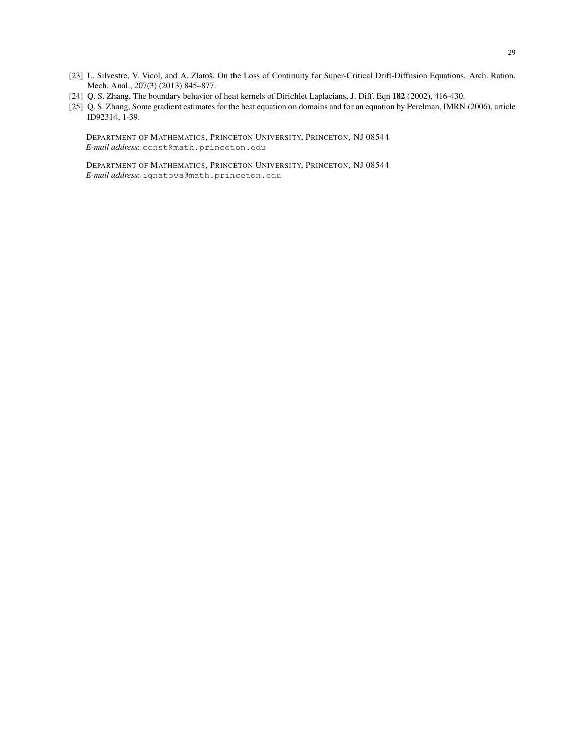[23] L. Silvestre, V. Vicol, and A. Zlatoš, On the Loss of Continuity for Super-Critical Drift-Diffusion Equations, Arch. Ration. Mech. Anal., 207(3) (2013) 845–877.

[24] Q. S. Zhang, The boundary behavior of heat kernels of Dirichlet Laplacians, J. Diff. Eqn **182** (2002), 416-430.

[25] Q. S. Zhang, Some gradient estimates for the heat equation on domains and for an equation by Perelman, IMRN (2006), article ID92314, 1-39.

DEPARTMENT OF MATHEMATICS, PRINCETON UNIVERSITY, PRINCETON, NJ 08544
*E-mail address*: const@math.princeton.edu

DEPARTMENT OF MATHEMATICS, PRINCETON UNIVERSITY, PRINCETON, NJ 08544
*E-mail address*: ignatova@math.princeton.edu